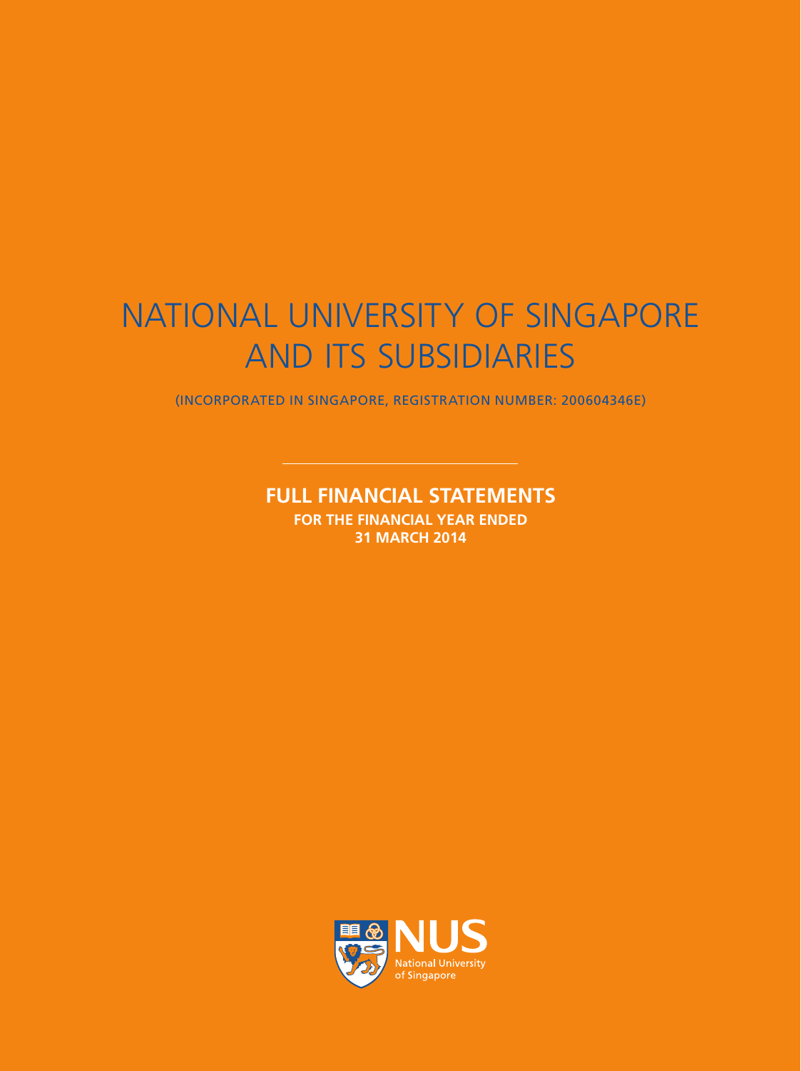# NATIONAL UNIVERSITY OF SINGAPORE AND ITS SUBSIDIARIES

(INCORPORATED IN SINGAPORE, REGISTRATION NUMBER: 200604346E)

## FULL FINANCIAL STATEMENTS

**FOR THE FINANCIAL YEAR ENDED 31 MARCH 2014**

NUS
National University of Singapore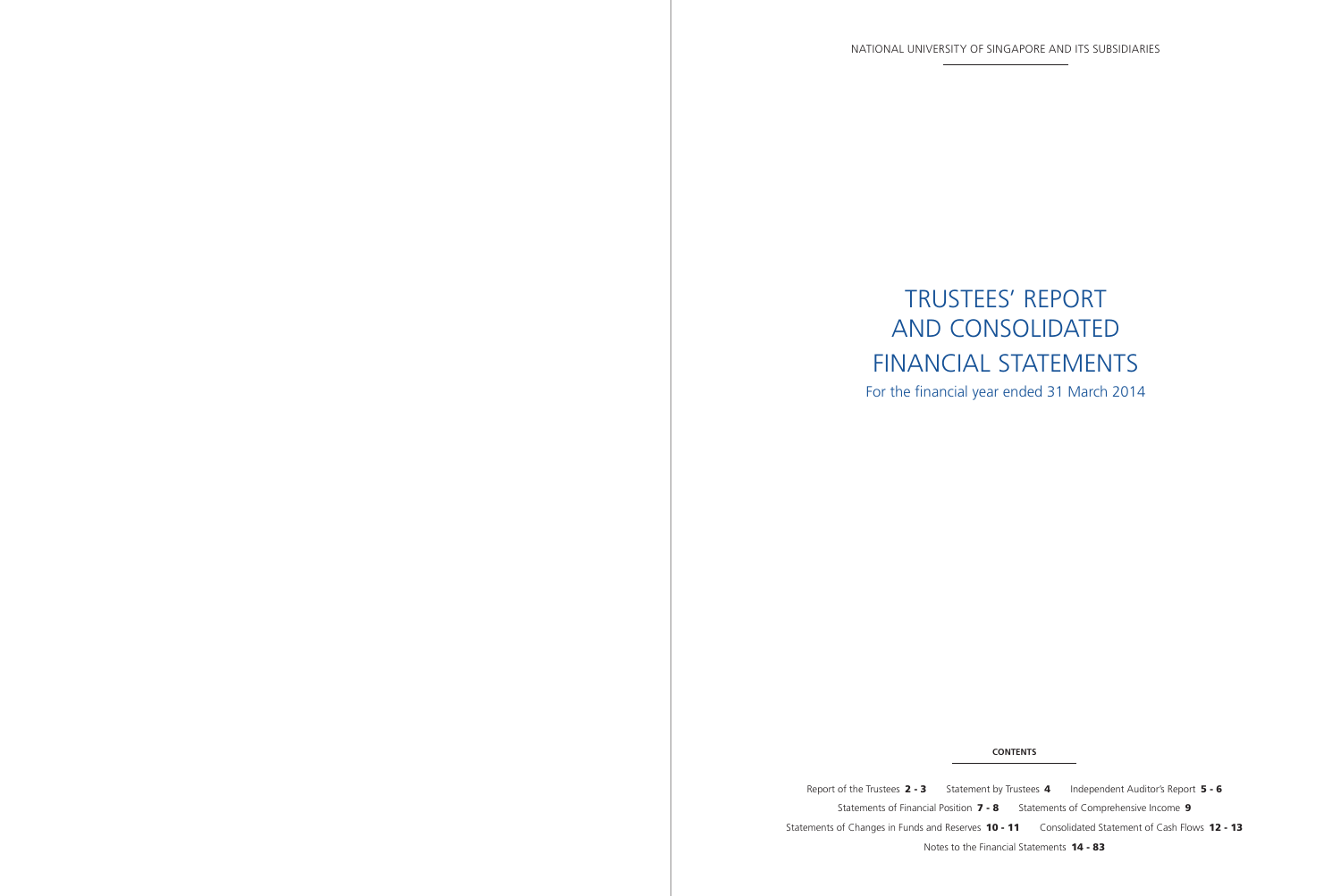NATIONAL UNIVERSITY OF SINGAPORE AND ITS SUBSIDIARIES

# TRUSTEES' REPORT AND CONSOLIDATED FINANCIAL STATEMENTS

For the financial year ended 31 March 2014

**CONTENTS**

Report of the Trustees **2 - 3** Statement by Trustees **4** Independent Auditor's Report **5 - 6**

Statements of Financial Position **7 - 8** Statements of Comprehensive Income **9**

Statements of Changes in Funds and Reserves **10 - 11** Consolidated Statement of Cash Flows **12 - 13**

Notes to the Financial Statements **14 - 83**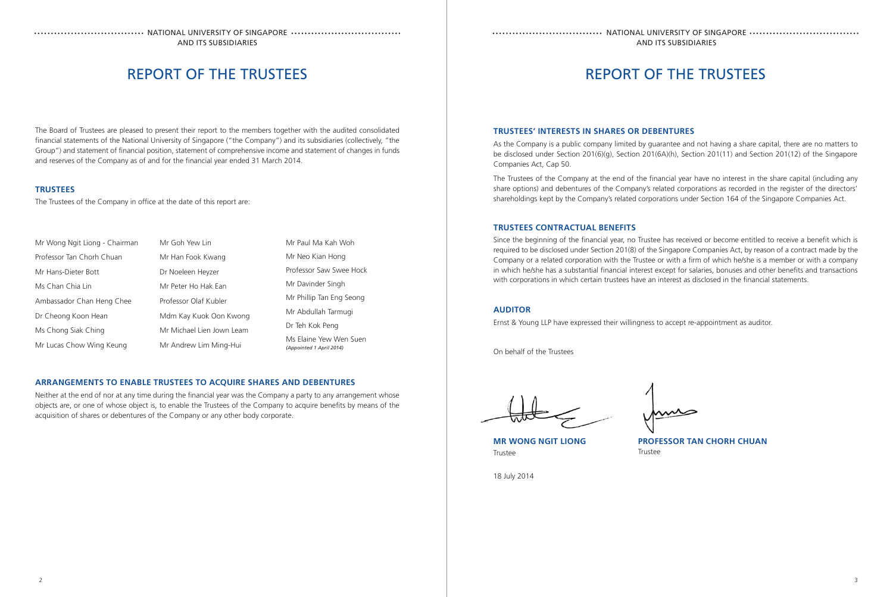# REPORT OF THE TRUSTEES

The Board of Trustees are pleased to present their report to the members together with the audited consolidated financial statements of the National University of Singapore ("the Company") and its subsidiaries (collectively, "the Group") and statement of financial position, statement of comprehensive income and statement of changes in funds and reserves of the Company as of and for the financial year ended 31 March 2014.

## TRUSTEES

The Trustees of the Company in office at the date of this report are:

| | | |
|---|---|---|
| Mr Wong Ngit Liong - Chairman | Mr Goh Yew Lin | Mr Paul Ma Kah Woh |
| Professor Tan Chorh Chuan | Mr Han Fook Kwang | Mr Neo Kian Hong |
| Mr Hans-Dieter Bott | Dr Noeleen Heyzer | Professor Saw Swee Hock |
| Ms Chan Chia Lin | Mr Peter Ho Hak Ean | Mr Davinder Singh |
| Ambassador Chan Heng Chee | Professor Olaf Kubler | Mr Phillip Tan Eng Seong |
| Dr Cheong Koon Hean | Mdm Kay Kuok Oon Kwong | Mr Abdullah Tarmugi |
| Ms Chong Siak Ching | Mr Michael Lien Jown Leam | Dr Teh Kok Peng |
| Mr Lucas Chow Wing Keung | Mr Andrew Lim Ming-Hui | Ms Elaine Yew Wen Suen *(Appointed 1 April 2014)* |

## ARRANGEMENTS TO ENABLE TRUSTEES TO ACQUIRE SHARES AND DEBENTURES

Neither at the end of nor at any time during the financial year was the Company a party to any arrangement whose objects are, or one of whose object is, to enable the Trustees of the Company to acquire benefits by means of the acquisition of shares or debentures of the Company or any other body corporate.

## TRUSTEES' INTERESTS IN SHARES OR DEBENTURES

As the Company is a public company limited by guarantee and not having a share capital, there are no matters to be disclosed under Section 201(6)(g), Section 201(6A)(h), Section 201(11) and Section 201(12) of the Singapore Companies Act, Cap 50.

The Trustees of the Company at the end of the financial year have no interest in the share capital (including any share options) and debentures of the Company's related corporations as recorded in the register of the directors' shareholdings kept by the Company's related corporations under Section 164 of the Singapore Companies Act.

## TRUSTEES CONTRACTUAL BENEFITS

Since the beginning of the financial year, no Trustee has received or become entitled to receive a benefit which is required to be disclosed under Section 201(8) of the Singapore Companies Act, by reason of a contract made by the Company or a related corporation with the Trustee or with a firm of which he/she is a member or with a company in which he/she has a substantial financial interest except for salaries, bonuses and other benefits and transactions with corporations in which certain trustees have an interest as disclosed in the financial statements.

## AUDITOR

Ernst & Young LLP have expressed their willingness to accept re-appointment as auditor.

On behalf of the Trustees

**MR WONG NGIT LIONG**
Trustee

**PROFESSOR TAN CHORH CHUAN**
Trustee

18 July 2014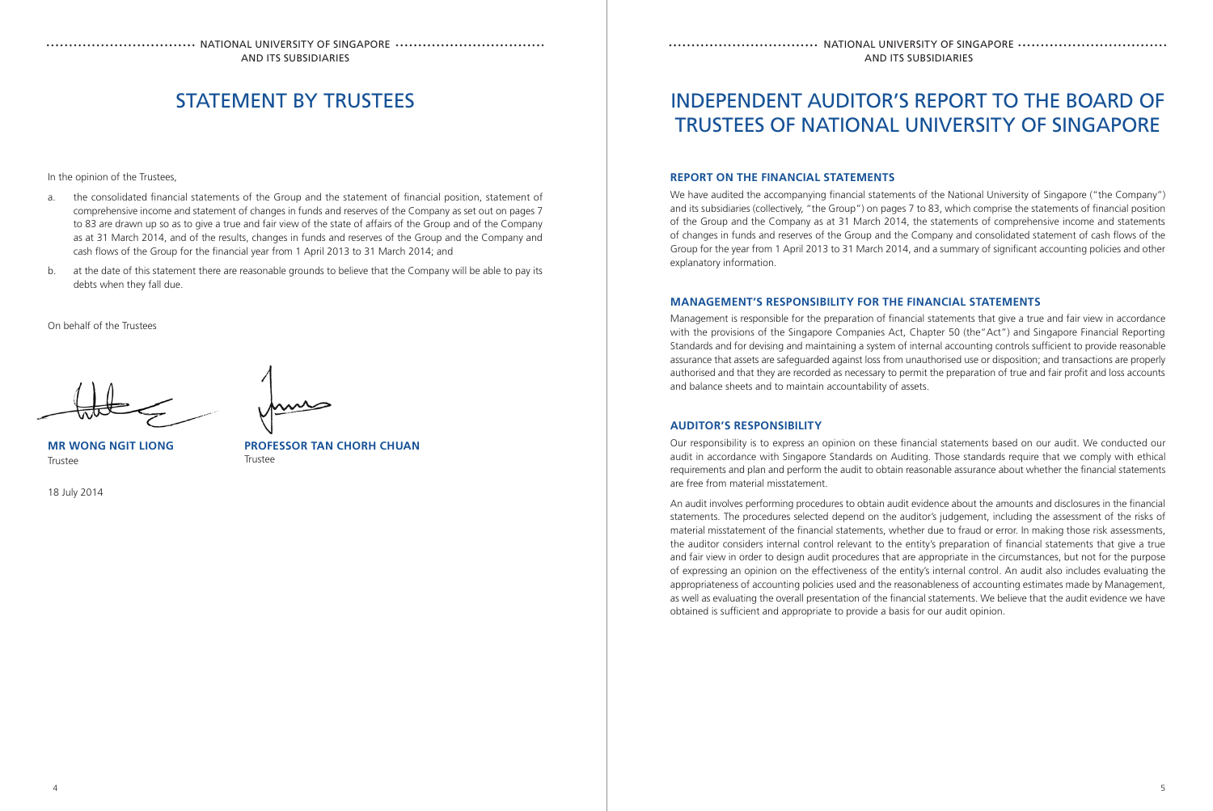# STATEMENT BY TRUSTEES

In the opinion of the Trustees,

a. the consolidated financial statements of the Group and the statement of financial position, statement of comprehensive income and statement of changes in funds and reserves of the Company as set out on pages 7 to 83 are drawn up so as to give a true and fair view of the state of affairs of the Group and of the Company as at 31 March 2014, and of the results, changes in funds and reserves of the Group and the Company and cash flows of the Group for the financial year from 1 April 2013 to 31 March 2014; and

b. at the date of this statement there are reasonable grounds to believe that the Company will be able to pay its debts when they fall due.

On behalf of the Trustees

**MR WONG NGIT LIONG**
Trustee

**PROFESSOR TAN CHORH CHUAN**
Trustee

18 July 2014

# INDEPENDENT AUDITOR'S REPORT TO THE BOARD OF TRUSTEES OF NATIONAL UNIVERSITY OF SINGAPORE

### REPORT ON THE FINANCIAL STATEMENTS

We have audited the accompanying financial statements of the National University of Singapore ("the Company") and its subsidiaries (collectively, "the Group") on pages 7 to 83, which comprise the statements of financial position of the Group and the Company as at 31 March 2014, the statements of comprehensive income and statements of changes in funds and reserves of the Group and the Company and consolidated statement of cash flows of the Group for the year from 1 April 2013 to 31 March 2014, and a summary of significant accounting policies and other explanatory information.

### MANAGEMENT'S RESPONSIBILITY FOR THE FINANCIAL STATEMENTS

Management is responsible for the preparation of financial statements that give a true and fair view in accordance with the provisions of the Singapore Companies Act, Chapter 50 (the "Act") and Singapore Financial Reporting Standards and for devising and maintaining a system of internal accounting controls sufficient to provide reasonable assurance that assets are safeguarded against loss from unauthorised use or disposition; and transactions are properly authorised and that they are recorded as necessary to permit the preparation of true and fair profit and loss accounts and balance sheets and to maintain accountability of assets.

### AUDITOR'S RESPONSIBILITY

Our responsibility is to express an opinion on these financial statements based on our audit. We conducted our audit in accordance with Singapore Standards on Auditing. Those standards require that we comply with ethical requirements and plan and perform the audit to obtain reasonable assurance about whether the financial statements are free from material misstatement.

An audit involves performing procedures to obtain audit evidence about the amounts and disclosures in the financial statements. The procedures selected depend on the auditor's judgement, including the assessment of the risks of material misstatement of the financial statements, whether due to fraud or error. In making those risk assessments, the auditor considers internal control relevant to the entity's preparation of financial statements that give a true and fair view in order to design audit procedures that are appropriate in the circumstances, but not for the purpose of expressing an opinion on the effectiveness of the entity's internal control. An audit also includes evaluating the appropriateness of accounting policies used and the reasonableness of accounting estimates made by Management, as well as evaluating the overall presentation of the financial statements. We believe that the audit evidence we have obtained is sufficient and appropriate to provide a basis for our audit opinion.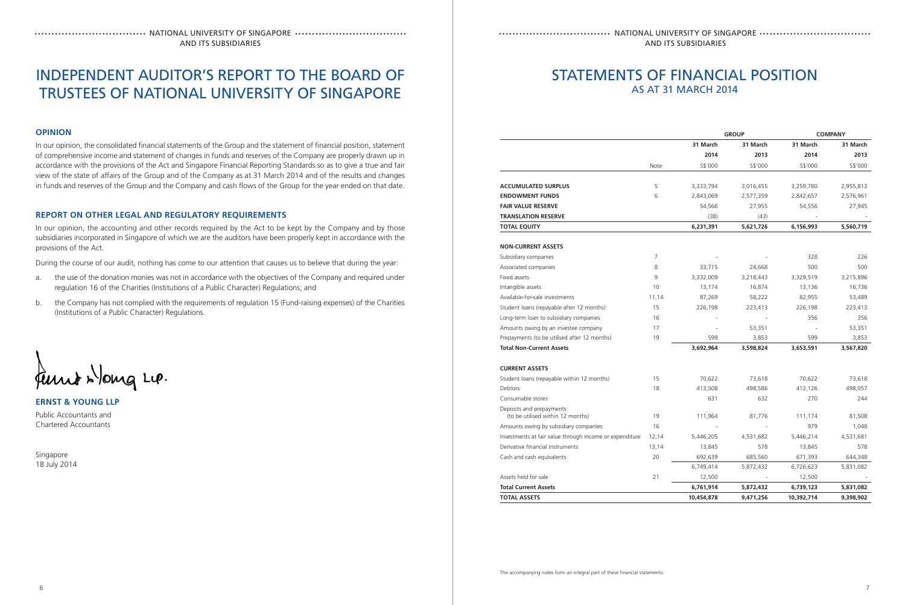# INDEPENDENT AUDITOR'S REPORT TO THE BOARD OF TRUSTEES OF NATIONAL UNIVERSITY OF SINGAPORE

## OPINION

In our opinion, the consolidated financial statements of the Group and the statement of financial position, statement of comprehensive income and statement of changes in funds and reserves of the Company are properly drawn up in accordance with the provisions of the Act and Singapore Financial Reporting Standards so as to give a true and fair view of the state of affairs of the Group and of the Company as at 31 March 2014 and of the results and changes in funds and reserves of the Group and the Company and cash flows of the Group for the year ended on that date.

## REPORT ON OTHER LEGAL AND REGULATORY REQUIREMENTS

In our opinion, the accounting and other records required by the Act to be kept by the Company and by those subsidiaries incorporated in Singapore of which we are the auditors have been properly kept in accordance with the provisions of the Act.

During the course of our audit, nothing has come to our attention that causes us to believe that during the year:

a. the use of the donation monies was not in accordance with the objectives of the Company and required under regulation 16 of the Charities (Institutions of a Public Character) Regulations; and

b. the Company has not complied with the requirements of regulation 15 (Fund-raising expenses) of the Charities (Institutions of a Public Character) Regulations.

Ernst & Young LLP.

**ERNST & YOUNG LLP**

Public Accountants and
Chartered Accountants

Singapore
18 July 2014

# STATEMENTS OF FINANCIAL POSITION
## AS AT 31 MARCH 2014

| | | GROUP | | COMPANY | |
|---|---|---|---|---|---|
| | | 31 March 2014 | 31 March 2013 | 31 March 2014 | 31 March 2013 |
| | Note | S$'000 | S$'000 | S$'000 | S$'000 |
| **ACCUMULATED SURPLUS** | 5 | 3,333,794 | 3,016,455 | 3,259,780 | 2,955,813 |
| **ENDOWMENT FUNDS** | 6 | 2,843,069 | 2,577,359 | 2,842,657 | 2,576,961 |
| **FAIR VALUE RESERVE** | | 54,566 | 27,955 | 54,556 | 27,945 |
| **TRANSLATION RESERVE** | | (38) | (43) | - | - |
| **TOTAL EQUITY** | | **6,231,391** | **5,621,726** | **6,156,993** | **5,560,719** |
| **NON-CURRENT ASSETS** | | | | | |
| Subsidiary companies | 7 | - | - | 328 | 226 |
| Associated companies | 8 | 33,715 | 24,668 | 500 | 500 |
| Fixed assets | 9 | 3,332,009 | 3,218,443 | 3,329,519 | 3,215,896 |
| Intangible assets | 10 | 13,174 | 16,874 | 13,136 | 16,736 |
| Available-for-sale investments | 11,14 | 87,269 | 58,222 | 82,955 | 53,489 |
| Student loans (repayable after 12 months) | 15 | 226,198 | 223,413 | 226,198 | 223,413 |
| Long-term loan to subsidiary companies | 16 | - | - | 356 | 356 |
| Amounts owing by an investee company | 17 | - | 53,351 | - | 53,351 |
| Prepayments (to be utilised after 12 months) | 19 | 599 | 3,853 | 599 | 3,853 |
| **Total Non-Current Assets** | | **3,692,964** | **3,598,824** | **3,653,591** | **3,567,820** |
| **CURRENT ASSETS** | | | | | |
| Student loans (repayable within 12 months) | 15 | 70,622 | 73,618 | 70,622 | 73,618 |
| Debtors | 18 | 413,508 | 498,586 | 412,126 | 498,057 |
| Consumable stores | | 631 | 632 | 270 | 244 |
| Deposits and prepayments (to be utilised within 12 months) | 19 | 111,964 | 81,776 | 111,174 | 81,508 |
| Amounts owing by subsidiary companies | 16 | - | - | 979 | 1,048 |
| Investments at fair value through income or expenditure | 12,14 | 5,446,205 | 4,531,682 | 5,446,214 | 4,531,681 |
| Derivative financial instruments | 13,14 | 13,845 | 578 | 13,845 | 578 |
| Cash and cash equivalents | 20 | 692,639 | 685,560 | 671,393 | 644,348 |
| | | 6,749,414 | 5,872,432 | 6,726,623 | 5,831,082 |
| Assets held for sale | 21 | 12,500 | - | 12,500 | - |
| **Total Current Assets** | | **6,761,914** | **5,872,432** | **6,739,123** | **5,831,082** |
| **TOTAL ASSETS** | | **10,454,878** | **9,471,256** | **10,392,714** | **9,398,902** |

The accompanying notes form an integral part of these financial statements.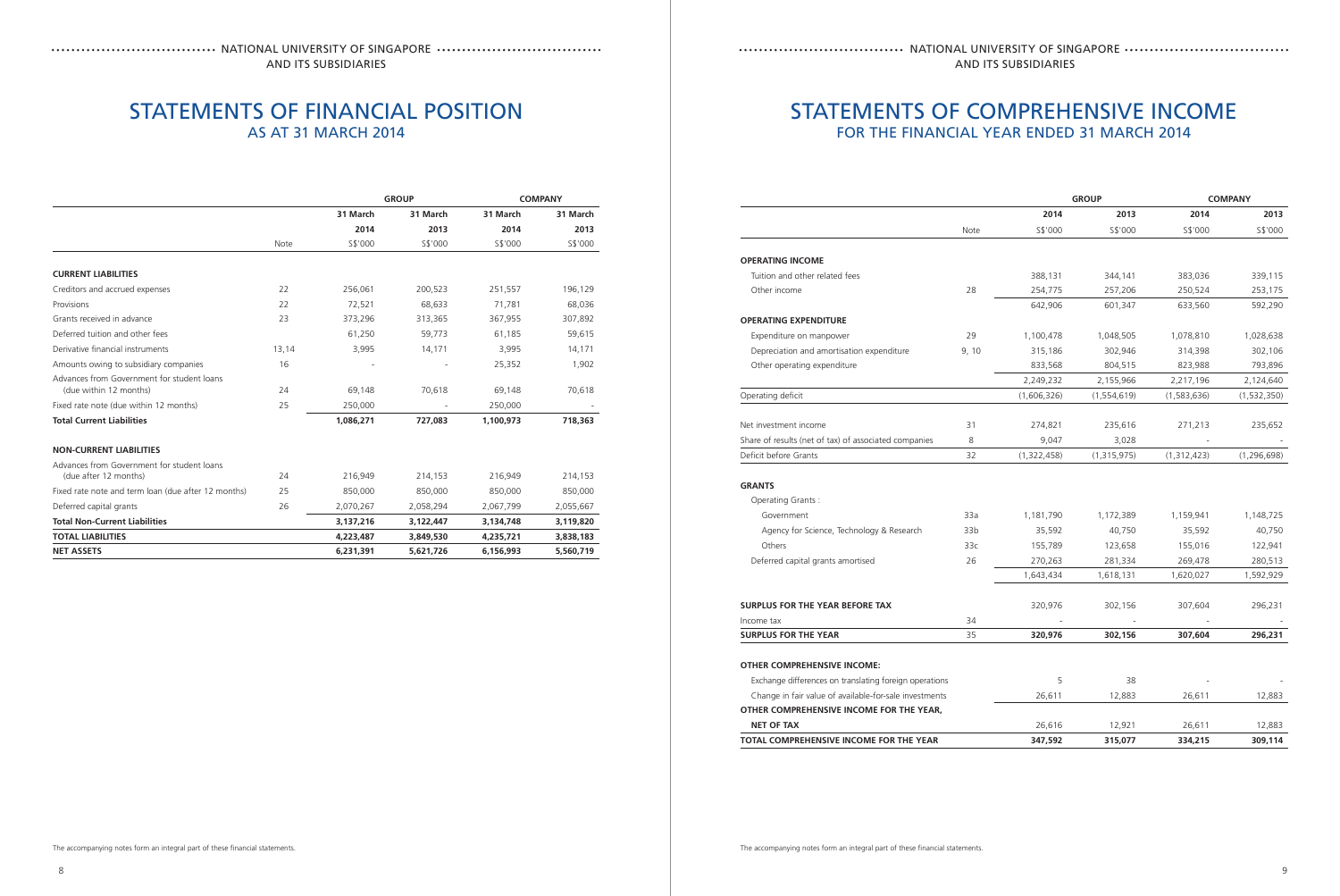# STATEMENTS OF FINANCIAL POSITION

## AS AT 31 MARCH 2014

| | | GROUP | | COMPANY | |
|---|---|---|---|---|---|
| | | 31 March | 31 March | 31 March | 31 March |
| | | 2014 | 2013 | 2014 | 2013 |
| | Note | S$'000 | S$'000 | S$'000 | S$'000 |
| **CURRENT LIABILITIES** | | | | | |
| Creditors and accrued expenses | 22 | 256,061 | 200,523 | 251,557 | 196,129 |
| Provisions | 22 | 72,521 | 68,633 | 71,781 | 68,036 |
| Grants received in advance | 23 | 373,296 | 313,365 | 367,955 | 307,892 |
| Deferred tuition and other fees | | 61,250 | 59,773 | 61,185 | 59,615 |
| Derivative financial instruments | 13,14 | 3,995 | 14,171 | 3,995 | 14,171 |
| Amounts owing to subsidiary companies | 16 | - | - | 25,352 | 1,902 |
| Advances from Government for student loans (due within 12 months) | 24 | 69,148 | 70,618 | 69,148 | 70,618 |
| Fixed rate note (due within 12 months) | 25 | 250,000 | - | 250,000 | - |
| **Total Current Liabilities** | | **1,086,271** | **727,083** | **1,100,973** | **718,363** |
| **NON-CURRENT LIABILITIES** | | | | | |
| Advances from Government for student loans (due after 12 months) | 24 | 216,949 | 214,153 | 216,949 | 214,153 |
| Fixed rate note and term loan (due after 12 months) | 25 | 850,000 | 850,000 | 850,000 | 850,000 |
| Deferred capital grants | 26 | 2,070,267 | 2,058,294 | 2,067,799 | 2,055,667 |
| **Total Non-Current Liabilities** | | **3,137,216** | **3,122,447** | **3,134,748** | **3,119,820** |
| **TOTAL LIABILITIES** | | **4,223,487** | **3,849,530** | **4,235,721** | **3,838,183** |
| **NET ASSETS** | | **6,231,391** | **5,621,726** | **6,156,993** | **5,560,719** |

The accompanying notes form an integral part of these financial statements.

# STATEMENTS OF COMPREHENSIVE INCOME

## FOR THE FINANCIAL YEAR ENDED 31 MARCH 2014

| | | GROUP | | COMPANY | |
|---|---|---|---|---|---|
| | | 2014 | 2013 | 2014 | 2013 |
| | Note | S$'000 | S$'000 | S$'000 | S$'000 |
| **OPERATING INCOME** | | | | | |
| Tuition and other related fees | | 388,131 | 344,141 | 383,036 | 339,115 |
| Other income | 28 | 254,775 | 257,206 | 250,524 | 253,175 |
| | | 642,906 | 601,347 | 633,560 | 592,290 |
| **OPERATING EXPENDITURE** | | | | | |
| Expenditure on manpower | 29 | 1,100,478 | 1,048,505 | 1,078,810 | 1,028,638 |
| Depreciation and amortisation expenditure | 9, 10 | 315,186 | 302,946 | 314,398 | 302,106 |
| Other operating expenditure | | 833,568 | 804,515 | 823,988 | 793,896 |
| | | 2,249,232 | 2,155,966 | 2,217,196 | 2,124,640 |
| Operating deficit | | (1,606,326) | (1,554,619) | (1,583,636) | (1,532,350) |
| Net investment income | 31 | 274,821 | 235,616 | 271,213 | 235,652 |
| Share of results (net of tax) of associated companies | 8 | 9,047 | 3,028 | - | - |
| Deficit before Grants | 32 | (1,322,458) | (1,315,975) | (1,312,423) | (1,296,698) |
| **GRANTS** | | | | | |
| Operating Grants : | | | | | |
| Government | 33a | 1,181,790 | 1,172,389 | 1,159,941 | 1,148,725 |
| Agency for Science, Technology & Research | 33b | 35,592 | 40,750 | 35,592 | 40,750 |
| Others | 33c | 155,789 | 123,658 | 155,016 | 122,941 |
| Deferred capital grants amortised | 26 | 270,263 | 281,334 | 269,478 | 280,513 |
| | | 1,643,434 | 1,618,131 | 1,620,027 | 1,592,929 |
| **SURPLUS FOR THE YEAR BEFORE TAX** | | 320,976 | 302,156 | 307,604 | 296,231 |
| Income tax | 34 | - | - | - | - |
| **SURPLUS FOR THE YEAR** | 35 | **320,976** | **302,156** | **307,604** | **296,231** |
| **OTHER COMPREHENSIVE INCOME:** | | | | | |
| Exchange differences on translating foreign operations | | 5 | 38 | - | - |
| Change in fair value of available-for-sale investments | | 26,611 | 12,883 | 26,611 | 12,883 |
| **OTHER COMPREHENSIVE INCOME FOR THE YEAR, NET OF TAX** | | 26,616 | 12,921 | 26,611 | 12,883 |
| **TOTAL COMPREHENSIVE INCOME FOR THE YEAR** | | **347,592** | **315,077** | **334,215** | **309,114** |

The accompanying notes form an integral part of these financial statements.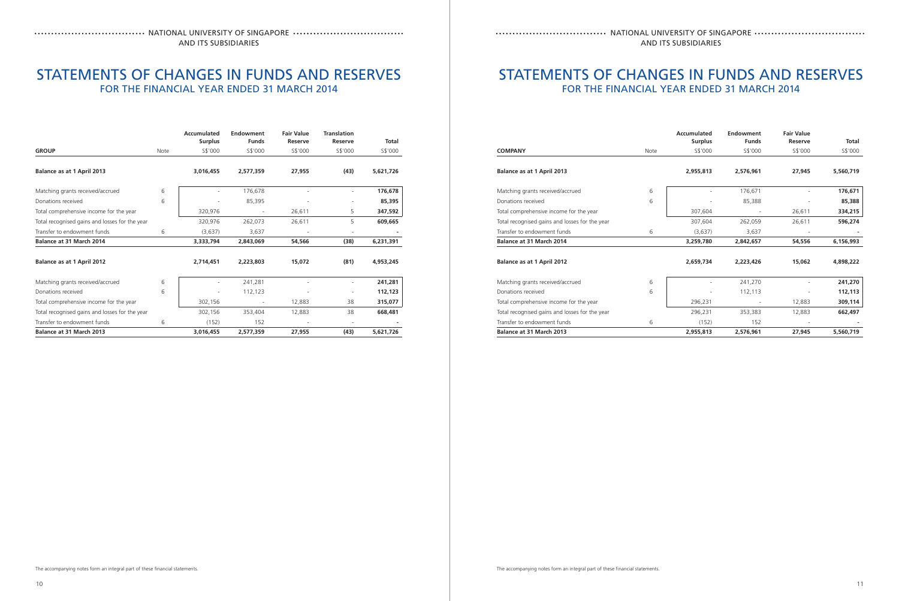# STATEMENTS OF CHANGES IN FUNDS AND RESERVES

## FOR THE FINANCIAL YEAR ENDED 31 MARCH 2014

| GROUP | Note | Accumulated Surplus S$'000 | Endowment Funds S$'000 | Fair Value Reserve S$'000 | Translation Reserve S$'000 | Total S$'000 |
|---|---|---|---|---|---|---|
| **Balance as at 1 April 2013** | | **3,016,455** | **2,577,359** | **27,955** | **(43)** | **5,621,726** |
| Matching grants received/accrued | 6 | - | 176,678 | - | - | **176,678** |
| Donations received | 6 | - | 85,395 | - | - | **85,395** |
| Total comprehensive income for the year | | 320,976 | - | 26,611 | 5 | **347,592** |
| Total recognised gains and losses for the year | | 320,976 | 262,073 | 26,611 | 5 | **609,665** |
| Transfer to endowment funds | 6 | (3,637) | 3,637 | - | - | **-** |
| **Balance at 31 March 2014** | | **3,333,794** | **2,843,069** | **54,566** | **(38)** | **6,231,391** |
| **Balance as at 1 April 2012** | | **2,714,451** | **2,223,803** | **15,072** | **(81)** | **4,953,245** |
| Matching grants received/accrued | 6 | - | 241,281 | - | - | **241,281** |
| Donations received | 6 | - | 112,123 | - | - | **112,123** |
| Total comprehensive income for the year | | 302,156 | - | 12,883 | 38 | **315,077** |
| Total recognised gains and losses for the year | | 302,156 | 353,404 | 12,883 | 38 | **668,481** |
| Transfer to endowment funds | 6 | (152) | 152 | - | - | **-** |
| **Balance at 31 March 2013** | | **3,016,455** | **2,577,359** | **27,955** | **(43)** | **5,621,726** |

The accompanying notes form an integral part of these financial statements.

# STATEMENTS OF CHANGES IN FUNDS AND RESERVES

## FOR THE FINANCIAL YEAR ENDED 31 MARCH 2014

| COMPANY | Note | Accumulated Surplus S$'000 | Endowment Funds S$'000 | Fair Value Reserve S$'000 | Total S$'000 |
|---|---|---|---|---|---|
| **Balance as at 1 April 2013** | | **2,955,813** | **2,576,961** | **27,945** | **5,560,719** |
| Matching grants received/accrued | 6 | - | 176,671 | - | **176,671** |
| Donations received | 6 | - | 85,388 | - | **85,388** |
| Total comprehensive income for the year | | 307,604 | - | 26,611 | **334,215** |
| Total recognised gains and losses for the year | | 307,604 | 262,059 | 26,611 | **596,274** |
| Transfer to endowment funds | 6 | (3,637) | 3,637 | - | **-** |
| **Balance at 31 March 2014** | | **3,259,780** | **2,842,657** | **54,556** | **6,156,993** |
| **Balance as at 1 April 2012** | | **2,659,734** | **2,223,426** | **15,062** | **4,898,222** |
| Matching grants received/accrued | 6 | - | 241,270 | - | **241,270** |
| Donations received | 6 | - | 112,113 | - | **112,113** |
| Total comprehensive income for the year | | 296,231 | - | 12,883 | **309,114** |
| Total recognised gains and losses for the year | | 296,231 | 353,383 | 12,883 | **662,497** |
| Transfer to endowment funds | 6 | (152) | 152 | - | **-** |
| **Balance at 31 March 2013** | | **2,955,813** | **2,576,961** | **27,945** | **5,560,719** |

The accompanying notes form an integral part of these financial statements.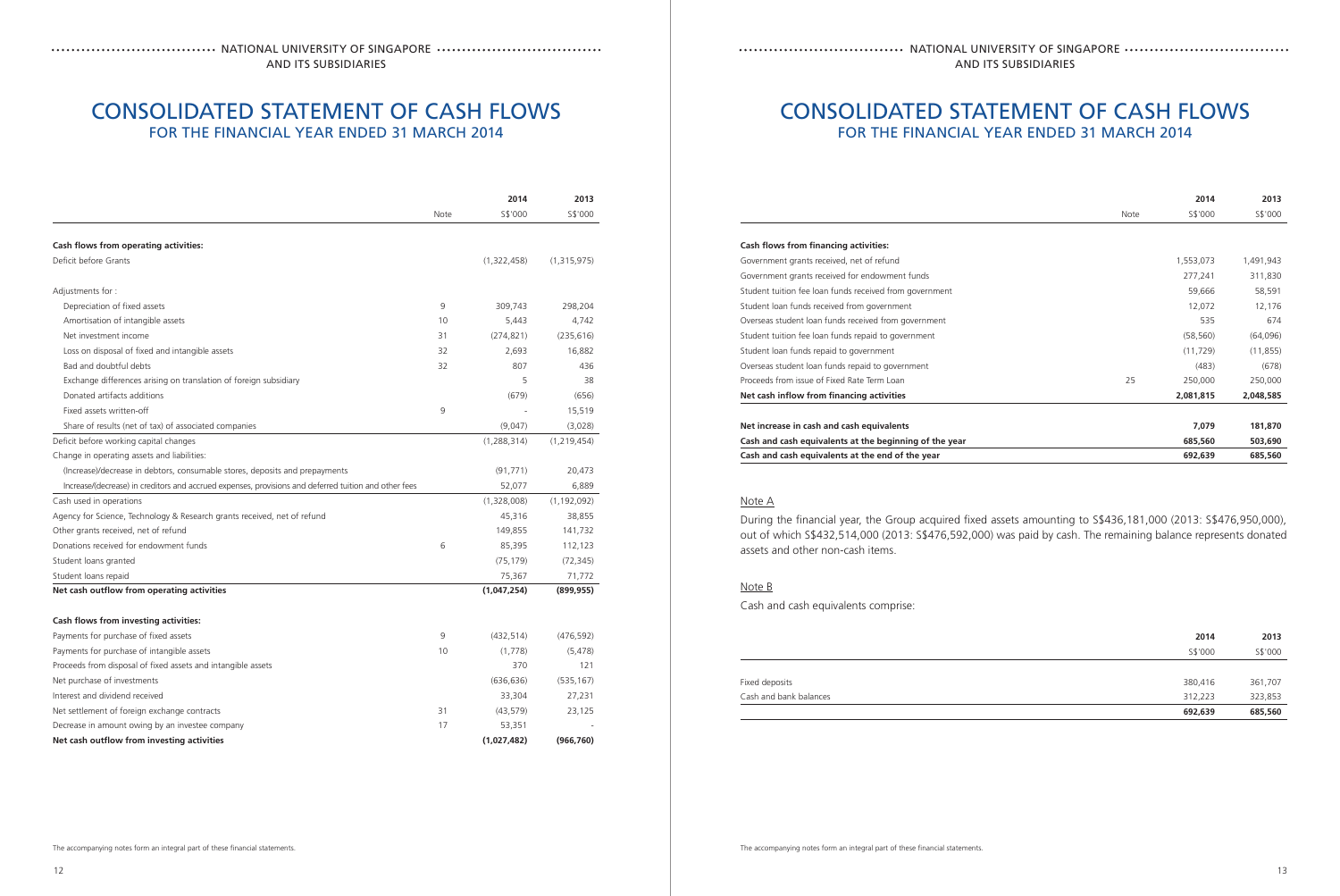# CONSOLIDATED STATEMENT OF CASH FLOWS

## FOR THE FINANCIAL YEAR ENDED 31 MARCH 2014

| | Note | 2014<br>S$'000 | 2013<br>S$'000 |
|---|---|---|---|
| **Cash flows from operating activities:** | | | |
| Deficit before Grants | | (1,322,458) | (1,315,975) |
| Adjustments for : | | | |
| Depreciation of fixed assets | 9 | 309,743 | 298,204 |
| Amortisation of intangible assets | 10 | 5,443 | 4,742 |
| Net investment income | 31 | (274,821) | (235,616) |
| Loss on disposal of fixed and intangible assets | 32 | 2,693 | 16,882 |
| Bad and doubtful debts | 32 | 807 | 436 |
| Exchange differences arising on translation of foreign subsidiary | | 5 | 38 |
| Donated artifacts additions | | (679) | (656) |
| Fixed assets written-off | 9 | - | 15,519 |
| Share of results (net of tax) of associated companies | | (9,047) | (3,028) |
| Deficit before working capital changes | | (1,288,314) | (1,219,454) |
| Change in operating assets and liabilities: | | | |
| (Increase)/decrease in debtors, consumable stores, deposits and prepayments | | (91,771) | 20,473 |
| Increase/(decrease) in creditors and accrued expenses, provisions and deferred tuition and other fees | | 52,077 | 6,889 |
| Cash used in operations | | (1,328,008) | (1,192,092) |
| Agency for Science, Technology & Research grants received, net of refund | | 45,316 | 38,855 |
| Other grants received, net of refund | | 149,855 | 141,732 |
| Donations received for endowment funds | 6 | 85,395 | 112,123 |
| Student loans granted | | (75,179) | (72,345) |
| Student loans repaid | | 75,367 | 71,772 |
| **Net cash outflow from operating activities** | | **(1,047,254)** | **(899,955)** |
| **Cash flows from investing activities:** | | | |
| Payments for purchase of fixed assets | 9 | (432,514) | (476,592) |
| Payments for purchase of intangible assets | 10 | (1,778) | (5,478) |
| Proceeds from disposal of fixed assets and intangible assets | | 370 | 121 |
| Net purchase of investments | | (636,636) | (535,167) |
| Interest and dividend received | | 33,304 | 27,231 |
| Net settlement of foreign exchange contracts | 31 | (43,579) | 23,125 |
| Decrease in amount owing by an investee company | 17 | 53,351 | - |
| **Net cash outflow from investing activities** | | **(1,027,482)** | **(966,760)** |

The accompanying notes form an integral part of these financial statements.

# CONSOLIDATED STATEMENT OF CASH FLOWS

## FOR THE FINANCIAL YEAR ENDED 31 MARCH 2014

| | Note | 2014<br>S$'000 | 2013<br>S$'000 |
|---|---|---|---|
| **Cash flows from financing activities:** | | | |
| Government grants received, net of refund | | 1,553,073 | 1,491,943 |
| Government grants received for endowment funds | | 277,241 | 311,830 |
| Student tuition fee loan funds received from government | | 59,666 | 58,591 |
| Student loan funds received from government | | 12,072 | 12,176 |
| Overseas student loan funds received from government | | 535 | 674 |
| Student tuition fee loan funds repaid to government | | (58,560) | (64,096) |
| Student loan funds repaid to government | | (11,729) | (11,855) |
| Overseas student loan funds repaid to government | | (483) | (678) |
| Proceeds from issue of Fixed Rate Term Loan | 25 | 250,000 | 250,000 |
| **Net cash inflow from financing activities** | | **2,081,815** | **2,048,585** |
| **Net increase in cash and cash equivalents** | | **7,079** | **181,870** |
| **Cash and cash equivalents at the beginning of the year** | | **685,560** | **503,690** |
| **Cash and cash equivalents at the end of the year** | | **692,639** | **685,560** |

### Note A

During the financial year, the Group acquired fixed assets amounting to S$436,181,000 (2013: S$476,950,000), out of which S$432,514,000 (2013: S$476,592,000) was paid by cash. The remaining balance represents donated assets and other non-cash items.

### Note B

Cash and cash equivalents comprise:

| | 2014<br>S$'000 | 2013<br>S$'000 |
|---|---|---|
| Fixed deposits | 380,416 | 361,707 |
| Cash and bank balances | 312,223 | 323,853 |
| | **692,639** | **685,560** |

The accompanying notes form an integral part of these financial statements.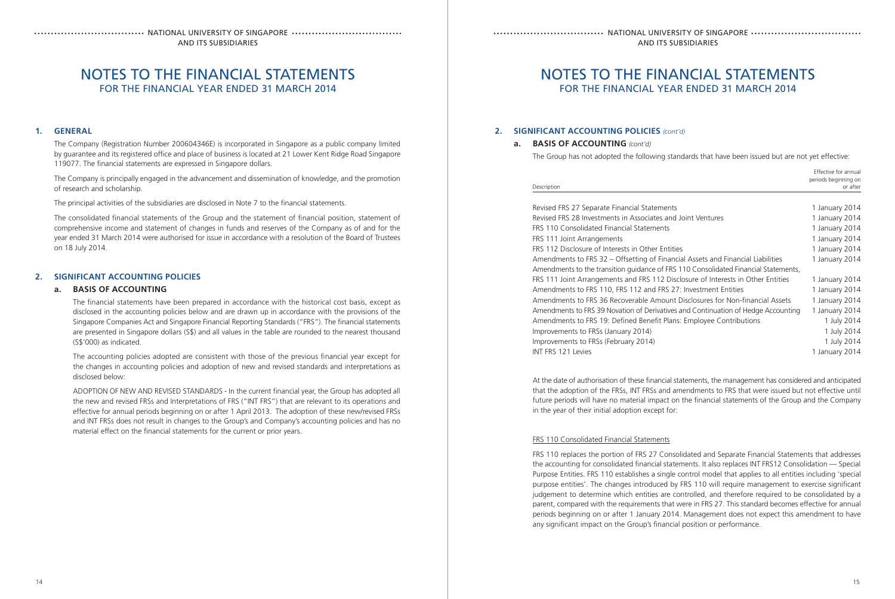# NOTES TO THE FINANCIAL STATEMENTS

## FOR THE FINANCIAL YEAR ENDED 31 MARCH 2014

### 1. GENERAL

The Company (Registration Number 200604346E) is incorporated in Singapore as a public company limited by guarantee and its registered office and place of business is located at 21 Lower Kent Ridge Road Singapore 119077. The financial statements are expressed in Singapore dollars.

The Company is principally engaged in the advancement and dissemination of knowledge, and the promotion of research and scholarship.

The principal activities of the subsidiaries are disclosed in Note 7 to the financial statements.

The consolidated financial statements of the Group and the statement of financial position, statement of comprehensive income and statement of changes in funds and reserves of the Company as of and for the year ended 31 March 2014 were authorised for issue in accordance with a resolution of the Board of Trustees on 18 July 2014.

### 2. SIGNIFICANT ACCOUNTING POLICIES

#### a. BASIS OF ACCOUNTING

The financial statements have been prepared in accordance with the historical cost basis, except as disclosed in the accounting policies below and are drawn up in accordance with the provisions of the Singapore Companies Act and Singapore Financial Reporting Standards ("FRS"). The financial statements are presented in Singapore dollars (S$) and all values in the table are rounded to the nearest thousand (S$'000) as indicated.

The accounting policies adopted are consistent with those of the previous financial year except for the changes in accounting policies and adoption of new and revised standards and interpretations as disclosed below:

ADOPTION OF NEW AND REVISED STANDARDS - In the current financial year, the Group has adopted all the new and revised FRSs and Interpretations of FRS ("INT FRS") that are relevant to its operations and effective for annual periods beginning on or after 1 April 2013. The adoption of these new/revised FRSs and INT FRSs does not result in changes to the Group's and Company's accounting policies and has no material effect on the financial statements for the current or prior years.

### 2. SIGNIFICANT ACCOUNTING POLICIES *(cont'd)*

#### a. BASIS OF ACCOUNTING *(cont'd)*

The Group has not adopted the following standards that have been issued but are not yet effective:

| Description | Effective for annual periods beginning on or after |
|---|---|
| Revised FRS 27 Separate Financial Statements | 1 January 2014 |
| Revised FRS 28 Investments in Associates and Joint Ventures | 1 January 2014 |
| FRS 110 Consolidated Financial Statements | 1 January 2014 |
| FRS 111 Joint Arrangements | 1 January 2014 |
| FRS 112 Disclosure of Interests in Other Entities | 1 January 2014 |
| Amendments to FRS 32 – Offsetting of Financial Assets and Financial Liabilities | 1 January 2014 |
| Amendments to the transition guidance of FRS 110 Consolidated Financial Statements, FRS 111 Joint Arrangements and FRS 112 Disclosure of Interests in Other Entities | 1 January 2014 |
| Amendments to FRS 110, FRS 112 and FRS 27: Investment Entities | 1 January 2014 |
| Amendments to FRS 36 Recoverable Amount Disclosures for Non-financial Assets | 1 January 2014 |
| Amendments to FRS 39 Novation of Derivatives and Continuation of Hedge Accounting | 1 January 2014 |
| Amendments to FRS 19: Defined Benefit Plans: Employee Contributions | 1 July 2014 |
| Improvements to FRSs (January 2014) | 1 July 2014 |
| Improvements to FRSs (February 2014) | 1 July 2014 |
| INT FRS 121 Levies | 1 January 2014 |

At the date of authorisation of these financial statements, the management has considered and anticipated that the adoption of the FRSs, INT FRSs and amendments to FRS that were issued but not effective until future periods will have no material impact on the financial statements of the Group and the Company in the year of their initial adoption except for:

FRS 110 Consolidated Financial Statements

FRS 110 replaces the portion of FRS 27 Consolidated and Separate Financial Statements that addresses the accounting for consolidated financial statements. It also replaces INT FRS12 Consolidation — Special Purpose Entities. FRS 110 establishes a single control model that applies to all entities including 'special purpose entities'. The changes introduced by FRS 110 will require management to exercise significant judgement to determine which entities are controlled, and therefore required to be consolidated by a parent, compared with the requirements that were in FRS 27. This standard becomes effective for annual periods beginning on or after 1 January 2014. Management does not expect this amendment to have any significant impact on the Group's financial position or performance.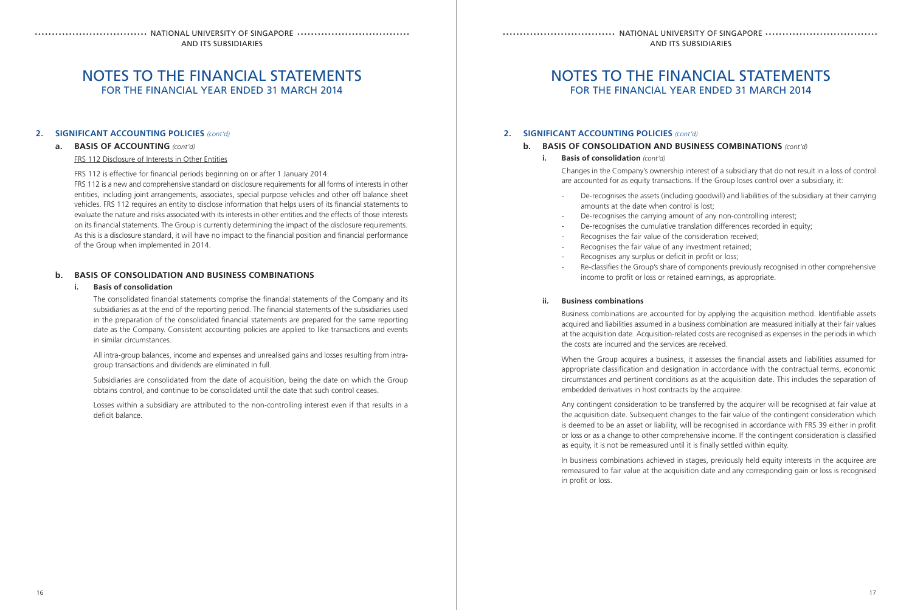## 2. SIGNIFICANT ACCOUNTING POLICIES *(cont'd)*

### a. BASIS OF ACCOUNTING *(cont'd)*

FRS 112 Disclosure of Interests in Other Entities

FRS 112 is effective for financial periods beginning on or after 1 January 2014.

FRS 112 is a new and comprehensive standard on disclosure requirements for all forms of interests in other entities, including joint arrangements, associates, special purpose vehicles and other off balance sheet vehicles. FRS 112 requires an entity to disclose information that helps users of its financial statements to evaluate the nature and risks associated with its interests in other entities and the effects of those interests on its financial statements. The Group is currently determining the impact of the disclosure requirements. As this is a disclosure standard, it will have no impact to the financial position and financial performance of the Group when implemented in 2014.

### b. BASIS OF CONSOLIDATION AND BUSINESS COMBINATIONS

**i. Basis of consolidation**

The consolidated financial statements comprise the financial statements of the Company and its subsidiaries as at the end of the reporting period. The financial statements of the subsidiaries used in the preparation of the consolidated financial statements are prepared for the same reporting date as the Company. Consistent accounting policies are applied to like transactions and events in similar circumstances.

All intra-group balances, income and expenses and unrealised gains and losses resulting from intra-group transactions and dividends are eliminated in full.

Subsidiaries are consolidated from the date of acquisition, being the date on which the Group obtains control, and continue to be consolidated until the date that such control ceases.

Losses within a subsidiary are attributed to the non-controlling interest even if that results in a deficit balance.

Changes in the Company's ownership interest of a subsidiary that do not result in a loss of control are accounted for as equity transactions. If the Group loses control over a subsidiary, it:

- De-recognises the assets (including goodwill) and liabilities of the subsidiary at their carrying amounts at the date when control is lost;
- De-recognises the carrying amount of any non-controlling interest;
- De-recognises the cumulative translation differences recorded in equity;
- Recognises the fair value of the consideration received;
- Recognises the fair value of any investment retained;
- Recognises any surplus or deficit in profit or loss;
- Re-classifies the Group's share of components previously recognised in other comprehensive income to profit or loss or retained earnings, as appropriate.

**ii. Business combinations**

Business combinations are accounted for by applying the acquisition method. Identifiable assets acquired and liabilities assumed in a business combination are measured initially at their fair values at the acquisition date. Acquisition-related costs are recognised as expenses in the periods in which the costs are incurred and the services are received.

When the Group acquires a business, it assesses the financial assets and liabilities assumed for appropriate classification and designation in accordance with the contractual terms, economic circumstances and pertinent conditions as at the acquisition date. This includes the separation of embedded derivatives in host contracts by the acquiree.

Any contingent consideration to be transferred by the acquirer will be recognised at fair value at the acquisition date. Subsequent changes to the fair value of the contingent consideration which is deemed to be an asset or liability, will be recognised in accordance with FRS 39 either in profit or loss or as a change to other comprehensive income. If the contingent consideration is classified as equity, it is not be remeasured until it is finally settled within equity.

In business combinations achieved in stages, previously held equity interests in the acquiree are remeasured to fair value at the acquisition date and any corresponding gain or loss is recognised in profit or loss.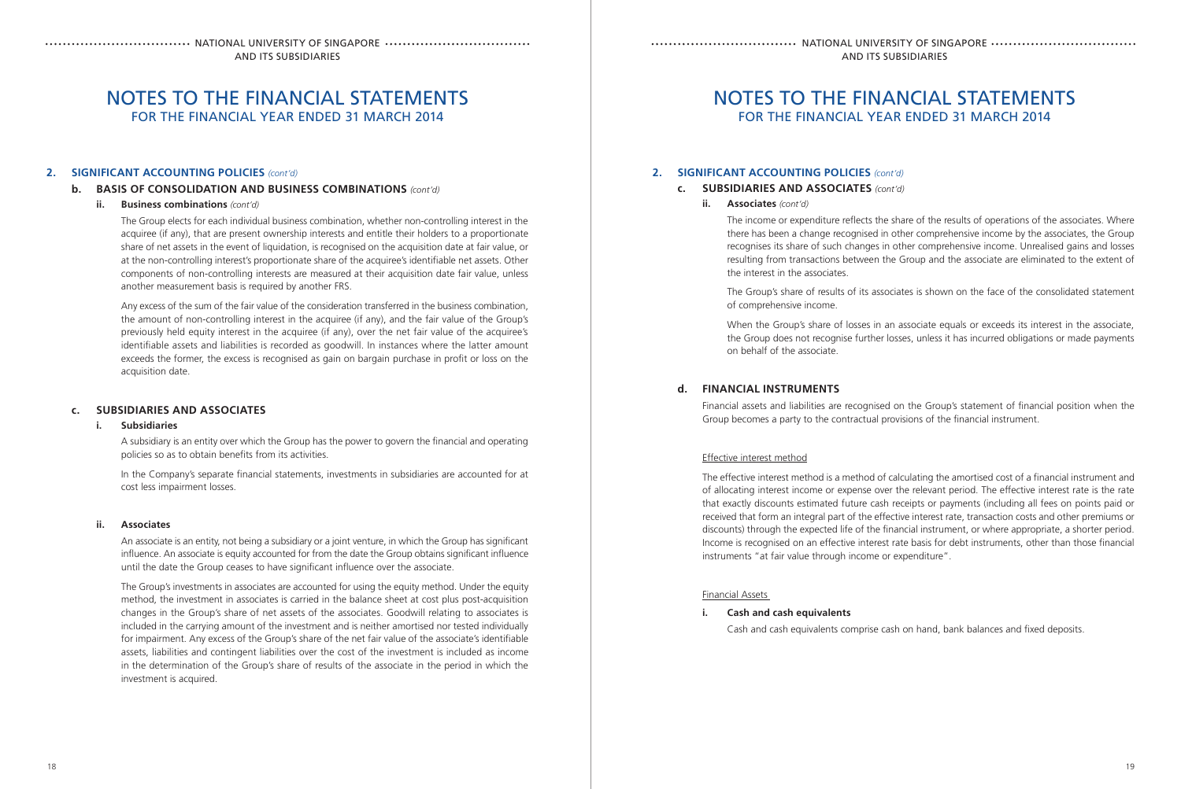## 2. SIGNIFICANT ACCOUNTING POLICIES *(cont'd)*

### b. BASIS OF CONSOLIDATION AND BUSINESS COMBINATIONS *(cont'd)*

#### ii. Business combinations *(cont'd)*

The Group elects for each individual business combination, whether non-controlling interest in the acquiree (if any), that are present ownership interests and entitle their holders to a proportionate share of net assets in the event of liquidation, is recognised on the acquisition date at fair value, or at the non-controlling interest's proportionate share of the acquiree's identifiable net assets. Other components of non-controlling interests are measured at their acquisition date fair value, unless another measurement basis is required by another FRS.

Any excess of the sum of the fair value of the consideration transferred in the business combination, the amount of non-controlling interest in the acquiree (if any), and the fair value of the Group's previously held equity interest in the acquiree (if any), over the net fair value of the acquiree's identifiable assets and liabilities is recorded as goodwill. In instances where the latter amount exceeds the former, the excess is recognised as gain on bargain purchase in profit or loss on the acquisition date.

### c. SUBSIDIARIES AND ASSOCIATES

#### i. Subsidiaries

A subsidiary is an entity over which the Group has the power to govern the financial and operating policies so as to obtain benefits from its activities.

In the Company's separate financial statements, investments in subsidiaries are accounted for at cost less impairment losses.

#### ii. Associates

An associate is an entity, not being a subsidiary or a joint venture, in which the Group has significant influence. An associate is equity accounted for from the date the Group obtains significant influence until the date the Group ceases to have significant influence over the associate.

The Group's investments in associates are accounted for using the equity method. Under the equity method, the investment in associates is carried in the balance sheet at cost plus post-acquisition changes in the Group's share of net assets of the associates. Goodwill relating to associates is included in the carrying amount of the investment and is neither amortised nor tested individually for impairment. Any excess of the Group's share of the net fair value of the associate's identifiable assets, liabilities and contingent liabilities over the cost of the investment is included as income in the determination of the Group's share of results of the associate in the period in which the investment is acquired.

## 2. SIGNIFICANT ACCOUNTING POLICIES *(cont'd)*

### c. SUBSIDIARIES AND ASSOCIATES *(cont'd)*

#### ii. Associates *(cont'd)*

The income or expenditure reflects the share of the results of operations of the associates. Where there has been a change recognised in other comprehensive income by the associates, the Group recognises its share of such changes in other comprehensive income. Unrealised gains and losses resulting from transactions between the Group and the associate are eliminated to the extent of the interest in the associates.

The Group's share of results of its associates is shown on the face of the consolidated statement of comprehensive income.

When the Group's share of losses in an associate equals or exceeds its interest in the associate, the Group does not recognise further losses, unless it has incurred obligations or made payments on behalf of the associate.

### d. FINANCIAL INSTRUMENTS

Financial assets and liabilities are recognised on the Group's statement of financial position when the Group becomes a party to the contractual provisions of the financial instrument.

Effective interest method

The effective interest method is a method of calculating the amortised cost of a financial instrument and of allocating interest income or expense over the relevant period. The effective interest rate is the rate that exactly discounts estimated future cash receipts or payments (including all fees on points paid or received that form an integral part of the effective interest rate, transaction costs and other premiums or discounts) through the expected life of the financial instrument, or where appropriate, a shorter period. Income is recognised on an effective interest rate basis for debt instruments, other than those financial instruments "at fair value through income or expenditure".

Financial Assets

#### i. Cash and cash equivalents

Cash and cash equivalents comprise cash on hand, bank balances and fixed deposits.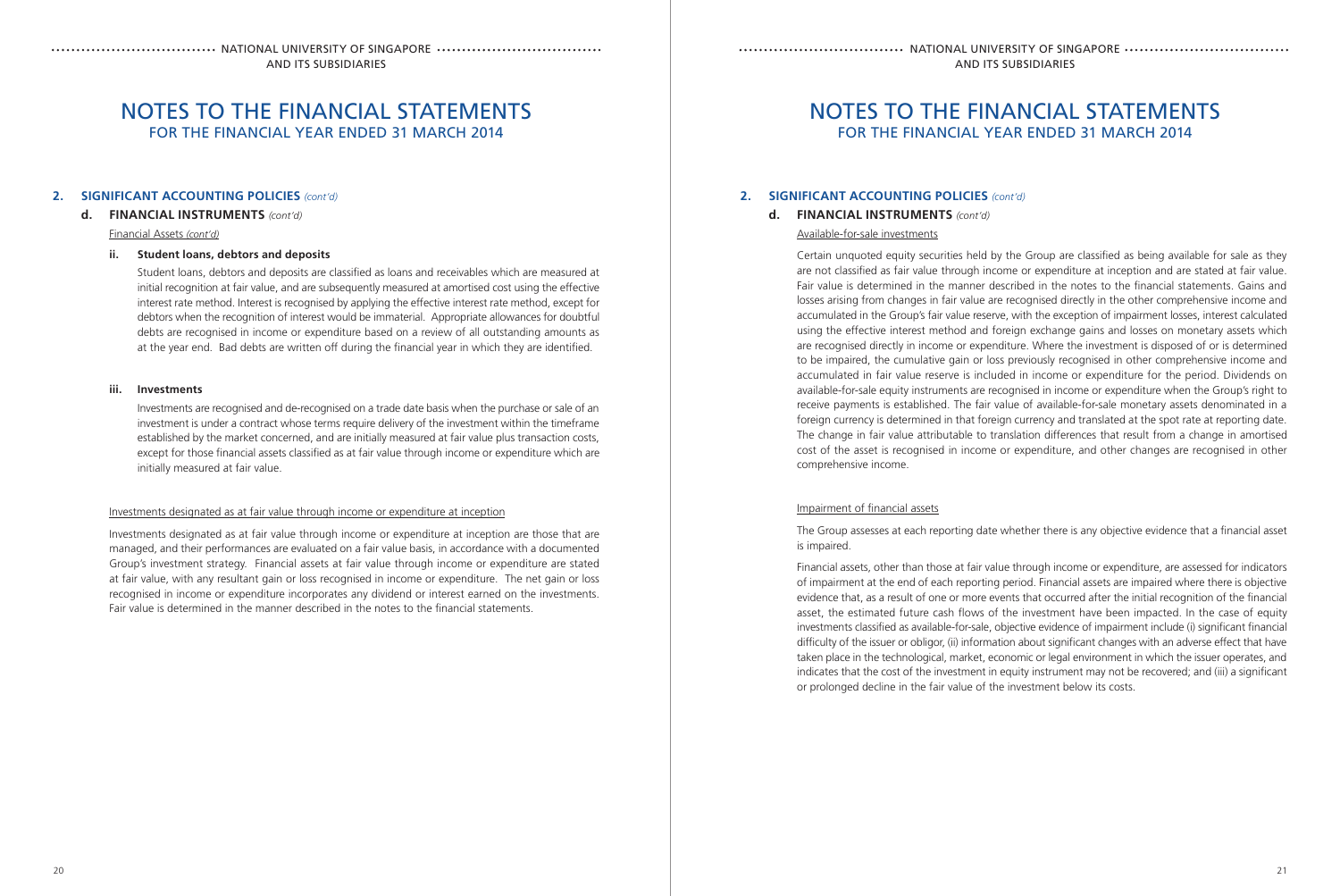## 2. SIGNIFICANT ACCOUNTING POLICIES *(cont'd)*

### d. FINANCIAL INSTRUMENTS *(cont'd)*

Financial Assets *(cont'd)*

#### ii. Student loans, debtors and deposits

Student loans, debtors and deposits are classified as loans and receivables which are measured at initial recognition at fair value, and are subsequently measured at amortised cost using the effective interest rate method. Interest is recognised by applying the effective interest rate method, except for debtors when the recognition of interest would be immaterial. Appropriate allowances for doubtful debts are recognised in income or expenditure based on a review of all outstanding amounts as at the year end. Bad debts are written off during the financial year in which they are identified.

#### iii. Investments

Investments are recognised and de-recognised on a trade date basis when the purchase or sale of an investment is under a contract whose terms require delivery of the investment within the timeframe established by the market concerned, and are initially measured at fair value plus transaction costs, except for those financial assets classified as at fair value through income or expenditure which are initially measured at fair value.

Investments designated as at fair value through income or expenditure at inception

Investments designated as at fair value through income or expenditure at inception are those that are managed, and their performances are evaluated on a fair value basis, in accordance with a documented Group's investment strategy. Financial assets at fair value through income or expenditure are stated at fair value, with any resultant gain or loss recognised in income or expenditure. The net gain or loss recognised in income or expenditure incorporates any dividend or interest earned on the investments. Fair value is determined in the manner described in the notes to the financial statements.

## 2. SIGNIFICANT ACCOUNTING POLICIES *(cont'd)*

### d. FINANCIAL INSTRUMENTS *(cont'd)*

Available-for-sale investments

Certain unquoted equity securities held by the Group are classified as being available for sale as they are not classified as fair value through income or expenditure at inception and are stated at fair value. Fair value is determined in the manner described in the notes to the financial statements. Gains and losses arising from changes in fair value are recognised directly in the other comprehensive income and accumulated in the Group's fair value reserve, with the exception of impairment losses, interest calculated using the effective interest method and foreign exchange gains and losses on monetary assets which are recognised directly in income or expenditure. Where the investment is disposed of or is determined to be impaired, the cumulative gain or loss previously recognised in other comprehensive income and accumulated in fair value reserve is included in income or expenditure for the period. Dividends on available-for-sale equity instruments are recognised in income or expenditure when the Group's right to receive payments is established. The fair value of available-for-sale monetary assets denominated in a foreign currency is determined in that foreign currency and translated at the spot rate at reporting date. The change in fair value attributable to translation differences that result from a change in amortised cost of the asset is recognised in income or expenditure, and other changes are recognised in other comprehensive income.

Impairment of financial assets

The Group assesses at each reporting date whether there is any objective evidence that a financial asset is impaired.

Financial assets, other than those at fair value through income or expenditure, are assessed for indicators of impairment at the end of each reporting period. Financial assets are impaired where there is objective evidence that, as a result of one or more events that occurred after the initial recognition of the financial asset, the estimated future cash flows of the investment have been impacted. In the case of equity investments classified as available-for-sale, objective evidence of impairment include (i) significant financial difficulty of the issuer or obligor, (ii) information about significant changes with an adverse effect that have taken place in the technological, market, economic or legal environment in which the issuer operates, and indicates that the cost of the investment in equity instrument may not be recovered; and (iii) a significant or prolonged decline in the fair value of the investment below its costs.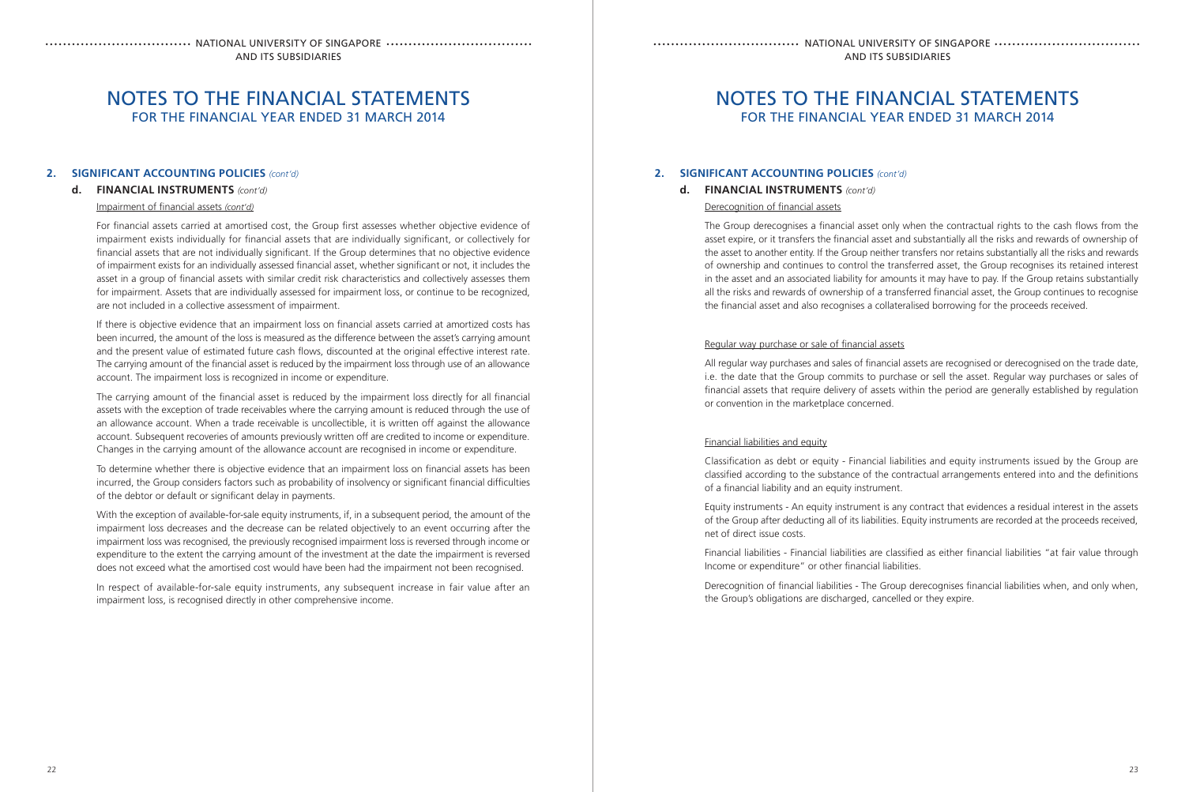# NOTES TO THE FINANCIAL STATEMENTS
## FOR THE FINANCIAL YEAR ENDED 31 MARCH 2014

### 2. SIGNIFICANT ACCOUNTING POLICIES *(cont'd)*

#### d. FINANCIAL INSTRUMENTS *(cont'd)*

Impairment of financial assets *(cont'd)*

For financial assets carried at amortised cost, the Group first assesses whether objective evidence of impairment exists individually for financial assets that are individually significant, or collectively for financial assets that are not individually significant. If the Group determines that no objective evidence of impairment exists for an individually assessed financial asset, whether significant or not, it includes the asset in a group of financial assets with similar credit risk characteristics and collectively assesses them for impairment. Assets that are individually assessed for impairment loss, or continue to be recognized, are not included in a collective assessment of impairment.

If there is objective evidence that an impairment loss on financial assets carried at amortized costs has been incurred, the amount of the loss is measured as the difference between the asset's carrying amount and the present value of estimated future cash flows, discounted at the original effective interest rate. The carrying amount of the financial asset is reduced by the impairment loss through use of an allowance account. The impairment loss is recognized in income or expenditure.

The carrying amount of the financial asset is reduced by the impairment loss directly for all financial assets with the exception of trade receivables where the carrying amount is reduced through the use of an allowance account. When a trade receivable is uncollectible, it is written off against the allowance account. Subsequent recoveries of amounts previously written off are credited to income or expenditure. Changes in the carrying amount of the allowance account are recognised in income or expenditure.

To determine whether there is objective evidence that an impairment loss on financial assets has been incurred, the Group considers factors such as probability of insolvency or significant financial difficulties of the debtor or default or significant delay in payments.

With the exception of available-for-sale equity instruments, if, in a subsequent period, the amount of the impairment loss decreases and the decrease can be related objectively to an event occurring after the impairment loss was recognised, the previously recognised impairment loss is reversed through income or expenditure to the extent the carrying amount of the investment at the date the impairment is reversed does not exceed what the amortised cost would have been had the impairment not been recognised.

In respect of available-for-sale equity instruments, any subsequent increase in fair value after an impairment loss, is recognised directly in other comprehensive income.

Derecognition of financial assets

The Group derecognises a financial asset only when the contractual rights to the cash flows from the asset expire, or it transfers the financial asset and substantially all the risks and rewards of ownership of the asset to another entity. If the Group neither transfers nor retains substantially all the risks and rewards of ownership and continues to control the transferred asset, the Group recognises its retained interest in the asset and an associated liability for amounts it may have to pay. If the Group retains substantially all the risks and rewards of ownership of a transferred financial asset, the Group continues to recognise the financial asset and also recognises a collateralised borrowing for the proceeds received.

Regular way purchase or sale of financial assets

All regular way purchases and sales of financial assets are recognised or derecognised on the trade date, i.e. the date that the Group commits to purchase or sell the asset. Regular way purchases or sales of financial assets that require delivery of assets within the period are generally established by regulation or convention in the marketplace concerned.

Financial liabilities and equity

Classification as debt or equity - Financial liabilities and equity instruments issued by the Group are classified according to the substance of the contractual arrangements entered into and the definitions of a financial liability and an equity instrument.

Equity instruments - An equity instrument is any contract that evidences a residual interest in the assets of the Group after deducting all of its liabilities. Equity instruments are recorded at the proceeds received, net of direct issue costs.

Financial liabilities - Financial liabilities are classified as either financial liabilities "at fair value through Income or expenditure" or other financial liabilities.

Derecognition of financial liabilities - The Group derecognises financial liabilities when, and only when, the Group's obligations are discharged, cancelled or they expire.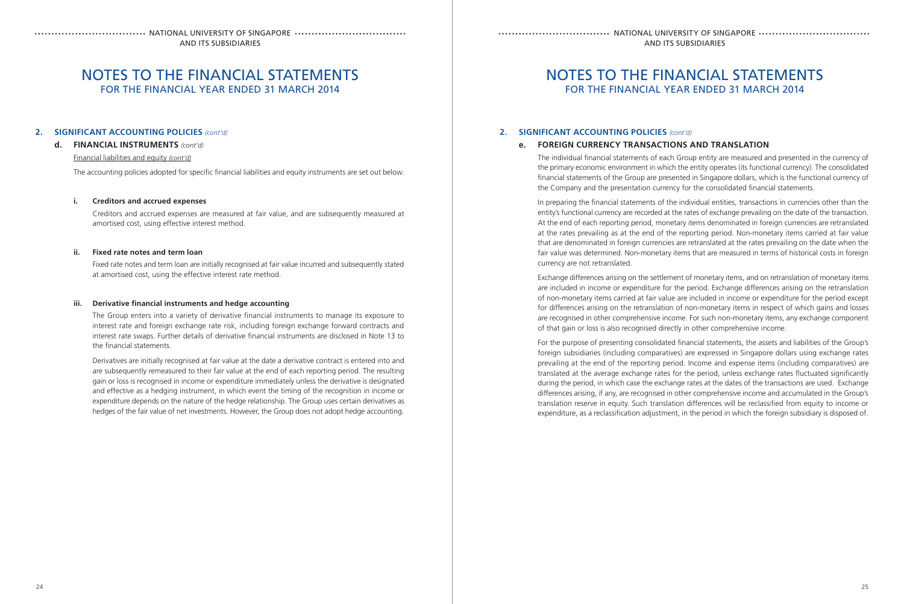# NOTES TO THE FINANCIAL STATEMENTS
FOR THE FINANCIAL YEAR ENDED 31 MARCH 2014

## 2. SIGNIFICANT ACCOUNTING POLICIES *(cont'd)*

### d. FINANCIAL INSTRUMENTS *(cont'd)*

Financial liabilities and equity *(cont'd)*

The accounting policies adopted for specific financial liabilities and equity instruments are set out below.

#### i. Creditors and accrued expenses

Creditors and accrued expenses are measured at fair value, and are subsequently measured at amortised cost, using effective interest method.

#### ii. Fixed rate notes and term loan

Fixed rate notes and term loan are initially recognised at fair value incurred and subsequently stated at amortised cost, using the effective interest rate method.

#### iii. Derivative financial instruments and hedge accounting

The Group enters into a variety of derivative financial instruments to manage its exposure to interest rate and foreign exchange rate risk, including foreign exchange forward contracts and interest rate swaps. Further details of derivative financial instruments are disclosed in Note 13 to the financial statements.

Derivatives are initially recognised at fair value at the date a derivative contract is entered into and are subsequently remeasured to their fair value at the end of each reporting period. The resulting gain or loss is recognised in income or expenditure immediately unless the derivative is designated and effective as a hedging instrument, in which event the timing of the recognition in income or expenditure depends on the nature of the hedge relationship. The Group uses certain derivatives as hedges of the fair value of net investments. However, the Group does not adopt hedge accounting.

# NOTES TO THE FINANCIAL STATEMENTS
FOR THE FINANCIAL YEAR ENDED 31 MARCH 2014

## 2. SIGNIFICANT ACCOUNTING POLICIES *(cont'd)*

### e. FOREIGN CURRENCY TRANSACTIONS AND TRANSLATION

The individual financial statements of each Group entity are measured and presented in the currency of the primary economic environment in which the entity operates (its functional currency). The consolidated financial statements of the Group are presented in Singapore dollars, which is the functional currency of the Company and the presentation currency for the consolidated financial statements.

In preparing the financial statements of the individual entities, transactions in currencies other than the entity's functional currency are recorded at the rates of exchange prevailing on the date of the transaction. At the end of each reporting period, monetary items denominated in foreign currencies are retranslated at the rates prevailing as at the end of the reporting period. Non-monetary items carried at fair value that are denominated in foreign currencies are retranslated at the rates prevailing on the date when the fair value was determined. Non-monetary items that are measured in terms of historical costs in foreign currency are not retranslated.

Exchange differences arising on the settlement of monetary items, and on retranslation of monetary items are included in income or expenditure for the period. Exchange differences arising on the retranslation of non-monetary items carried at fair value are included in income or expenditure for the period except for differences arising on the retranslation of non-monetary items in respect of which gains and losses are recognised in other comprehensive income. For such non-monetary items, any exchange component of that gain or loss is also recognised directly in other comprehensive income.

For the purpose of presenting consolidated financial statements, the assets and liabilities of the Group's foreign subsidiaries (including comparatives) are expressed in Singapore dollars using exchange rates prevailing at the end of the reporting period. Income and expense items (including comparatives) are translated at the average exchange rates for the period, unless exchange rates fluctuated significantly during the period, in which case the exchange rates at the dates of the transactions are used. Exchange differences arising, if any, are recognised in other comprehensive income and accumulated in the Group's translation reserve in equity. Such translation differences will be reclassified from equity to income or expenditure, as a reclassification adjustment, in the period in which the foreign subsidiary is disposed of.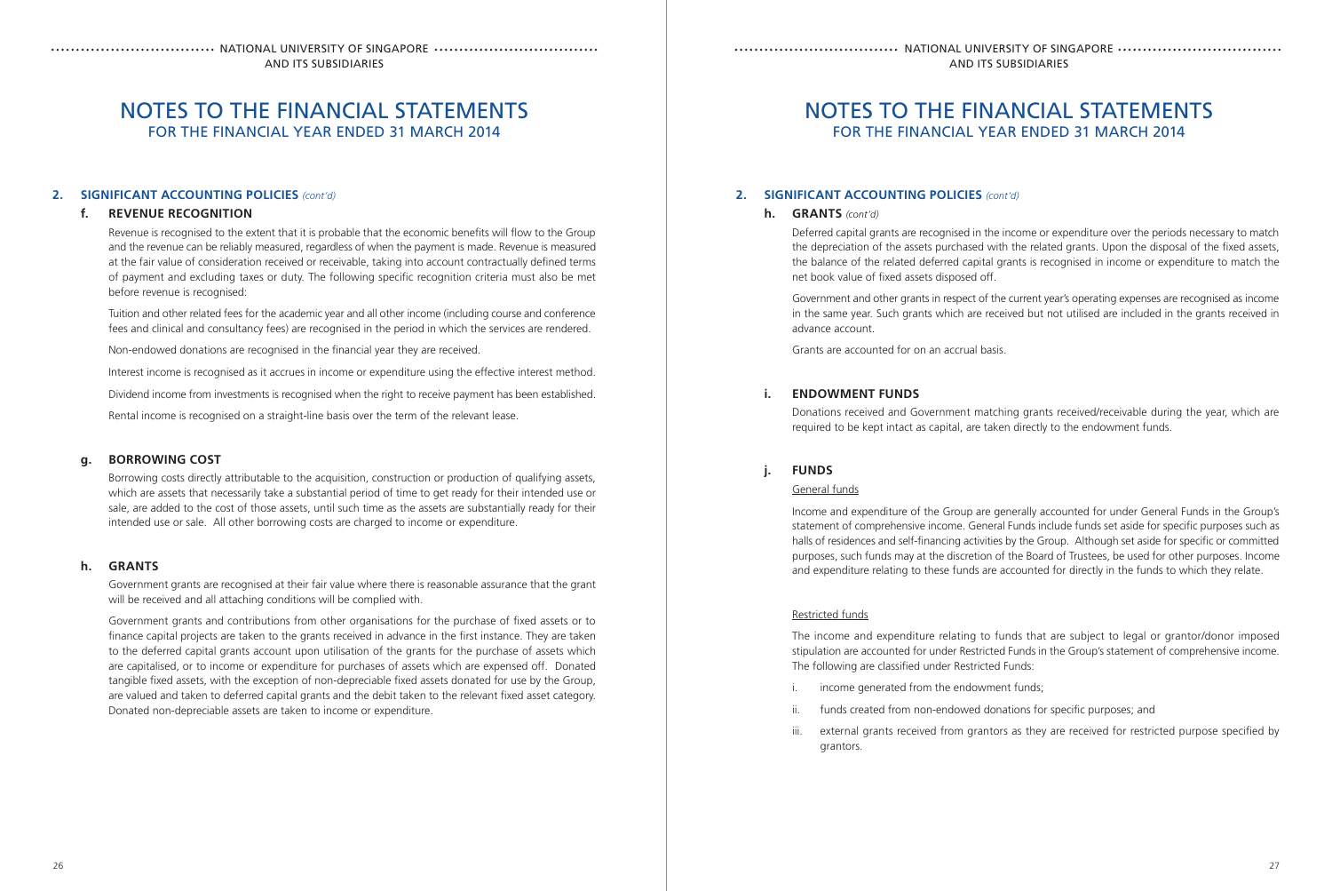# NOTES TO THE FINANCIAL STATEMENTS
## FOR THE FINANCIAL YEAR ENDED 31 MARCH 2014

### 2. SIGNIFICANT ACCOUNTING POLICIES *(cont'd)*

#### f. REVENUE RECOGNITION

Revenue is recognised to the extent that it is probable that the economic benefits will flow to the Group and the revenue can be reliably measured, regardless of when the payment is made. Revenue is measured at the fair value of consideration received or receivable, taking into account contractually defined terms of payment and excluding taxes or duty. The following specific recognition criteria must also be met before revenue is recognised:

Tuition and other related fees for the academic year and all other income (including course and conference fees and clinical and consultancy fees) are recognised in the period in which the services are rendered.

Non-endowed donations are recognised in the financial year they are received.

Interest income is recognised as it accrues in income or expenditure using the effective interest method.

Dividend income from investments is recognised when the right to receive payment has been established.

Rental income is recognised on a straight-line basis over the term of the relevant lease.

#### g. BORROWING COST

Borrowing costs directly attributable to the acquisition, construction or production of qualifying assets, which are assets that necessarily take a substantial period of time to get ready for their intended use or sale, are added to the cost of those assets, until such time as the assets are substantially ready for their intended use or sale. All other borrowing costs are charged to income or expenditure.

#### h. GRANTS

Government grants are recognised at their fair value where there is reasonable assurance that the grant will be received and all attaching conditions will be complied with.

Government grants and contributions from other organisations for the purchase of fixed assets or to finance capital projects are taken to the grants received in advance in the first instance. They are taken to the deferred capital grants account upon utilisation of the grants for the purchase of assets which are capitalised, or to income or expenditure for purchases of assets which are expensed off. Donated tangible fixed assets, with the exception of non-depreciable fixed assets donated for use by the Group, are valued and taken to deferred capital grants and the debit taken to the relevant fixed asset category. Donated non-depreciable assets are taken to income or expenditure.

#### h. GRANTS *(cont'd)*

Deferred capital grants are recognised in the income or expenditure over the periods necessary to match the depreciation of the assets purchased with the related grants. Upon the disposal of the fixed assets, the balance of the related deferred capital grants is recognised in income or expenditure to match the net book value of fixed assets disposed off.

Government and other grants in respect of the current year's operating expenses are recognised as income in the same year. Such grants which are received but not utilised are included in the grants received in advance account.

Grants are accounted for on an accrual basis.

#### i. ENDOWMENT FUNDS

Donations received and Government matching grants received/receivable during the year, which are required to be kept intact as capital, are taken directly to the endowment funds.

#### j. FUNDS

General funds

Income and expenditure of the Group are generally accounted for under General Funds in the Group's statement of comprehensive income. General Funds include funds set aside for specific purposes such as halls of residences and self-financing activities by the Group. Although set aside for specific or committed purposes, such funds may at the discretion of the Board of Trustees, be used for other purposes. Income and expenditure relating to these funds are accounted for directly in the funds to which they relate.

Restricted funds

The income and expenditure relating to funds that are subject to legal or grantor/donor imposed stipulation are accounted for under Restricted Funds in the Group's statement of comprehensive income. The following are classified under Restricted Funds:

i. income generated from the endowment funds;

ii. funds created from non-endowed donations for specific purposes; and

iii. external grants received from grantors as they are received for restricted purpose specified by grantors.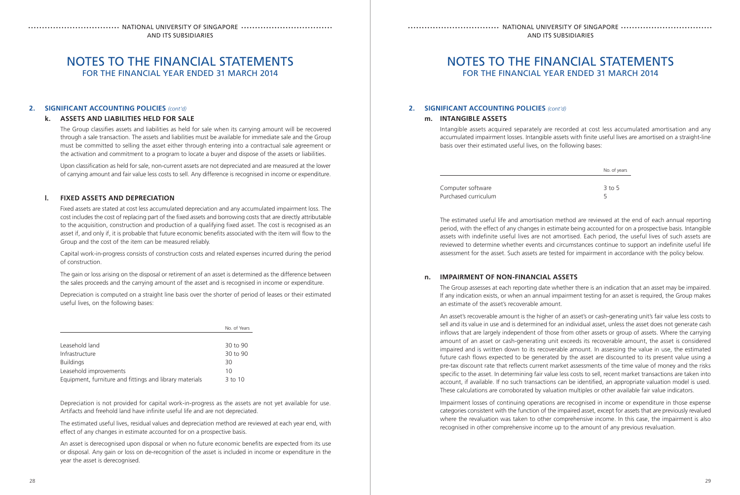# NOTES TO THE FINANCIAL STATEMENTS
FOR THE FINANCIAL YEAR ENDED 31 MARCH 2014

## 2. SIGNIFICANT ACCOUNTING POLICIES *(cont'd)*

### k. ASSETS AND LIABILITIES HELD FOR SALE

The Group classifies assets and liabilities as held for sale when its carrying amount will be recovered through a sale transaction. The assets and liabilities must be available for immediate sale and the Group must be committed to selling the asset either through entering into a contractual sale agreement or the activation and commitment to a program to locate a buyer and dispose of the assets or liabilities.

Upon classification as held for sale, non-current assets are not depreciated and are measured at the lower of carrying amount and fair value less costs to sell. Any difference is recognised in income or expenditure.

### l. FIXED ASSETS AND DEPRECIATION

Fixed assets are stated at cost less accumulated depreciation and any accumulated impairment loss. The cost includes the cost of replacing part of the fixed assets and borrowing costs that are directly attributable to the acquisition, construction and production of a qualifying fixed asset. The cost is recognised as an asset if, and only if, it is probable that future economic benefits associated with the item will flow to the Group and the cost of the item can be measured reliably.

Capital work-in-progress consists of construction costs and related expenses incurred during the period of construction.

The gain or loss arising on the disposal or retirement of an asset is determined as the difference between the sales proceeds and the carrying amount of the asset and is recognised in income or expenditure.

Depreciation is computed on a straight line basis over the shorter of period of leases or their estimated useful lives, on the following bases:

| | No. of Years |
|---|---|
| Leasehold land | 30 to 90 |
| Infrastructure | 30 to 90 |
| Buildings | 30 |
| Leasehold improvements | 10 |
| Equipment, furniture and fittings and library materials | 3 to 10 |

Depreciation is not provided for capital work-in-progress as the assets are not yet available for use. Artifacts and freehold land have infinite useful life and are not depreciated.

The estimated useful lives, residual values and depreciation method are reviewed at each year end, with effect of any changes in estimate accounted for on a prospective basis.

An asset is derecognised upon disposal or when no future economic benefits are expected from its use or disposal. Any gain or loss on de-recognition of the asset is included in income or expenditure in the year the asset is derecognised.

### m. INTANGIBLE ASSETS

Intangible assets acquired separately are recorded at cost less accumulated amortisation and any accumulated impairment losses. Intangible assets with finite useful lives are amortised on a straight-line basis over their estimated useful lives, on the following bases:

| | No. of years |
|---|---|
| Computer software | 3 to 5 |
| Purchased curriculum | 5 |

The estimated useful life and amortisation method are reviewed at the end of each annual reporting period, with the effect of any changes in estimate being accounted for on a prospective basis. Intangible assets with indefinite useful lives are not amortised. Each period, the useful lives of such assets are reviewed to determine whether events and circumstances continue to support an indefinite useful life assessment for the asset. Such assets are tested for impairment in accordance with the policy below.

### n. IMPAIRMENT OF NON-FINANCIAL ASSETS

The Group assesses at each reporting date whether there is an indication that an asset may be impaired. If any indication exists, or when an annual impairment testing for an asset is required, the Group makes an estimate of the asset's recoverable amount.

An asset's recoverable amount is the higher of an asset's or cash-generating unit's fair value less costs to sell and its value in use and is determined for an individual asset, unless the asset does not generate cash inflows that are largely independent of those from other assets or group of assets. Where the carrying amount of an asset or cash-generating unit exceeds its recoverable amount, the asset is considered impaired and is written down to its recoverable amount. In assessing the value in use, the estimated future cash flows expected to be generated by the asset are discounted to its present value using a pre-tax discount rate that reflects current market assessments of the time value of money and the risks specific to the asset. In determining fair value less costs to sell, recent market transactions are taken into account, if available. If no such transactions can be identified, an appropriate valuation model is used. These calculations are corroborated by valuation multiples or other available fair value indicators.

Impairment losses of continuing operations are recognised in income or expenditure in those expense categories consistent with the function of the impaired asset, except for assets that are previously revalued where the revaluation was taken to other comprehensive income. In this case, the impairment is also recognised in other comprehensive income up to the amount of any previous revaluation.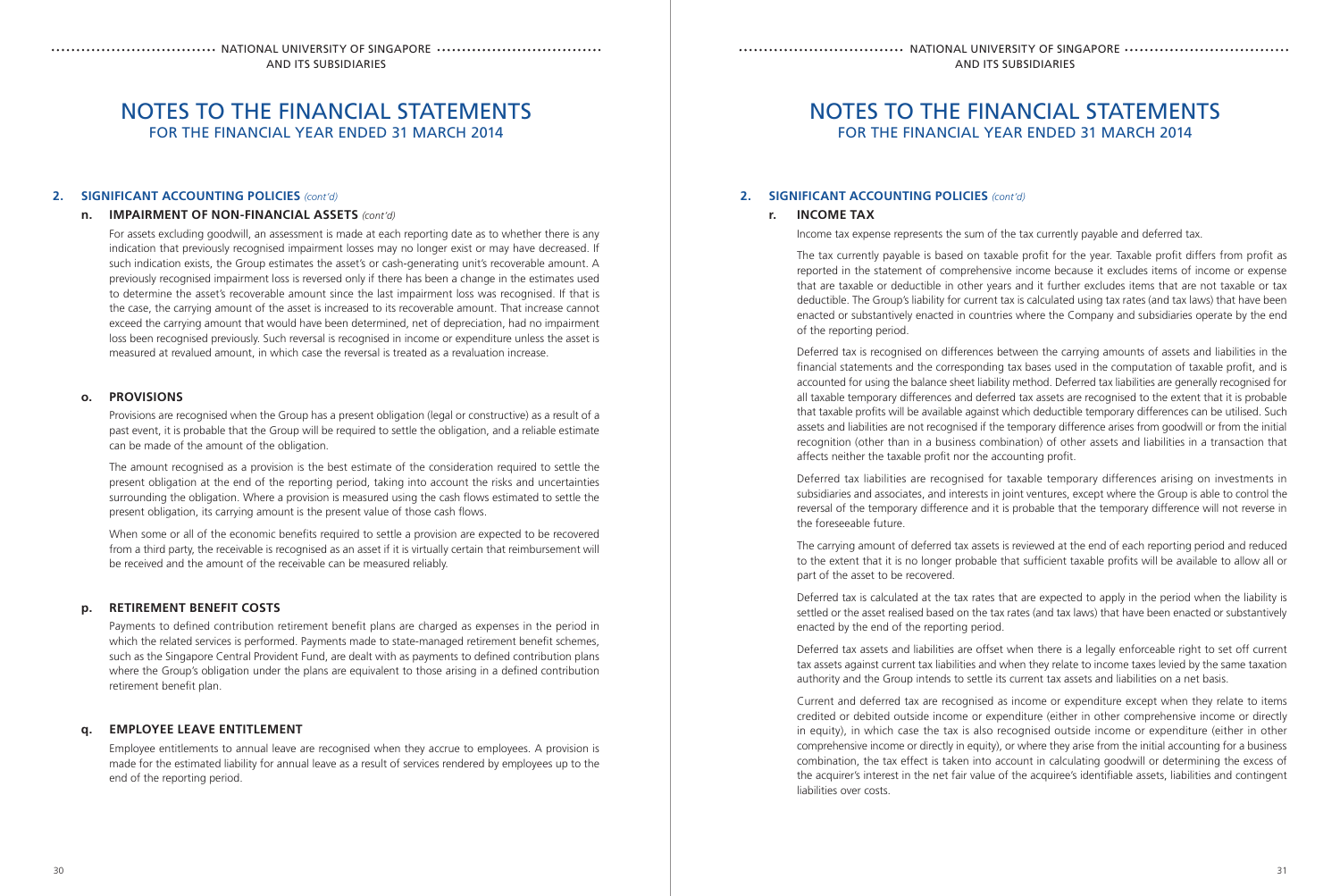## 2. SIGNIFICANT ACCOUNTING POLICIES *(cont'd)*

### n. IMPAIRMENT OF NON-FINANCIAL ASSETS *(cont'd)*

For assets excluding goodwill, an assessment is made at each reporting date as to whether there is any indication that previously recognised impairment losses may no longer exist or may have decreased. If such indication exists, the Group estimates the asset's or cash-generating unit's recoverable amount. A previously recognised impairment loss is reversed only if there has been a change in the estimates used to determine the asset's recoverable amount since the last impairment loss was recognised. If that is the case, the carrying amount of the asset is increased to its recoverable amount. That increase cannot exceed the carrying amount that would have been determined, net of depreciation, had no impairment loss been recognised previously. Such reversal is recognised in income or expenditure unless the asset is measured at revalued amount, in which case the reversal is treated as a revaluation increase.

### o. PROVISIONS

Provisions are recognised when the Group has a present obligation (legal or constructive) as a result of a past event, it is probable that the Group will be required to settle the obligation, and a reliable estimate can be made of the amount of the obligation.

The amount recognised as a provision is the best estimate of the consideration required to settle the present obligation at the end of the reporting period, taking into account the risks and uncertainties surrounding the obligation. Where a provision is measured using the cash flows estimated to settle the present obligation, its carrying amount is the present value of those cash flows.

When some or all of the economic benefits required to settle a provision are expected to be recovered from a third party, the receivable is recognised as an asset if it is virtually certain that reimbursement will be received and the amount of the receivable can be measured reliably.

### p. RETIREMENT BENEFIT COSTS

Payments to defined contribution retirement benefit plans are charged as expenses in the period in which the related services is performed. Payments made to state-managed retirement benefit schemes, such as the Singapore Central Provident Fund, are dealt with as payments to defined contribution plans where the Group's obligation under the plans are equivalent to those arising in a defined contribution retirement benefit plan.

### q. EMPLOYEE LEAVE ENTITLEMENT

Employee entitlements to annual leave are recognised when they accrue to employees. A provision is made for the estimated liability for annual leave as a result of services rendered by employees up to the end of the reporting period.

## 2. SIGNIFICANT ACCOUNTING POLICIES *(cont'd)*

### r. INCOME TAX

Income tax expense represents the sum of the tax currently payable and deferred tax.

The tax currently payable is based on taxable profit for the year. Taxable profit differs from profit as reported in the statement of comprehensive income because it excludes items of income or expense that are taxable or deductible in other years and it further excludes items that are not taxable or tax deductible. The Group's liability for current tax is calculated using tax rates (and tax laws) that have been enacted or substantively enacted in countries where the Company and subsidiaries operate by the end of the reporting period.

Deferred tax is recognised on differences between the carrying amounts of assets and liabilities in the financial statements and the corresponding tax bases used in the computation of taxable profit, and is accounted for using the balance sheet liability method. Deferred tax liabilities are generally recognised for all taxable temporary differences and deferred tax assets are recognised to the extent that it is probable that taxable profits will be available against which deductible temporary differences can be utilised. Such assets and liabilities are not recognised if the temporary difference arises from goodwill or from the initial recognition (other than in a business combination) of other assets and liabilities in a transaction that affects neither the taxable profit nor the accounting profit.

Deferred tax liabilities are recognised for taxable temporary differences arising on investments in subsidiaries and associates, and interests in joint ventures, except where the Group is able to control the reversal of the temporary difference and it is probable that the temporary difference will not reverse in the foreseeable future.

The carrying amount of deferred tax assets is reviewed at the end of each reporting period and reduced to the extent that it is no longer probable that sufficient taxable profits will be available to allow all or part of the asset to be recovered.

Deferred tax is calculated at the tax rates that are expected to apply in the period when the liability is settled or the asset realised based on the tax rates (and tax laws) that have been enacted or substantively enacted by the end of the reporting period.

Deferred tax assets and liabilities are offset when there is a legally enforceable right to set off current tax assets against current tax liabilities and when they relate to income taxes levied by the same taxation authority and the Group intends to settle its current tax assets and liabilities on a net basis.

Current and deferred tax are recognised as income or expenditure except when they relate to items credited or debited outside income or expenditure (either in other comprehensive income or directly in equity), in which case the tax is also recognised outside income or expenditure (either in other comprehensive income or directly in equity), or where they arise from the initial accounting for a business combination, the tax effect is taken into account in calculating goodwill or determining the excess of the acquirer's interest in the net fair value of the acquiree's identifiable assets, liabilities and contingent liabilities over costs.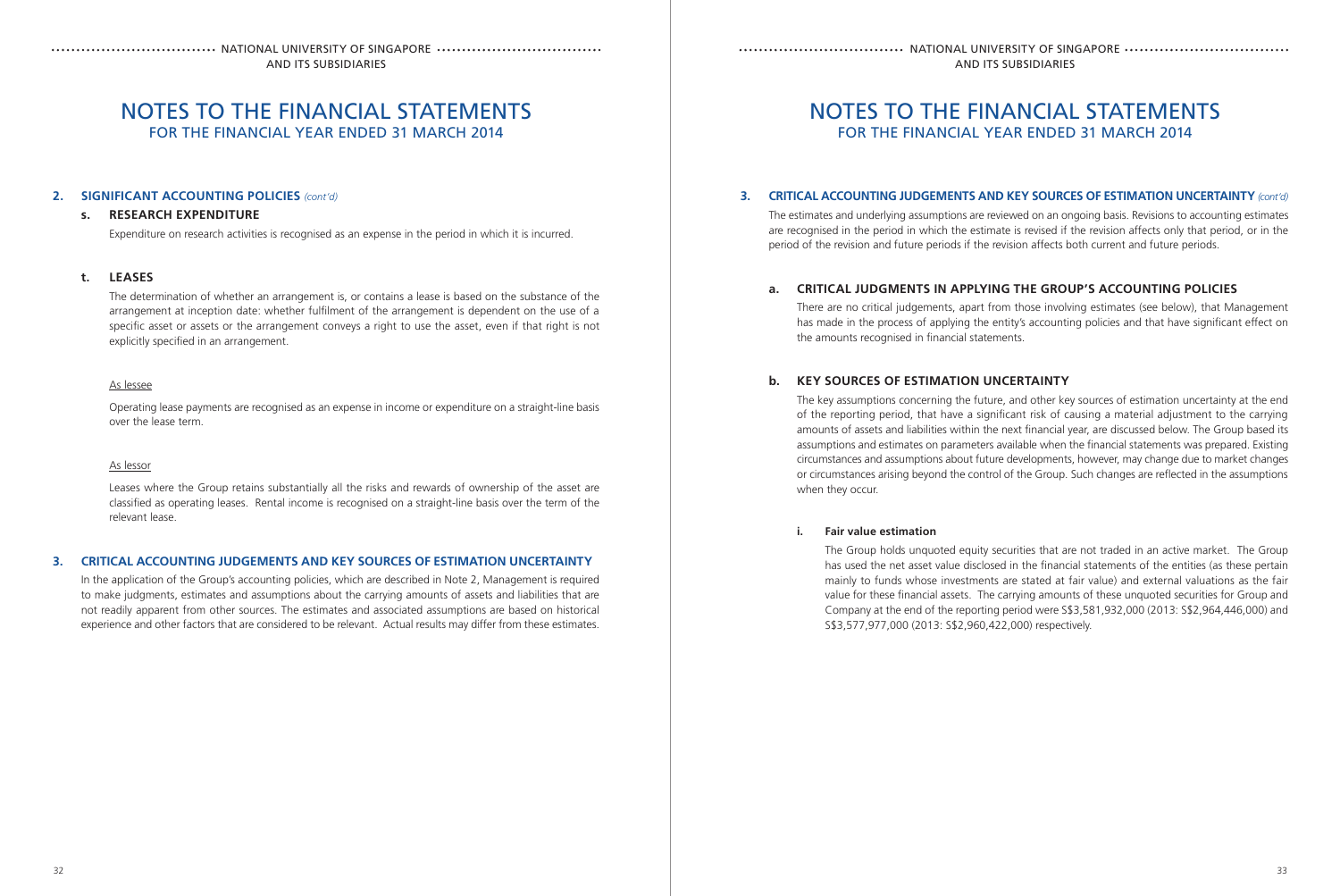## 2. SIGNIFICANT ACCOUNTING POLICIES *(cont'd)*

### s. RESEARCH EXPENDITURE

Expenditure on research activities is recognised as an expense in the period in which it is incurred.

### t. LEASES

The determination of whether an arrangement is, or contains a lease is based on the substance of the arrangement at inception date: whether fulfilment of the arrangement is dependent on the use of a specific asset or assets or the arrangement conveys a right to use the asset, even if that right is not explicitly specified in an arrangement.

As lessee

Operating lease payments are recognised as an expense in income or expenditure on a straight-line basis over the lease term.

As lessor

Leases where the Group retains substantially all the risks and rewards of ownership of the asset are classified as operating leases. Rental income is recognised on a straight-line basis over the term of the relevant lease.

## 3. CRITICAL ACCOUNTING JUDGEMENTS AND KEY SOURCES OF ESTIMATION UNCERTAINTY

In the application of the Group's accounting policies, which are described in Note 2, Management is required to make judgments, estimates and assumptions about the carrying amounts of assets and liabilities that are not readily apparent from other sources. The estimates and associated assumptions are based on historical experience and other factors that are considered to be relevant. Actual results may differ from these estimates.

## 3. CRITICAL ACCOUNTING JUDGEMENTS AND KEY SOURCES OF ESTIMATION UNCERTAINTY *(cont'd)*

The estimates and underlying assumptions are reviewed on an ongoing basis. Revisions to accounting estimates are recognised in the period in which the estimate is revised if the revision affects only that period, or in the period of the revision and future periods if the revision affects both current and future periods.

### a. CRITICAL JUDGMENTS IN APPLYING THE GROUP'S ACCOUNTING POLICIES

There are no critical judgements, apart from those involving estimates (see below), that Management has made in the process of applying the entity's accounting policies and that have significant effect on the amounts recognised in financial statements.

### b. KEY SOURCES OF ESTIMATION UNCERTAINTY

The key assumptions concerning the future, and other key sources of estimation uncertainty at the end of the reporting period, that have a significant risk of causing a material adjustment to the carrying amounts of assets and liabilities within the next financial year, are discussed below. The Group based its assumptions and estimates on parameters available when the financial statements was prepared. Existing circumstances and assumptions about future developments, however, may change due to market changes or circumstances arising beyond the control of the Group. Such changes are reflected in the assumptions when they occur.

#### i. Fair value estimation

The Group holds unquoted equity securities that are not traded in an active market. The Group has used the net asset value disclosed in the financial statements of the entities (as these pertain mainly to funds whose investments are stated at fair value) and external valuations as the fair value for these financial assets. The carrying amounts of these unquoted securities for Group and Company at the end of the reporting period were S$3,581,932,000 (2013: S$2,964,446,000) and S$3,577,977,000 (2013: S$2,960,422,000) respectively.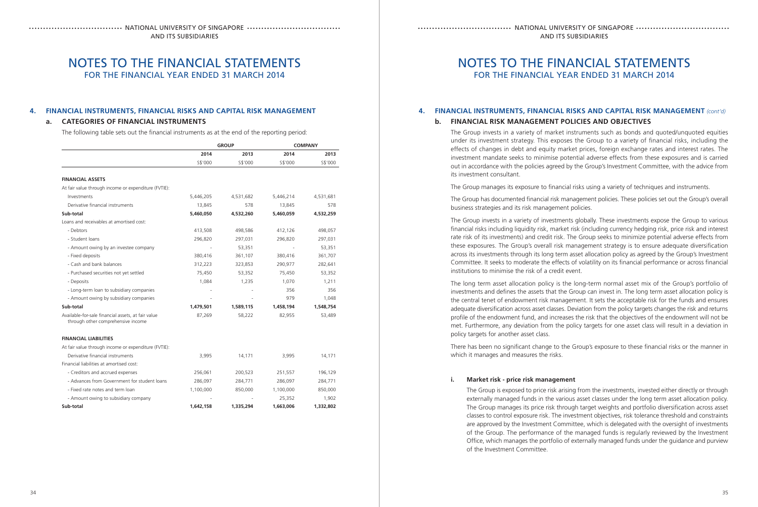# NOTES TO THE FINANCIAL STATEMENTS
FOR THE FINANCIAL YEAR ENDED 31 MARCH 2014

## 4. FINANCIAL INSTRUMENTS, FINANCIAL RISKS AND CAPITAL RISK MANAGEMENT

### a. CATEGORIES OF FINANCIAL INSTRUMENTS

The following table sets out the financial instruments as at the end of the reporting period:

| | GROUP | | COMPANY | |
|---|---|---|---|---|
| | 2014 | 2013 | 2014 | 2013 |
| | S$'000 | S$'000 | S$'000 | S$'000 |
| **FINANCIAL ASSETS** | | | | |
| At fair value through income or expenditure (FVTIE): | | | | |
| Investments | 5,446,205 | 4,531,682 | 5,446,214 | 4,531,681 |
| Derivative financial instruments | 13,845 | 578 | 13,845 | 578 |
| **Sub-total** | **5,460,050** | **4,532,260** | **5,460,059** | **4,532,259** |
| Loans and receivables at amortised cost: | | | | |
| - Debtors | 413,508 | 498,586 | 412,126 | 498,057 |
| - Student loans | 296,820 | 297,031 | 296,820 | 297,031 |
| - Amount owing by an investee company | - | 53,351 | - | 53,351 |
| - Fixed deposits | 380,416 | 361,107 | 380,416 | 361,707 |
| - Cash and bank balances | 312,223 | 323,853 | 290,977 | 282,641 |
| - Purchased securities not yet settled | 75,450 | 53,352 | 75,450 | 53,352 |
| - Deposits | 1,084 | 1,235 | 1,070 | 1,211 |
| - Long-term loan to subsidiary companies | - | - | 356 | 356 |
| - Amount owing by subsidiary companies | - | - | 979 | 1,048 |
| **Sub-total** | **1,479,501** | **1,589,115** | **1,458,194** | **1,548,754** |
| Available-for-sale financial assets, at fair value through other comprehensive income | 87,269 | 58,222 | 82,955 | 53,489 |
| **FINANCIAL LIABILITIES** | | | | |
| At fair value through income or expenditure (FVTIE): | | | | |
| Derivative financial instruments | 3,995 | 14,171 | 3,995 | 14,171 |
| Financial liabilities at amortised cost: | | | | |
| - Creditors and accrued expenses | 256,061 | 200,523 | 251,557 | 196,129 |
| - Advances from Government for student loans | 286,097 | 284,771 | 286,097 | 284,771 |
| - Fixed rate notes and term loan | 1,100,000 | 850,000 | 1,100,000 | 850,000 |
| - Amount owing to subsidiary company | - | - | 25,352 | 1,902 |
| **Sub-total** | **1,642,158** | **1,335,294** | **1,663,006** | **1,332,802** |

## 4. FINANCIAL INSTRUMENTS, FINANCIAL RISKS AND CAPITAL RISK MANAGEMENT *(cont'd)*

### b. FINANCIAL RISK MANAGEMENT POLICIES AND OBJECTIVES

The Group invests in a variety of market instruments such as bonds and quoted/unquoted equities under its investment strategy. This exposes the Group to a variety of financial risks, including the effects of changes in debt and equity market prices, foreign exchange rates and interest rates. The investment mandate seeks to minimise potential adverse effects from these exposures and is carried out in accordance with the policies agreed by the Group's Investment Committee, with the advice from its investment consultant.

The Group manages its exposure to financial risks using a variety of techniques and instruments.

The Group has documented financial risk management policies. These policies set out the Group's overall business strategies and its risk management policies.

The Group invests in a variety of investments globally. These investments expose the Group to various financial risks including liquidity risk, market risk (including currency hedging risk, price risk and interest rate risk of its investments) and credit risk. The Group seeks to minimize potential adverse effects from these exposures. The Group's overall risk management strategy is to ensure adequate diversification across its investments through its long term asset allocation policy as agreed by the Group's Investment Committee. It seeks to moderate the effects of volatility on its financial performance or across financial institutions to minimise the risk of a credit event.

The long term asset allocation policy is the long-term normal asset mix of the Group's portfolio of investments and defines the assets that the Group can invest in. The long term asset allocation policy is the central tenet of endowment risk management. It sets the acceptable risk for the funds and ensures adequate diversification across asset classes. Deviation from the policy targets changes the risk and returns profile of the endowment fund, and increases the risk that the objectives of the endowment will not be met. Furthermore, any deviation from the policy targets for one asset class will result in a deviation in policy targets for another asset class.

There has been no significant change to the Group's exposure to these financial risks or the manner in which it manages and measures the risks.

#### i. Market risk - price risk management

The Group is exposed to price risk arising from the investments, invested either directly or through externally managed funds in the various asset classes under the long term asset allocation policy. The Group manages its price risk through target weights and portfolio diversification across asset classes to control exposure risk. The investment objectives, risk tolerance threshold and constraints are approved by the Investment Committee, which is delegated with the oversight of investments of the Group. The performance of the managed funds is regularly reviewed by the Investment Office, which manages the portfolio of externally managed funds under the guidance and purview of the Investment Committee.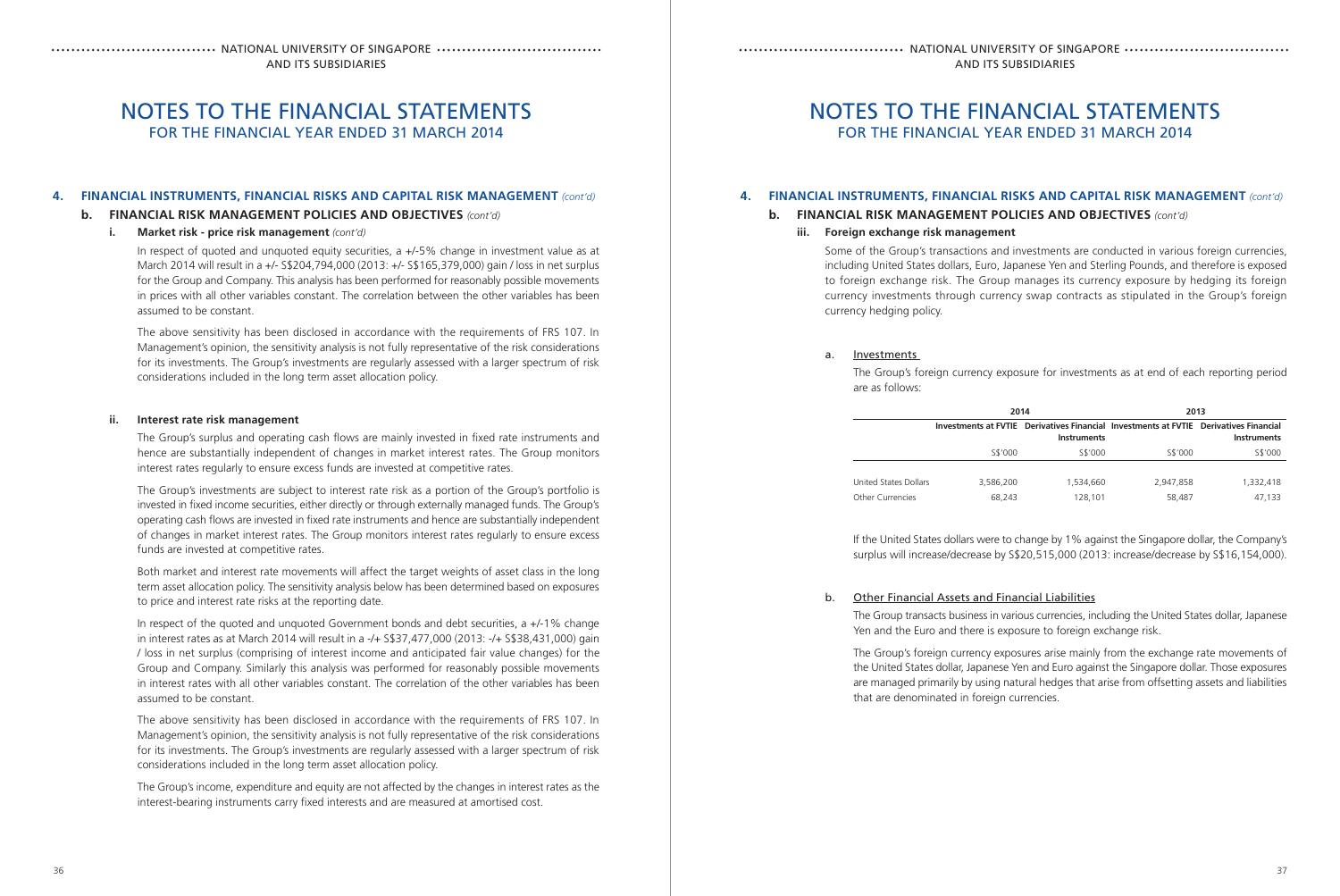## 4. FINANCIAL INSTRUMENTS, FINANCIAL RISKS AND CAPITAL RISK MANAGEMENT *(cont'd)*

### b. FINANCIAL RISK MANAGEMENT POLICIES AND OBJECTIVES *(cont'd)*

#### i. Market risk - price risk management *(cont'd)*

In respect of quoted and unquoted equity securities, a +/-5% change in investment value as at March 2014 will result in a +/- S$204,794,000 (2013: +/- S$165,379,000) gain / loss in net surplus for the Group and Company. This analysis has been performed for reasonably possible movements in prices with all other variables constant. The correlation between the other variables has been assumed to be constant.

The above sensitivity has been disclosed in accordance with the requirements of FRS 107. In Management's opinion, the sensitivity analysis is not fully representative of the risk considerations for its investments. The Group's investments are regularly assessed with a larger spectrum of risk considerations included in the long term asset allocation policy.

#### ii. Interest rate risk management

The Group's surplus and operating cash flows are mainly invested in fixed rate instruments and hence are substantially independent of changes in market interest rates. The Group monitors interest rates regularly to ensure excess funds are invested at competitive rates.

The Group's investments are subject to interest rate risk as a portion of the Group's portfolio is invested in fixed income securities, either directly or through externally managed funds. The Group's operating cash flows are invested in fixed rate instruments and hence are substantially independent of changes in market interest rates. The Group monitors interest rates regularly to ensure excess funds are invested at competitive rates.

Both market and interest rate movements will affect the target weights of asset class in the long term asset allocation policy. The sensitivity analysis below has been determined based on exposures to price and interest rate risks at the reporting date.

In respect of the quoted and unquoted Government bonds and debt securities, a +/-1% change in interest rates as at March 2014 will result in a -/+ S$37,477,000 (2013: -/+ S$38,431,000) gain / loss in net surplus (comprising of interest income and anticipated fair value changes) for the Group and Company. Similarly this analysis was performed for reasonably possible movements in interest rates with all other variables constant. The correlation of the other variables has been assumed to be constant.

The above sensitivity has been disclosed in accordance with the requirements of FRS 107. In Management's opinion, the sensitivity analysis is not fully representative of the risk considerations for its investments. The Group's investments are regularly assessed with a larger spectrum of risk considerations included in the long term asset allocation policy.

The Group's income, expenditure and equity are not affected by the changes in interest rates as the interest-bearing instruments carry fixed interests and are measured at amortised cost.

#### iii. Foreign exchange risk management

Some of the Group's transactions and investments are conducted in various foreign currencies, including United States dollars, Euro, Japanese Yen and Sterling Pounds, and therefore is exposed to foreign exchange risk. The Group manages its currency exposure by hedging its foreign currency investments through currency swap contracts as stipulated in the Group's foreign currency hedging policy.

a. Investments

The Group's foreign currency exposure for investments as at end of each reporting period are as follows:

| | 2014 | | 2013 | |
|---|---|---|---|---|
| | Investments at FVTIE | Derivatives Financial Instruments | Investments at FVTIE | Derivatives Financial Instruments |
| | S$'000 | S$'000 | S$'000 | S$'000 |
| United States Dollars | 3,586,200 | 1,534,660 | 2,947,858 | 1,332,418 |
| Other Currencies | 68,243 | 128,101 | 58,487 | 47,133 |

If the United States dollars were to change by 1% against the Singapore dollar, the Company's surplus will increase/decrease by S$20,515,000 (2013: increase/decrease by S$16,154,000).

b. Other Financial Assets and Financial Liabilities

The Group transacts business in various currencies, including the United States dollar, Japanese Yen and the Euro and there is exposure to foreign exchange risk.

The Group's foreign currency exposures arise mainly from the exchange rate movements of the United States dollar, Japanese Yen and Euro against the Singapore dollar. Those exposures are managed primarily by using natural hedges that arise from offsetting assets and liabilities that are denominated in foreign currencies.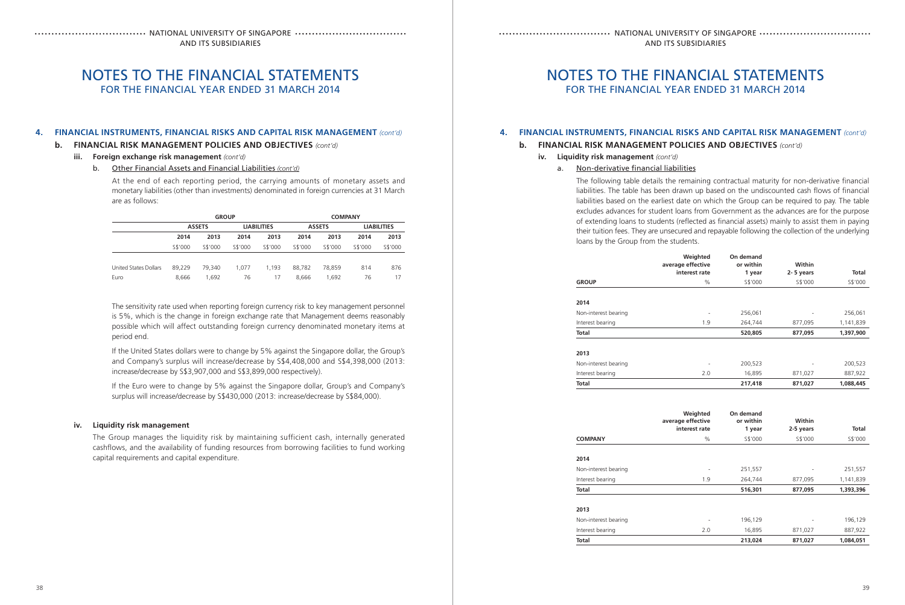## 4. FINANCIAL INSTRUMENTS, FINANCIAL RISKS AND CAPITAL RISK MANAGEMENT *(cont'd)*

### b. FINANCIAL RISK MANAGEMENT POLICIES AND OBJECTIVES *(cont'd)*

#### iii. Foreign exchange risk management *(cont'd)*

b. Other Financial Assets and Financial Liabilities *(cont'd)*

At the end of each reporting period, the carrying amounts of monetary assets and monetary liabilities (other than investments) denominated in foreign currencies at 31 March are as follows:

| | GROUP | | | | COMPANY | | | |
|---|---|---|---|---|---|---|---|---|
| | ASSETS | | LIABILITIES | | ASSETS | | LIABILITIES | |
| | 2014 | 2013 | 2014 | 2013 | 2014 | 2013 | 2014 | 2013 |
| | S$'000 | S$'000 | S$'000 | S$'000 | S$'000 | S$'000 | S$'000 | S$'000 |
| United States Dollars | 89,229 | 79,340 | 1,077 | 1,193 | 88,782 | 78,859 | 814 | 876 |
| Euro | 8,666 | 1,692 | 76 | 17 | 8,666 | 1,692 | 76 | 17 |

The sensitivity rate used when reporting foreign currency risk to key management personnel is 5%, which is the change in foreign exchange rate that Management deems reasonably possible which will affect outstanding foreign currency denominated monetary items at period end.

If the United States dollars were to change by 5% against the Singapore dollar, the Group's and Company's surplus will increase/decrease by S$4,408,000 and S$4,398,000 (2013: increase/decrease by S$3,907,000 and S$3,899,000 respectively).

If the Euro were to change by 5% against the Singapore dollar, Group's and Company's surplus will increase/decrease by S$430,000 (2013: increase/decrease by S$84,000).

#### iv. Liquidity risk management

The Group manages the liquidity risk by maintaining sufficient cash, internally generated cashflows, and the availability of funding resources from borrowing facilities to fund working capital requirements and capital expenditure.

## 4. FINANCIAL INSTRUMENTS, FINANCIAL RISKS AND CAPITAL RISK MANAGEMENT *(cont'd)*

### b. FINANCIAL RISK MANAGEMENT POLICIES AND OBJECTIVES *(cont'd)*

#### iv. Liquidity risk management *(cont'd)*

a. Non-derivative financial liabilities

The following table details the remaining contractual maturity for non-derivative financial liabilities. The table has been drawn up based on the undiscounted cash flows of financial liabilities based on the earliest date on which the Group can be required to pay. The table excludes advances for student loans from Government as the advances are for the purpose of extending loans to students (reflected as financial assets) mainly to assist them in paying their tuition fees. They are unsecured and repayable following the collection of the underlying loans by the Group from the students.

| GROUP | Weighted average effective interest rate | On demand or within 1 year | Within 2- 5 years | Total |
|---|---|---|---|---|
| | % | S$'000 | S$'000 | S$'000 |
| **2014** | | | | |
| Non-interest bearing | - | 256,061 | - | 256,061 |
| Interest bearing | 1.9 | 264,744 | 877,095 | 1,141,839 |
| **Total** | | **520,805** | **877,095** | **1,397,900** |
| **2013** | | | | |
| Non-interest bearing | - | 200,523 | - | 200,523 |
| Interest bearing | 2.0 | 16,895 | 871,027 | 887,922 |
| **Total** | | **217,418** | **871,027** | **1,088,445** |

| COMPANY | Weighted average effective interest rate | On demand or within 1 year | Within 2-5 years | Total |
|---|---|---|---|---|
| | % | S$'000 | S$'000 | S$'000 |
| **2014** | | | | |
| Non-interest bearing | - | 251,557 | - | 251,557 |
| Interest bearing | 1.9 | 264,744 | 877,095 | 1,141,839 |
| **Total** | | **516,301** | **877,095** | **1,393,396** |
| **2013** | | | | |
| Non-interest bearing | - | 196,129 | - | 196,129 |
| Interest bearing | 2.0 | 16,895 | 871,027 | 887,922 |
| **Total** | | **213,024** | **871,027** | **1,084,051** |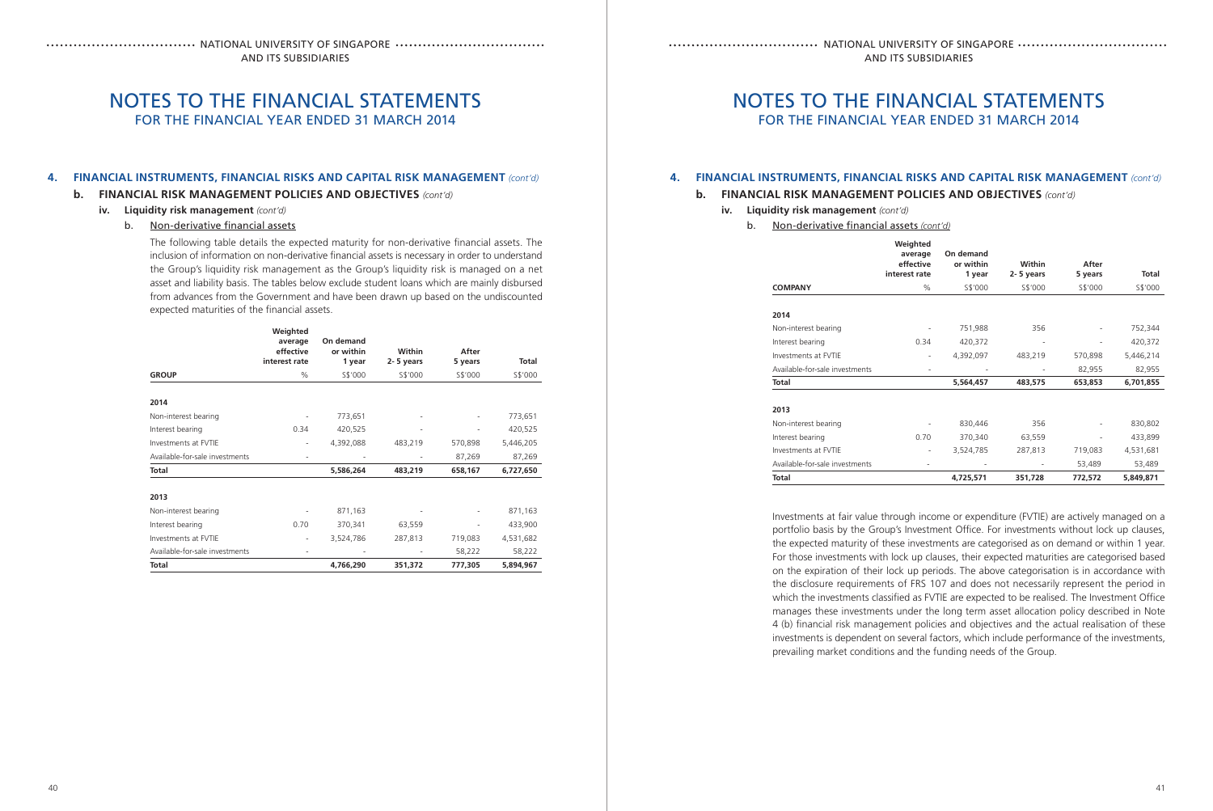# NOTES TO THE FINANCIAL STATEMENTS
## FOR THE FINANCIAL YEAR ENDED 31 MARCH 2014

### 4. FINANCIAL INSTRUMENTS, FINANCIAL RISKS AND CAPITAL RISK MANAGEMENT *(cont'd)*

#### b. FINANCIAL RISK MANAGEMENT POLICIES AND OBJECTIVES *(cont'd)*

**iv. Liquidity risk management** *(cont'd)*

b. Non-derivative financial assets

The following table details the expected maturity for non-derivative financial assets. The inclusion of information on non-derivative financial assets is necessary in order to understand the Group's liquidity risk management as the Group's liquidity risk is managed on a net asset and liability basis. The tables below exclude student loans which are mainly disbursed from advances from the Government and have been drawn up based on the undiscounted expected maturities of the financial assets.

| GROUP | Weighted average effective interest rate | On demand or within 1 year | Within 2- 5 years | After 5 years | Total |
|---|---|---|---|---|---|
| | % | S$'000 | S$'000 | S$'000 | S$'000 |
| **2014** | | | | | |
| Non-interest bearing | - | 773,651 | - | - | 773,651 |
| Interest bearing | 0.34 | 420,525 | - | - | 420,525 |
| Investments at FVTIE | - | 4,392,088 | 483,219 | 570,898 | 5,446,205 |
| Available-for-sale investments | - | - | - | 87,269 | 87,269 |
| **Total** | | **5,586,264** | **483,219** | **658,167** | **6,727,650** |
| **2013** | | | | | |
| Non-interest bearing | - | 871,163 | - | - | 871,163 |
| Interest bearing | 0.70 | 370,341 | 63,559 | - | 433,900 |
| Investments at FVTIE | - | 3,524,786 | 287,813 | 719,083 | 4,531,682 |
| Available-for-sale investments | - | - | - | 58,222 | 58,222 |
| **Total** | | **4,766,290** | **351,372** | **777,305** | **5,894,967** |

b. Non-derivative financial assets *(cont'd)*

| COMPANY | Weighted average effective interest rate | On demand or within 1 year | Within 2- 5 years | After 5 years | Total |
|---|---|---|---|---|---|
| | % | S$'000 | S$'000 | S$'000 | S$'000 |
| **2014** | | | | | |
| Non-interest bearing | - | 751,988 | 356 | - | 752,344 |
| Interest bearing | 0.34 | 420,372 | - | - | 420,372 |
| Investments at FVTIE | - | 4,392,097 | 483,219 | 570,898 | 5,446,214 |
| Available-for-sale investments | - | - | - | 82,955 | 82,955 |
| **Total** | | **5,564,457** | **483,575** | **653,853** | **6,701,855** |
| **2013** | | | | | |
| Non-interest bearing | - | 830,446 | 356 | - | 830,802 |
| Interest bearing | 0.70 | 370,340 | 63,559 | - | 433,899 |
| Investments at FVTIE | - | 3,524,785 | 287,813 | 719,083 | 4,531,681 |
| Available-for-sale investments | - | - | - | 53,489 | 53,489 |
| **Total** | | **4,725,571** | **351,728** | **772,572** | **5,849,871** |

Investments at fair value through income or expenditure (FVTIE) are actively managed on a portfolio basis by the Group's Investment Office. For investments without lock up clauses, the expected maturity of these investments are categorised as on demand or within 1 year. For those investments with lock up clauses, their expected maturities are categorised based on the expiration of their lock up periods. The above categorisation is in accordance with the disclosure requirements of FRS 107 and does not necessarily represent the period in which the investments classified as FVTIE are expected to be realised. The Investment Office manages these investments under the long term asset allocation policy described in Note 4 (b) financial risk management policies and objectives and the actual realisation of these investments is dependent on several factors, which include performance of the investments, prevailing market conditions and the funding needs of the Group.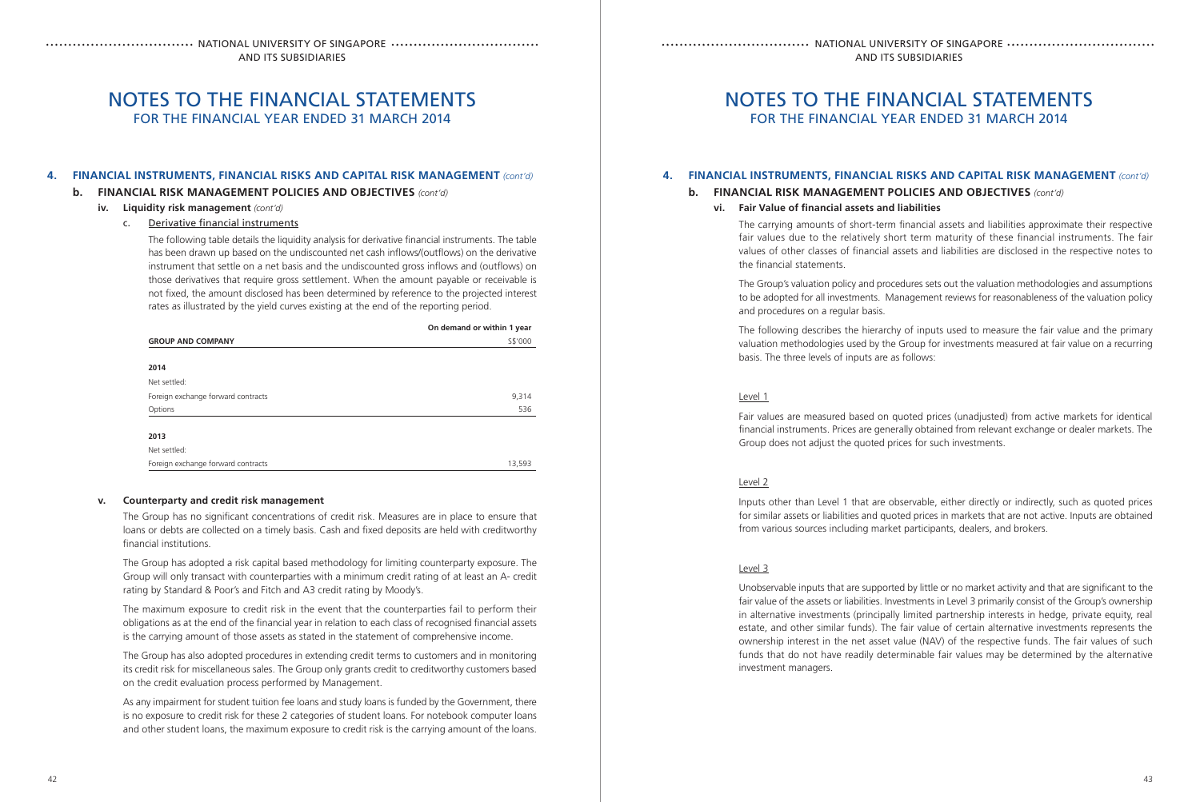## 4. FINANCIAL INSTRUMENTS, FINANCIAL RISKS AND CAPITAL RISK MANAGEMENT *(cont'd)*

### b. FINANCIAL RISK MANAGEMENT POLICIES AND OBJECTIVES *(cont'd)*

#### iv. Liquidity risk management *(cont'd)*

c. Derivative financial instruments

The following table details the liquidity analysis for derivative financial instruments. The table has been drawn up based on the undiscounted net cash inflows/(outflows) on the derivative instrument that settle on a net basis and the undiscounted gross inflows and (outflows) on those derivatives that require gross settlement. When the amount payable or receivable is not fixed, the amount disclosed has been determined by reference to the projected interest rates as illustrated by the yield curves existing at the end of the reporting period.

| GROUP AND COMPANY | On demand or within 1 year S$'000 |
|---|---|
| **2014** | |
| Net settled: | |
| Foreign exchange forward contracts | 9,314 |
| Options | 536 |
| **2013** | |
| Net settled: | |
| Foreign exchange forward contracts | 13,593 |

#### v. Counterparty and credit risk management

The Group has no significant concentrations of credit risk. Measures are in place to ensure that loans or debts are collected on a timely basis. Cash and fixed deposits are held with creditworthy financial institutions.

The Group has adopted a risk capital based methodology for limiting counterparty exposure. The Group will only transact with counterparties with a minimum credit rating of at least an A- credit rating by Standard & Poor's and Fitch and A3 credit rating by Moody's.

The maximum exposure to credit risk in the event that the counterparties fail to perform their obligations as at the end of the financial year in relation to each class of recognised financial assets is the carrying amount of those assets as stated in the statement of comprehensive income.

The Group has also adopted procedures in extending credit terms to customers and in monitoring its credit risk for miscellaneous sales. The Group only grants credit to creditworthy customers based on the credit evaluation process performed by Management.

As any impairment for student tuition fee loans and study loans is funded by the Government, there is no exposure to credit risk for these 2 categories of student loans. For notebook computer loans and other student loans, the maximum exposure to credit risk is the carrying amount of the loans.

## 4. FINANCIAL INSTRUMENTS, FINANCIAL RISKS AND CAPITAL RISK MANAGEMENT *(cont'd)*

### b. FINANCIAL RISK MANAGEMENT POLICIES AND OBJECTIVES *(cont'd)*

#### vi. Fair Value of financial assets and liabilities

The carrying amounts of short-term financial assets and liabilities approximate their respective fair values due to the relatively short term maturity of these financial instruments. The fair values of other classes of financial assets and liabilities are disclosed in the respective notes to the financial statements.

The Group's valuation policy and procedures sets out the valuation methodologies and assumptions to be adopted for all investments. Management reviews for reasonableness of the valuation policy and procedures on a regular basis.

The following describes the hierarchy of inputs used to measure the fair value and the primary valuation methodologies used by the Group for investments measured at fair value on a recurring basis. The three levels of inputs are as follows:

Level 1

Fair values are measured based on quoted prices (unadjusted) from active markets for identical financial instruments. Prices are generally obtained from relevant exchange or dealer markets. The Group does not adjust the quoted prices for such investments.

Level 2

Inputs other than Level 1 that are observable, either directly or indirectly, such as quoted prices for similar assets or liabilities and quoted prices in markets that are not active. Inputs are obtained from various sources including market participants, dealers, and brokers.

Level 3

Unobservable inputs that are supported by little or no market activity and that are significant to the fair value of the assets or liabilities. Investments in Level 3 primarily consist of the Group's ownership in alternative investments (principally limited partnership interests in hedge, private equity, real estate, and other similar funds). The fair value of certain alternative investments represents the ownership interest in the net asset value (NAV) of the respective funds. The fair values of such funds that do not have readily determinable fair values may be determined by the alternative investment managers.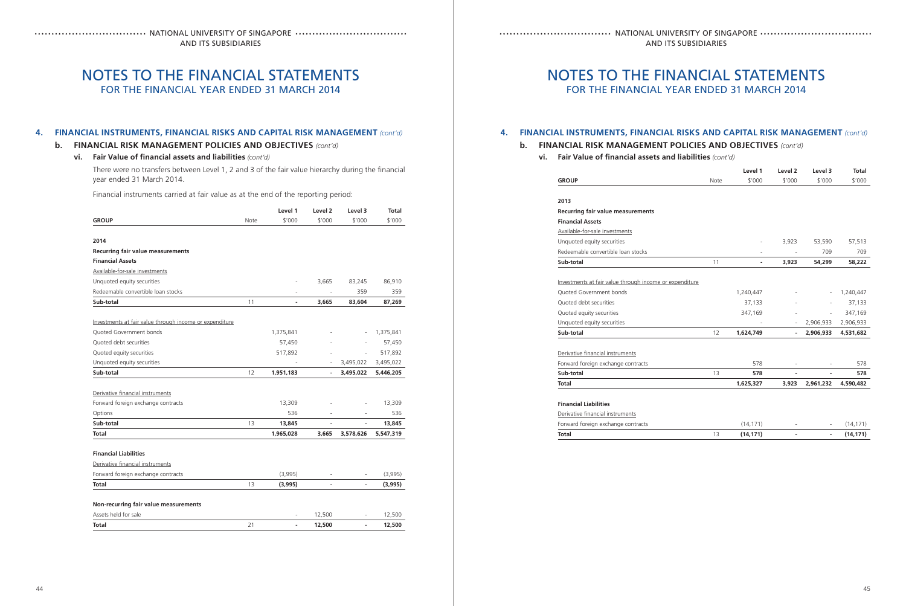# NOTES TO THE FINANCIAL STATEMENTS
FOR THE FINANCIAL YEAR ENDED 31 MARCH 2014

## 4. FINANCIAL INSTRUMENTS, FINANCIAL RISKS AND CAPITAL RISK MANAGEMENT *(cont'd)*

### b. FINANCIAL RISK MANAGEMENT POLICIES AND OBJECTIVES *(cont'd)*

#### vi. Fair Value of financial assets and liabilities *(cont'd)*

There were no transfers between Level 1, 2 and 3 of the fair value hierarchy during the financial year ended 31 March 2014.

Financial instruments carried at fair value as at the end of the reporting period:

| GROUP | Note | Level 1 $'000 | Level 2 $'000 | Level 3 $'000 | Total $'000 |
|---|---|---|---|---|---|
| **2014** | | | | | |
| **Recurring fair value measurements** | | | | | |
| **Financial Assets** | | | | | |
| Available-for-sale investments | | | | | |
| Unquoted equity securities | | - | 3,665 | 83,245 | 86,910 |
| Redeemable convertible loan stocks | | - | - | 359 | 359 |
| **Sub-total** | 11 | **-** | **3,665** | **83,604** | **87,269** |
| Investments at fair value through income or expenditure | | | | | |
| Quoted Government bonds | | 1,375,841 | - | - | 1,375,841 |
| Quoted debt securities | | 57,450 | - | - | 57,450 |
| Quoted equity securities | | 517,892 | - | - | 517,892 |
| Unquoted equity securities | | - | - | 3,495,022 | 3,495,022 |
| **Sub-total** | 12 | **1,951,183** | **-** | **3,495,022** | **5,446,205** |
| Derivative financial instruments | | | | | |
| Forward foreign exchange contracts | | 13,309 | - | - | 13,309 |
| Options | | 536 | - | - | 536 |
| **Sub-total** | 13 | **13,845** | **-** | **-** | **13,845** |
| **Total** | | **1,965,028** | **3,665** | **3,578,626** | **5,547,319** |
| **Financial Liabilities** | | | | | |
| Derivative financial instruments | | | | | |
| Forward foreign exchange contracts | | (3,995) | - | - | (3,995) |
| **Total** | 13 | **(3,995)** | **-** | **-** | **(3,995)** |
| **Non-recurring fair value measurements** | | | | | |
| Assets held for sale | | - | 12,500 | - | 12,500 |
| **Total** | 21 | **-** | **12,500** | **-** | **12,500** |

| GROUP | Note | Level 1 $'000 | Level 2 $'000 | Level 3 $'000 | Total $'000 |
|---|---|---|---|---|---|
| **2013** | | | | | |
| **Recurring fair value measurements** | | | | | |
| **Financial Assets** | | | | | |
| Available-for-sale investments | | | | | |
| Unquoted equity securities | | - | 3,923 | 53,590 | 57,513 |
| Redeemable convertible loan stocks | | - | - | 709 | 709 |
| **Sub-total** | 11 | **-** | **3,923** | **54,299** | **58,222** |
| Investments at fair value through income or expenditure | | | | | |
| Quoted Government bonds | | 1,240,447 | - | - | 1,240,447 |
| Quoted debt securities | | 37,133 | - | - | 37,133 |
| Quoted equity securities | | 347,169 | - | - | 347,169 |
| Unquoted equity securities | | - | - | 2,906,933 | 2,906,933 |
| **Sub-total** | 12 | **1,624,749** | **-** | **2,906,933** | **4,531,682** |
| Derivative financial instruments | | | | | |
| Forward foreign exchange contracts | | 578 | - | - | 578 |
| **Sub-total** | 13 | **578** | **-** | **-** | **578** |
| **Total** | | **1,625,327** | **3,923** | **2,961,232** | **4,590,482** |
| **Financial Liabilities** | | | | | |
| Derivative financial instruments | | | | | |
| Forward foreign exchange contracts | | (14,171) | - | - | (14,171) |
| **Total** | 13 | **(14,171)** | **-** | **-** | **(14,171)** |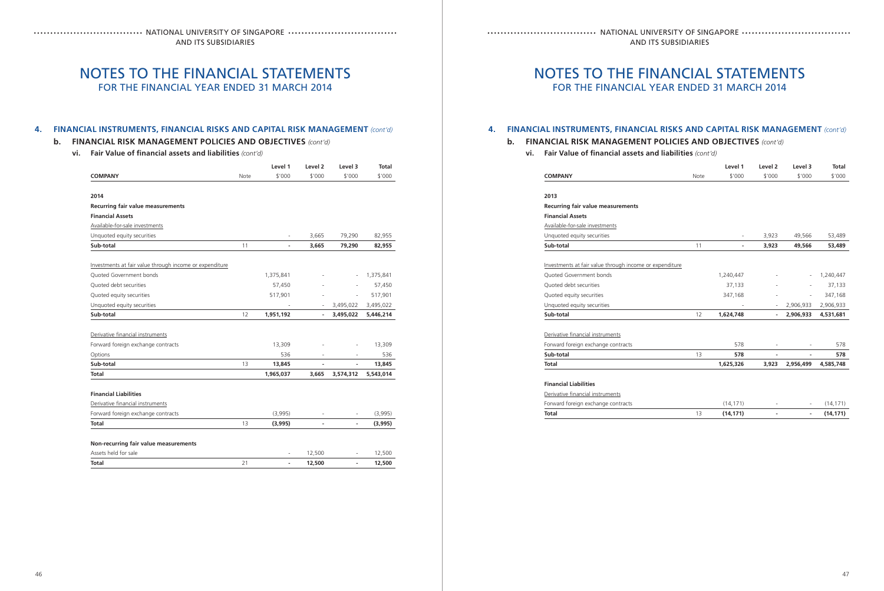# NOTES TO THE FINANCIAL STATEMENTS
## FOR THE FINANCIAL YEAR ENDED 31 MARCH 2014

### 4. FINANCIAL INSTRUMENTS, FINANCIAL RISKS AND CAPITAL RISK MANAGEMENT *(cont'd)*

#### b. FINANCIAL RISK MANAGEMENT POLICIES AND OBJECTIVES *(cont'd)*

##### vi. Fair Value of financial assets and liabilities *(cont'd)*

| COMPANY | Note | Level 1 $'000 | Level 2 $'000 | Level 3 $'000 | Total $'000 |
|---|---|---|---|---|---|
| **2014** | | | | | |
| **Recurring fair value measurements** | | | | | |
| **Financial Assets** | | | | | |
| Available-for-sale investments | | | | | |
| Unquoted equity securities | | - | 3,665 | 79,290 | 82,955 |
| **Sub-total** | 11 | **-** | **3,665** | **79,290** | **82,955** |
| Investments at fair value through income or expenditure | | | | | |
| Quoted Government bonds | | 1,375,841 | - | - | 1,375,841 |
| Quoted debt securities | | 57,450 | - | - | 57,450 |
| Quoted equity securities | | 517,901 | - | - | 517,901 |
| Unquoted equity securities | | - | - | 3,495,022 | 3,495,022 |
| **Sub-total** | 12 | **1,951,192** | **-** | **3,495,022** | **5,446,214** |
| Derivative financial instruments | | | | | |
| Forward foreign exchange contracts | | 13,309 | - | - | 13,309 |
| Options | | 536 | - | - | 536 |
| **Sub-total** | 13 | **13,845** | **-** | **-** | **13,845** |
| **Total** | | **1,965,037** | **3,665** | **3,574,312** | **5,543,014** |
| **Financial Liabilities** | | | | | |
| Derivative financial instruments | | | | | |
| Forward foreign exchange contracts | | (3,995) | - | - | (3,995) |
| **Total** | 13 | **(3,995)** | **-** | **-** | **(3,995)** |
| **Non-recurring fair value measurements** | | | | | |
| Assets held for sale | | - | 12,500 | - | 12,500 |
| **Total** | 21 | **-** | **12,500** | **-** | **12,500** |

| COMPANY | Note | Level 1 $'000 | Level 2 $'000 | Level 3 $'000 | Total $'000 |
|---|---|---|---|---|---|
| **2013** | | | | | |
| **Recurring fair value measurements** | | | | | |
| **Financial Assets** | | | | | |
| Available-for-sale investments | | | | | |
| Unquoted equity securities | | - | 3,923 | 49,566 | 53,489 |
| **Sub-total** | 11 | **-** | **3,923** | **49,566** | **53,489** |
| Investments at fair value through income or expenditure | | | | | |
| Quoted Government bonds | | 1,240,447 | - | - | 1,240,447 |
| Quoted debt securities | | 37,133 | - | - | 37,133 |
| Quoted equity securities | | 347,168 | - | - | 347,168 |
| Unquoted equity securities | | - | - | 2,906,933 | 2,906,933 |
| **Sub-total** | 12 | **1,624,748** | **-** | **2,906,933** | **4,531,681** |
| Derivative financial instruments | | | | | |
| Forward foreign exchange contracts | | 578 | - | - | 578 |
| **Sub-total** | 13 | **578** | **-** | **-** | **578** |
| **Total** | | **1,625,326** | **3,923** | **2,956,499** | **4,585,748** |
| **Financial Liabilities** | | | | | |
| Derivative financial instruments | | | | | |
| Forward foreign exchange contracts | | (14,171) | - | - | (14,171) |
| **Total** | 13 | **(14,171)** | **-** | **-** | **(14,171)** |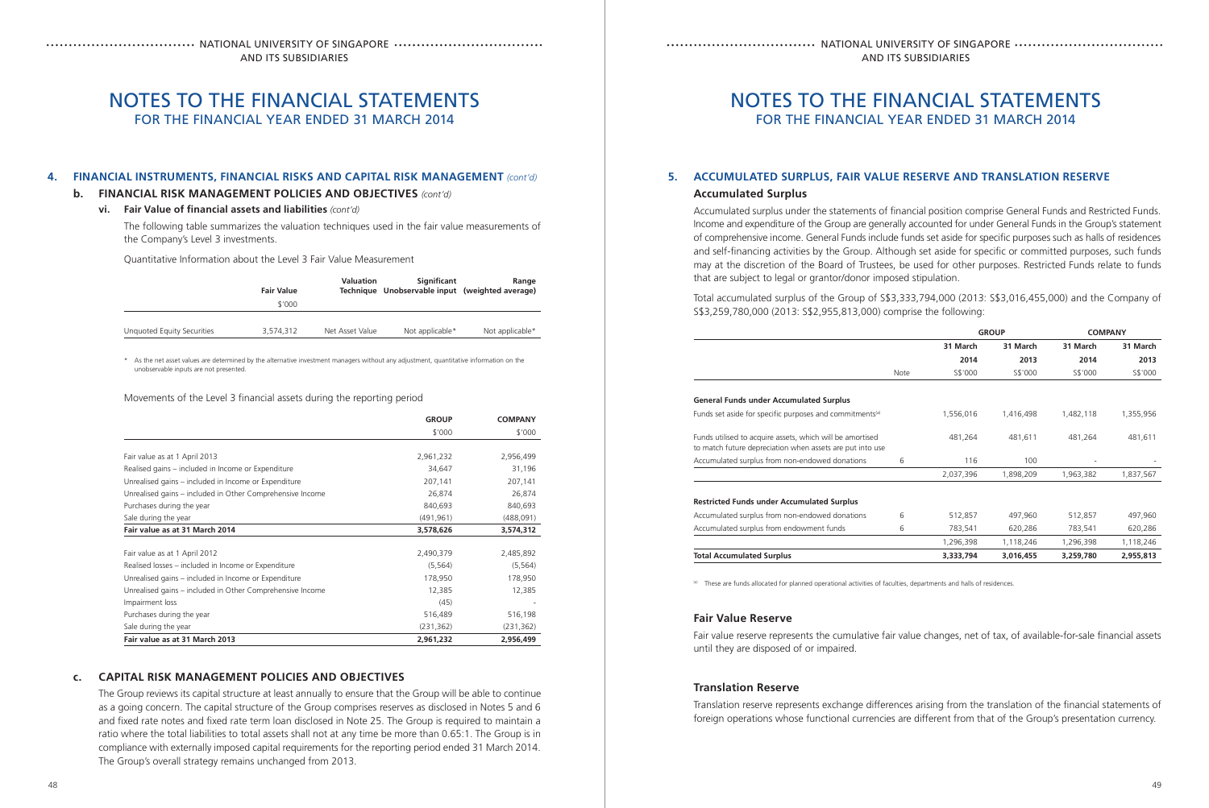## 4. FINANCIAL INSTRUMENTS, FINANCIAL RISKS AND CAPITAL RISK MANAGEMENT *(cont'd)*

### b. FINANCIAL RISK MANAGEMENT POLICIES AND OBJECTIVES *(cont'd)*

#### vi. Fair Value of financial assets and liabilities *(cont'd)*

The following table summarizes the valuation techniques used in the fair value measurements of the Company's Level 3 investments.

Quantitative Information about the Level 3 Fair Value Measurement

| | Fair Value | Valuation Technique | Significant Unobservable input | Range (weighted average) |
|---|---|---|---|---|
| | $'000 | | | |
| Unquoted Equity Securities | 3,574,312 | Net Asset Value | Not applicable* | Not applicable* |

\* As the net asset values are determined by the alternative investment managers without any adjustment, quantitative information on the unobservable inputs are not presented.

Movements of the Level 3 financial assets during the reporting period

| | GROUP | COMPANY |
|---|---|---|
| | $'000 | $'000 |
| Fair value as at 1 April 2013 | 2,961,232 | 2,956,499 |
| Realised gains – included in Income or Expenditure | 34,647 | 31,196 |
| Unrealised gains – included in Income or Expenditure | 207,141 | 207,141 |
| Unrealised gains – included in Other Comprehensive Income | 26,874 | 26,874 |
| Purchases during the year | 840,693 | 840,693 |
| Sale during the year | (491,961) | (488,091) |
| **Fair value as at 31 March 2014** | **3,578,626** | **3,574,312** |
| | | |
| Fair value as at 1 April 2012 | 2,490,379 | 2,485,892 |
| Realised losses – included in Income or Expenditure | (5,564) | (5,564) |
| Unrealised gains – included in Income or Expenditure | 178,950 | 178,950 |
| Unrealised gains – included in Other Comprehensive Income | 12,385 | 12,385 |
| Impairment loss | (45) | - |
| Purchases during the year | 516,489 | 516,198 |
| Sale during the year | (231,362) | (231,362) |
| **Fair value as at 31 March 2013** | **2,961,232** | **2,956,499** |

### c. CAPITAL RISK MANAGEMENT POLICIES AND OBJECTIVES

The Group reviews its capital structure at least annually to ensure that the Group will be able to continue as a going concern. The capital structure of the Group comprises reserves as disclosed in Notes 5 and 6 and fixed rate notes and fixed rate term loan disclosed in Note 25. The Group is required to maintain a ratio where the total liabilities to total assets shall not at any time be more than 0.65:1. The Group is in compliance with externally imposed capital requirements for the reporting period ended 31 March 2014. The Group's overall strategy remains unchanged from 2013.

## 5. ACCUMULATED SURPLUS, FAIR VALUE RESERVE AND TRANSLATION RESERVE

### Accumulated Surplus

Accumulated surplus under the statements of financial position comprise General Funds and Restricted Funds. Income and expenditure of the Group are generally accounted for under General Funds in the Group's statement of comprehensive income. General Funds include funds set aside for specific purposes such as halls of residences and self-financing activities by the Group. Although set aside for specific or committed purposes, such funds may at the discretion of the Board of Trustees, be used for other purposes. Restricted Funds relate to funds that are subject to legal or grantor/donor imposed stipulation.

Total accumulated surplus of the Group of S$3,333,794,000 (2013: S$3,016,455,000) and the Company of S$3,259,780,000 (2013: S$2,955,813,000) comprise the following:

| | | GROUP | | COMPANY | |
|---|---|---|---|---|---|
| | | 31 March 2014 | 31 March 2013 | 31 March 2014 | 31 March 2013 |
| | Note | S$'000 | S$'000 | S$'000 | S$'000 |
| **General Funds under Accumulated Surplus** | | | | | |
| Funds set aside for specific purposes and commitments[a] | | 1,556,016 | 1,416,498 | 1,482,118 | 1,355,956 |
| Funds utilised to acquire assets, which will be amortised to match future depreciation when assets are put into use | | 481,264 | 481,611 | 481,264 | 481,611 |
| Accumulated surplus from non-endowed donations | 6 | 116 | 100 | - | - |
| | | 2,037,396 | 1,898,209 | 1,963,382 | 1,837,567 |
| **Restricted Funds under Accumulated Surplus** | | | | | |
| Accumulated surplus from non-endowed donations | 6 | 512,857 | 497,960 | 512,857 | 497,960 |
| Accumulated surplus from endowment funds | 6 | 783,541 | 620,286 | 783,541 | 620,286 |
| | | 1,296,398 | 1,118,246 | 1,296,398 | 1,118,246 |
| **Total Accumulated Surplus** | | **3,333,794** | **3,016,455** | **3,259,780** | **2,955,813** |

[a] These are funds allocated for planned operational activities of faculties, departments and halls of residences.

### Fair Value Reserve

Fair value reserve represents the cumulative fair value changes, net of tax, of available-for-sale financial assets until they are disposed of or impaired.

### Translation Reserve

Translation reserve represents exchange differences arising from the translation of the financial statements of foreign operations whose functional currencies are different from that of the Group's presentation currency.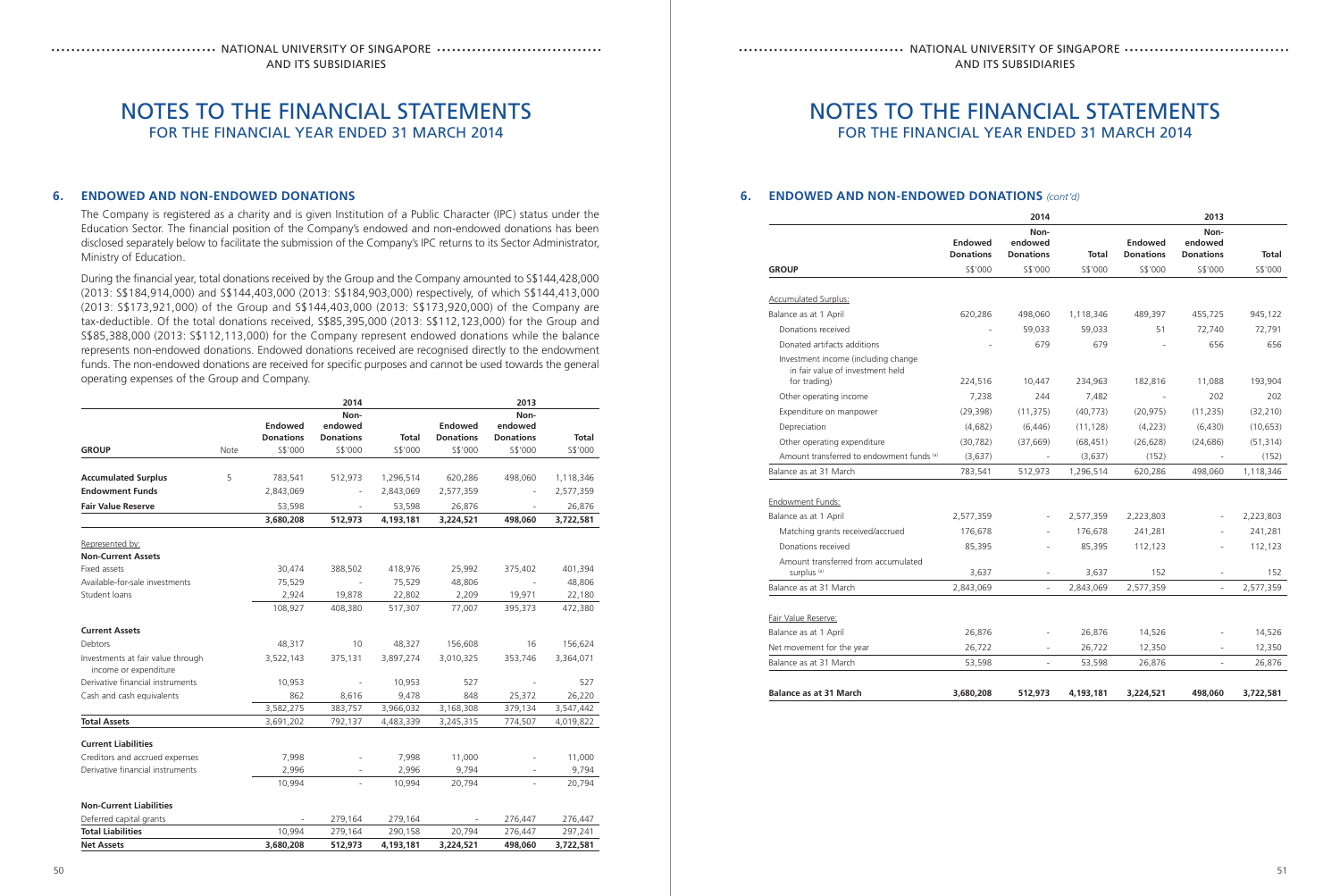# NOTES TO THE FINANCIAL STATEMENTS
FOR THE FINANCIAL YEAR ENDED 31 MARCH 2014

## 6. ENDOWED AND NON-ENDOWED DONATIONS

The Company is registered as a charity and is given Institution of a Public Character (IPC) status under the Education Sector. The financial position of the Company's endowed and non-endowed donations has been disclosed separately below to facilitate the submission of the Company's IPC returns to its Sector Administrator, Ministry of Education.

During the financial year, total donations received by the Group and the Company amounted to S$144,428,000 (2013: S$184,914,000) and S$144,403,000 (2013: S$184,903,000) respectively, of which S$144,413,000 (2013: S$173,921,000) of the Group and S$144,403,000 (2013: S$173,920,000) of the Company are tax-deductible. Of the total donations received, S$85,395,000 (2013: S$112,123,000) for the Group and S$85,388,000 (2013: S$112,113,000) for the Company represent endowed donations while the balance represents non-endowed donations. Endowed donations received are recognised directly to the endowment funds. The non-endowed donations are received for specific purposes and cannot be used towards the general operating expenses of the Group and Company.

| | | 2014 | | | 2013 | | |
|---|---|---|---|---|---|---|---|
| | | Endowed Donations | Non-endowed Donations | Total | Endowed Donations | Non-endowed Donations | Total |
| **GROUP** | Note | S$'000 | S$'000 | S$'000 | S$'000 | S$'000 | S$'000 |
| **Accumulated Surplus** | 5 | 783,541 | 512,973 | 1,296,514 | 620,286 | 498,060 | 1,118,346 |
| **Endowment Funds** | | 2,843,069 | - | 2,843,069 | 2,577,359 | - | 2,577,359 |
| **Fair Value Reserve** | | 53,598 | - | 53,598 | 26,876 | - | 26,876 |
| | | **3,680,208** | **512,973** | **4,193,181** | **3,224,521** | **498,060** | **3,722,581** |
| Represented by: | | | | | | | |
| **Non-Current Assets** | | | | | | | |
| Fixed assets | | 30,474 | 388,502 | 418,976 | 25,992 | 375,402 | 401,394 |
| Available-for-sale investments | | 75,529 | - | 75,529 | 48,806 | - | 48,806 |
| Student loans | | 2,924 | 19,878 | 22,802 | 2,209 | 19,971 | 22,180 |
| | | 108,927 | 408,380 | 517,307 | 77,007 | 395,373 | 472,380 |
| **Current Assets** | | | | | | | |
| Debtors | | 48,317 | 10 | 48,327 | 156,608 | 16 | 156,624 |
| Investments at fair value through income or expenditure | | 3,522,143 | 375,131 | 3,897,274 | 3,010,325 | 353,746 | 3,364,071 |
| Derivative financial instruments | | 10,953 | - | 10,953 | 527 | - | 527 |
| Cash and cash equivalents | | 862 | 8,616 | 9,478 | 848 | 25,372 | 26,220 |
| | | 3,582,275 | 383,757 | 3,966,032 | 3,168,308 | 379,134 | 3,547,442 |
| **Total Assets** | | 3,691,202 | 792,137 | 4,483,339 | 3,245,315 | 774,507 | 4,019,822 |
| **Current Liabilities** | | | | | | | |
| Creditors and accrued expenses | | 7,998 | - | 7,998 | 11,000 | - | 11,000 |
| Derivative financial instruments | | 2,996 | - | 2,996 | 9,794 | - | 9,794 |
| | | 10,994 | - | 10,994 | 20,794 | - | 20,794 |
| **Non-Current Liabilities** | | | | | | | |
| Deferred capital grants | | - | 279,164 | 279,164 | - | 276,447 | 276,447 |
| **Total Liabilities** | | 10,994 | 279,164 | 290,158 | 20,794 | 276,447 | 297,241 |
| **Net Assets** | | **3,680,208** | **512,973** | **4,193,181** | **3,224,521** | **498,060** | **3,722,581** |

# NOTES TO THE FINANCIAL STATEMENTS
FOR THE FINANCIAL YEAR ENDED 31 MARCH 2014

## 6. ENDOWED AND NON-ENDOWED DONATIONS *(cont'd)*

| | 2014 | | | 2013 | | |
|---|---|---|---|---|---|---|
| | Endowed Donations | Non-endowed Donations | Total | Endowed Donations | Non-endowed Donations | Total |
| **GROUP** | S$'000 | S$'000 | S$'000 | S$'000 | S$'000 | S$'000 |
| Accumulated Surplus: | | | | | | |
| Balance as at 1 April | 620,286 | 498,060 | 1,118,346 | 489,397 | 455,725 | 945,122 |
| Donations received | - | 59,033 | 59,033 | 51 | 72,740 | 72,791 |
| Donated artifacts additions | - | 679 | 679 | - | 656 | 656 |
| Investment income (including change in fair value of investment held for trading) | 224,516 | 10,447 | 234,963 | 182,816 | 11,088 | 193,904 |
| Other operating income | 7,238 | 244 | 7,482 | - | 202 | 202 |
| Expenditure on manpower | (29,398) | (11,375) | (40,773) | (20,975) | (11,235) | (32,210) |
| Depreciation | (4,682) | (6,446) | (11,128) | (4,223) | (6,430) | (10,653) |
| Other operating expenditure | (30,782) | (37,669) | (68,451) | (26,628) | (24,686) | (51,314) |
| Amount transferred to endowment funds [a] | (3,637) | - | (3,637) | (152) | - | (152) |
| Balance as at 31 March | 783,541 | 512,973 | 1,296,514 | 620,286 | 498,060 | 1,118,346 |
| Endowment Funds: | | | | | | |
| Balance as at 1 April | 2,577,359 | - | 2,577,359 | 2,223,803 | - | 2,223,803 |
| Matching grants received/accrued | 176,678 | - | 176,678 | 241,281 | - | 241,281 |
| Donations received | 85,395 | - | 85,395 | 112,123 | - | 112,123 |
| Amount transferred from accumulated surplus [a] | 3,637 | - | 3,637 | 152 | - | 152 |
| Balance as at 31 March | 2,843,069 | - | 2,843,069 | 2,577,359 | - | 2,577,359 |
| Fair Value Reserve: | | | | | | |
| Balance as at 1 April | 26,876 | - | 26,876 | 14,526 | - | 14,526 |
| Net movement for the year | 26,722 | - | 26,722 | 12,350 | - | 12,350 |
| Balance as at 31 March | 53,598 | - | 53,598 | 26,876 | - | 26,876 |
| **Balance as at 31 March** | **3,680,208** | **512,973** | **4,193,181** | **3,224,521** | **498,060** | **3,722,581** |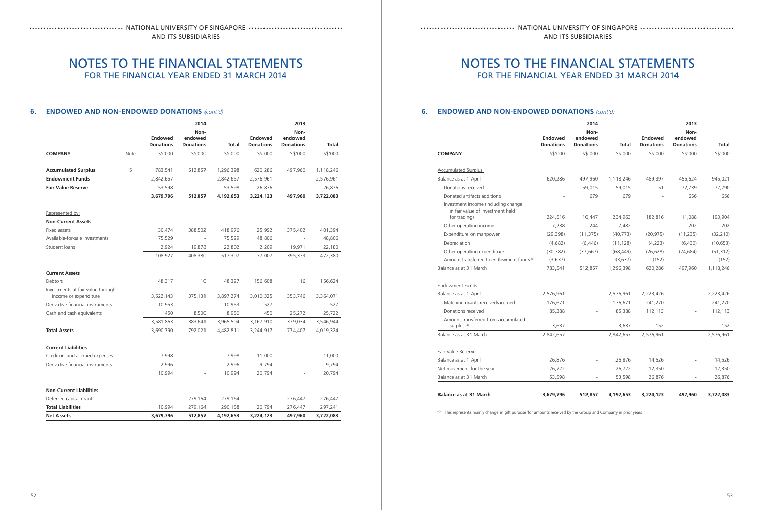# NOTES TO THE FINANCIAL STATEMENTS
FOR THE FINANCIAL YEAR ENDED 31 MARCH 2014

## 6. ENDOWED AND NON-ENDOWED DONATIONS *(cont'd)*

| | | 2014 | | | 2013 | | |
|---|---|---|---|---|---|---|---|
| | | **Endowed Donations** | **Non-endowed Donations** | **Total** | **Endowed Donations** | **Non-endowed Donations** | **Total** |
| **COMPANY** | Note | S$'000 | S$'000 | S$'000 | S$'000 | S$'000 | S$'000 |
| **Accumulated Surplus** | 5 | 783,541 | 512,857 | 1,296,398 | 620,286 | 497,960 | 1,118,246 |
| **Endowment Funds** | | 2,842,657 | - | 2,842,657 | 2,576,961 | - | 2,576,961 |
| **Fair Value Reserve** | | 53,598 | - | 53,598 | 26,876 | - | 26,876 |
| | | **3,679,796** | **512,857** | **4,192,653** | **3,224,123** | **497,960** | **3,722,083** |
| Represented by: | | | | | | | |
| **Non-Current Assets** | | | | | | | |
| Fixed assets | | 30,474 | 388,502 | 418,976 | 25,992 | 375,402 | 401,394 |
| Available-for-sale investments | | 75,529 | - | 75,529 | 48,806 | - | 48,806 |
| Student loans | | 2,924 | 19,878 | 22,802 | 2,209 | 19,971 | 22,180 |
| | | 108,927 | 408,380 | 517,307 | 77,007 | 395,373 | 472,380 |
| **Current Assets** | | | | | | | |
| Debtors | | 48,317 | 10 | 48,327 | 156,608 | 16 | 156,624 |
| Investments at fair value through income or expenditure | | 3,522,143 | 375,131 | 3,897,274 | 3,010,325 | 353,746 | 3,364,071 |
| Derivative financial instruments | | 10,953 | - | 10,953 | 527 | - | 527 |
| Cash and cash equivalents | | 450 | 8,500 | 8,950 | 450 | 25,272 | 25,722 |
| | | 3,581,863 | 383,641 | 3,965,504 | 3,167,910 | 379,034 | 3,546,944 |
| **Total Assets** | | 3,690,790 | 792,021 | 4,482,811 | 3,244,917 | 774,407 | 4,019,324 |
| **Current Liabilities** | | | | | | | |
| Creditors and accrued expenses | | 7,998 | - | 7,998 | 11,000 | - | 11,000 |
| Derivative financial instruments | | 2,996 | - | 2,996 | 9,794 | - | 9,794 |
| | | 10,994 | - | 10,994 | 20,794 | - | 20,794 |
| **Non-Current Liabilities** | | | | | | | |
| Deferred capital grants | | - | 279,164 | 279,164 | - | 276,447 | 276,447 |
| **Total Liabilities** | | 10,994 | 279,164 | 290,158 | 20,794 | 276,447 | 297,241 |
| **Net Assets** | | **3,679,796** | **512,857** | **4,192,653** | **3,224,123** | **497,960** | **3,722,083** |

## 6. ENDOWED AND NON-ENDOWED DONATIONS *(cont'd)*

| | 2014 | | | 2013 | | |
|---|---|---|---|---|---|---|
| | **Endowed Donations** | **Non-endowed Donations** | **Total** | **Endowed Donations** | **Non-endowed Donations** | **Total** |
| **COMPANY** | S$'000 | S$'000 | S$'000 | S$'000 | S$'000 | S$'000 |
| Accumulated Surplus: | | | | | | |
| Balance as at 1 April | 620,286 | 497,960 | 1,118,246 | 489,397 | 455,624 | 945,021 |
| Donations received | - | 59,015 | 59,015 | 51 | 72,739 | 72,790 |
| Donated artifacts additions | - | 679 | 679 | - | 656 | 656 |
| Investment income (including change in fair value of investment held for trading) | 224,516 | 10,447 | 234,963 | 182,816 | 11,088 | 193,904 |
| Other operating income | 7,238 | 244 | 7,482 | - | 202 | 202 |
| Expenditure on manpower | (29,398) | (11,375) | (40,773) | (20,975) | (11,235) | (32,210) |
| Depreciation | (4,682) | (6,446) | (11,128) | (4,223) | (6,430) | (10,653) |
| Other operating expenditure | (30,782) | (37,667) | (68,449) | (26,628) | (24,684) | (51,312) |
| Amount transferred to endowment funds [a] | (3,637) | - | (3,637) | (152) | - | (152) |
| Balance as at 31 March | 783,541 | 512,857 | 1,296,398 | 620,286 | 497,960 | 1,118,246 |
| Endowment Funds: | | | | | | |
| Balance as at 1 April | 2,576,961 | - | 2,576,961 | 2,223,426 | - | 2,223,426 |
| Matching grants received/accrued | 176,671 | - | 176,671 | 241,270 | - | 241,270 |
| Donations received | 85,388 | - | 85,388 | 112,113 | - | 112,113 |
| Amount transferred from accumulated surplus [a] | 3,637 | - | 3,637 | 152 | - | 152 |
| Balance as at 31 March | 2,842,657 | - | 2,842,657 | 2,576,961 | - | 2,576,961 |
| Fair Value Reserve: | | | | | | |
| Balance as at 1 April | 26,876 | - | 26,876 | 14,526 | - | 14,526 |
| Net movement for the year | 26,722 | - | 26,722 | 12,350 | - | 12,350 |
| Balance as at 31 March | 53,598 | - | 53,598 | 26,876 | - | 26,876 |
| **Balance as at 31 March** | **3,679,796** | **512,857** | **4,192,653** | **3,224,123** | **497,960** | **3,722,083** |

[a] This represents mainly change in gift purpose for amounts received by the Group and Company in prior years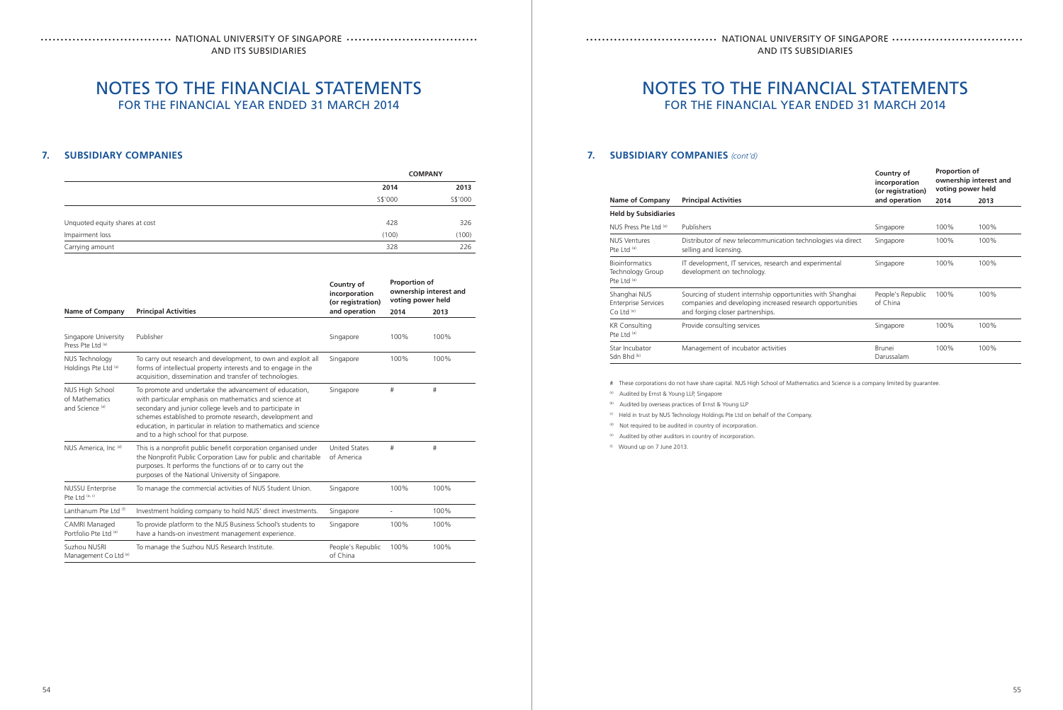# NOTES TO THE FINANCIAL STATEMENTS
## FOR THE FINANCIAL YEAR ENDED 31 MARCH 2014

### 7. SUBSIDIARY COMPANIES

| | COMPANY | |
|---|---|---|
| | 2014 | 2013 |
| | S$'000 | S$'000 |
| Unquoted equity shares at cost | 428 | 326 |
| Impairment loss | (100) | (100) |
| Carrying amount | 328 | 226 |

| Name of Company | Principal Activities | Country of incorporation (or registration) and operation | Proportion of ownership interest and voting power held | |
|---|---|---|---|---|
| | | | 2014 | 2013 |
| Singapore University Press Pte Ltd [a] | Publisher | Singapore | 100% | 100% |
| NUS Technology Holdings Pte Ltd [a] | To carry out research and development, to own and exploit all forms of intellectual property interests and to engage in the acquisition, dissemination and transfer of technologies. | Singapore | 100% | 100% |
| NUS High School of Mathematics and Science [a] | To promote and undertake the advancement of education, with particular emphasis on mathematics and science at secondary and junior college levels and to participate in schemes established to promote research, development and education, in particular in relation to mathematics and science and to a high school for that purpose. | Singapore | # | # |
| NUS America, Inc [d] | This is a nonprofit public benefit corporation organised under the Nonprofit Public Corporation Law for public and charitable purposes. It performs the functions of or to carry out the purposes of the National University of Singapore. | United States of America | # | # |
| NUSSU Enterprise Pte Ltd [a, c] | To manage the commercial activities of NUS Student Union. | Singapore | 100% | 100% |
| Lanthanum Pte Ltd [f] | Investment holding company to hold NUS' direct investments. | Singapore | - | 100% |
| CAMRI Managed Portfolio Pte Ltd [a] | To provide platform to the NUS Business School's students to have a hands-on investment management experience. | Singapore | 100% | 100% |
| Suzhou NUSRI Management Co Ltd [e] | To manage the Suzhou NUS Research Institute. | People's Republic of China | 100% | 100% |

# NOTES TO THE FINANCIAL STATEMENTS
## FOR THE FINANCIAL YEAR ENDED 31 MARCH 2014

### 7. SUBSIDIARY COMPANIES *(cont'd)*

| Name of Company | Principal Activities | Country of incorporation (or registration) and operation | Proportion of ownership interest and voting power held | |
|---|---|---|---|---|
| | | | 2014 | 2013 |
| **Held by Subsidiaries** | | | | |
| NUS Press Pte Ltd [a] | Publishers | Singapore | 100% | 100% |
| NUS Ventures Pte Ltd [a] | Distributor of new telecommunication technologies via direct selling and licensing. | Singapore | 100% | 100% |
| Bioinformatics Technology Group Pte Ltd [a] | IT development, IT services, research and experimental development on technology. | Singapore | 100% | 100% |
| Shanghai NUS Enterprise Services Co Ltd [e] | Sourcing of student internship opportunities with Shanghai companies and developing increased research opportunities and forging closer partnerships. | People's Republic of China | 100% | 100% |
| KR Consulting Pte Ltd [a] | Provide consulting services | Singapore | 100% | 100% |
| Star Incubator Sdn Bhd [b] | Management of incubator activities | Brunei Darussalam | 100% | 100% |

\# These corporations do not have share capital. NUS High School of Mathematics and Science is a company limited by guarantee.

[a] Audited by Ernst & Young LLP, Singapore

[b] Audited by overseas practices of Ernst & Young LLP

[c] Held in trust by NUS Technology Holdings Pte Ltd on behalf of the Company.

[d] Not required to be audited in country of incorporation.

[e] Audited by other auditors in country of incorporation.

[f] Wound up on 7 June 2013.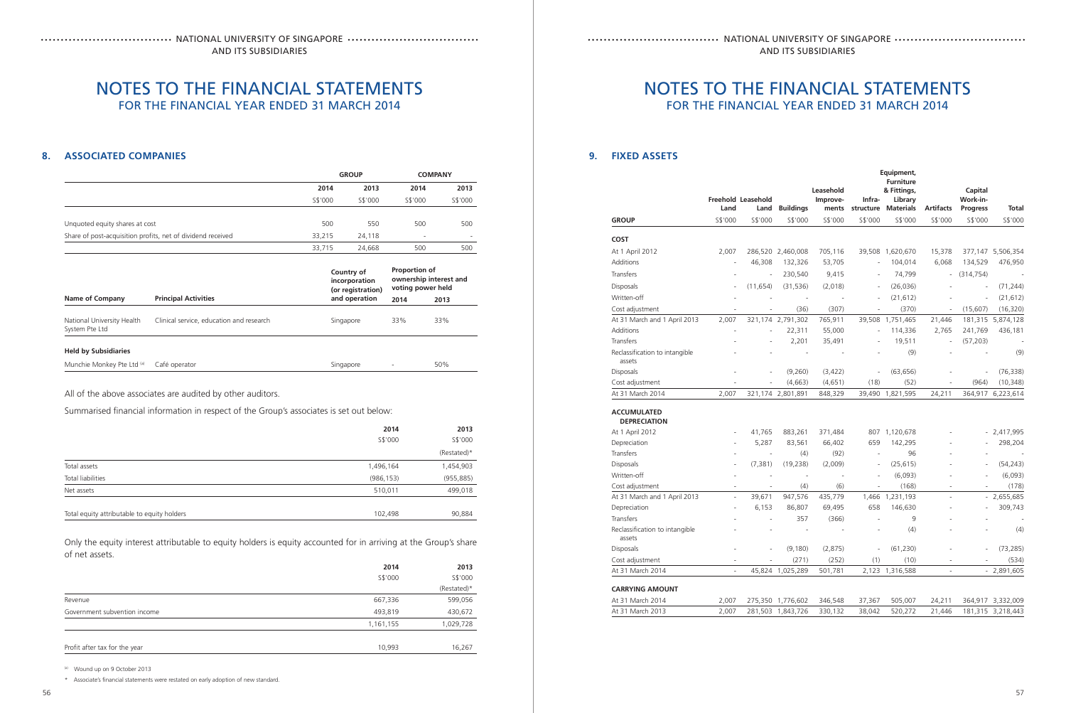# NOTES TO THE FINANCIAL STATEMENTS
FOR THE FINANCIAL YEAR ENDED 31 MARCH 2014

## 8. ASSOCIATED COMPANIES

| | GROUP | | COMPANY | |
|---|---|---|---|---|
| | 2014 | 2013 | 2014 | 2013 |
| | S$'000 | S$'000 | S$'000 | S$'000 |
| Unquoted equity shares at cost | 500 | 550 | 500 | 500 |
| Share of post-acquisition profits, net of dividend received | 33,215 | 24,118 | - | - |
| | 33,715 | 24,668 | 500 | 500 |

| Name of Company | Principal Activities | Country of incorporation (or registration) and operation | Proportion of ownership interest and voting power held | |
|---|---|---|---|---|
| | | | 2014 | 2013 |
| National University Health System Pte Ltd | Clinical service, education and research | Singapore | 33% | 33% |
| **Held by Subsidiaries** | | | | |
| Munchie Monkey Pte Ltd [a] | Café operator | Singapore | - | 50% |

All of the above associates are audited by other auditors.

Summarised financial information in respect of the Group's associates is set out below:

| | 2014 | 2013 |
|---|---|---|
| | S$'000 | S$'000 |
| | | (Restated)* |
| Total assets | 1,496,164 | 1,454,903 |
| Total liabilities | (986,153) | (955,885) |
| Net assets | 510,011 | 499,018 |
| Total equity attributable to equity holders | 102,498 | 90,884 |

Only the equity interest attributable to equity holders is equity accounted for in arriving at the Group's share of net assets.

| | 2014 | 2013 |
|---|---|---|
| | S$'000 | S$'000 |
| | | (Restated)* |
| Revenue | 667,336 | 599,056 |
| Government subvention income | 493,819 | 430,672 |
| | 1,161,155 | 1,029,728 |
| Profit after tax for the year | 10,993 | 16,267 |

[a] Wound up on 9 October 2013

\* Associate's financial statements were restated on early adoption of new standard.

## 9. FIXED ASSETS

| GROUP | Freehold Land | Leasehold Land | Buildings | Leasehold Improvements | Infrastructure | Equipment, Furniture & Fittings, Library Materials | Artifacts | Capital Work-in-Progress | Total |
|---|---|---|---|---|---|---|---|---|---|
| | S$'000 | S$'000 | S$'000 | S$'000 | S$'000 | S$'000 | S$'000 | S$'000 | S$'000 |
| **COST** | | | | | | | | | |
| At 1 April 2012 | 2,007 | 286,520 | 2,460,008 | 705,116 | 39,508 | 1,620,670 | 15,378 | 377,147 | 5,506,354 |
| Additions | - | 46,308 | 132,326 | 53,705 | - | 104,014 | 6,068 | 134,529 | 476,950 |
| Transfers | - | - | 230,540 | 9,415 | - | 74,799 | - | (314,754) | - |
| Disposals | - | (11,654) | (31,536) | (2,018) | - | (26,036) | - | - | (71,244) |
| Written-off | - | - | - | - | - | (21,612) | - | - | (21,612) |
| Cost adjustment | - | - | (36) | (307) | - | (370) | - | (15,607) | (16,320) |
| At 31 March and 1 April 2013 | 2,007 | 321,174 | 2,791,302 | 765,911 | 39,508 | 1,751,465 | 21,446 | 181,315 | 5,874,128 |
| Additions | - | - | 22,311 | 55,000 | - | 114,336 | 2,765 | 241,769 | 436,181 |
| Transfers | - | - | 2,201 | 35,491 | - | 19,511 | - | (57,203) | - |
| Reclassification to intangible assets | - | - | - | - | - | (9) | - | - | (9) |
| Disposals | - | - | (9,260) | (3,422) | - | (63,656) | - | - | (76,338) |
| Cost adjustment | - | - | (4,663) | (4,651) | (18) | (52) | - | (964) | (10,348) |
| At 31 March 2014 | 2,007 | 321,174 | 2,801,891 | 848,329 | 39,490 | 1,821,595 | 24,211 | 364,917 | 6,223,614 |
| **ACCUMULATED DEPRECIATION** | | | | | | | | | |
| At 1 April 2012 | - | 41,765 | 883,261 | 371,484 | 807 | 1,120,678 | - | - | 2,417,995 |
| Depreciation | - | 5,287 | 83,561 | 66,402 | 659 | 142,295 | - | - | 298,204 |
| Transfers | - | - | (4) | (92) | - | 96 | - | - | - |
| Disposals | - | (7,381) | (19,238) | (2,009) | - | (25,615) | - | - | (54,243) |
| Written-off | - | - | - | - | - | (6,093) | - | - | (6,093) |
| Cost adjustment | - | - | (4) | (6) | - | (168) | - | - | (178) |
| At 31 March and 1 April 2013 | - | 39,671 | 947,576 | 435,779 | 1,466 | 1,231,193 | - | - | 2,655,685 |
| Depreciation | - | 6,153 | 86,807 | 69,495 | 658 | 146,630 | - | - | 309,743 |
| Transfers | - | - | 357 | (366) | - | 9 | - | - | - |
| Reclassification to intangible assets | - | - | - | - | - | (4) | - | - | (4) |
| Disposals | - | - | (9,180) | (2,875) | - | (61,230) | - | - | (73,285) |
| Cost adjustment | - | - | (271) | (252) | (1) | (10) | - | - | (534) |
| At 31 March 2014 | - | 45,824 | 1,025,289 | 501,781 | 2,123 | 1,316,588 | - | - | 2,891,605 |
| **CARRYING AMOUNT** | | | | | | | | | |
| At 31 March 2014 | 2,007 | 275,350 | 1,776,602 | 346,548 | 37,367 | 505,007 | 24,211 | 364,917 | 3,332,009 |
| At 31 March 2013 | 2,007 | 281,503 | 1,843,726 | 330,132 | 38,042 | 520,272 | 21,446 | 181,315 | 3,218,443 |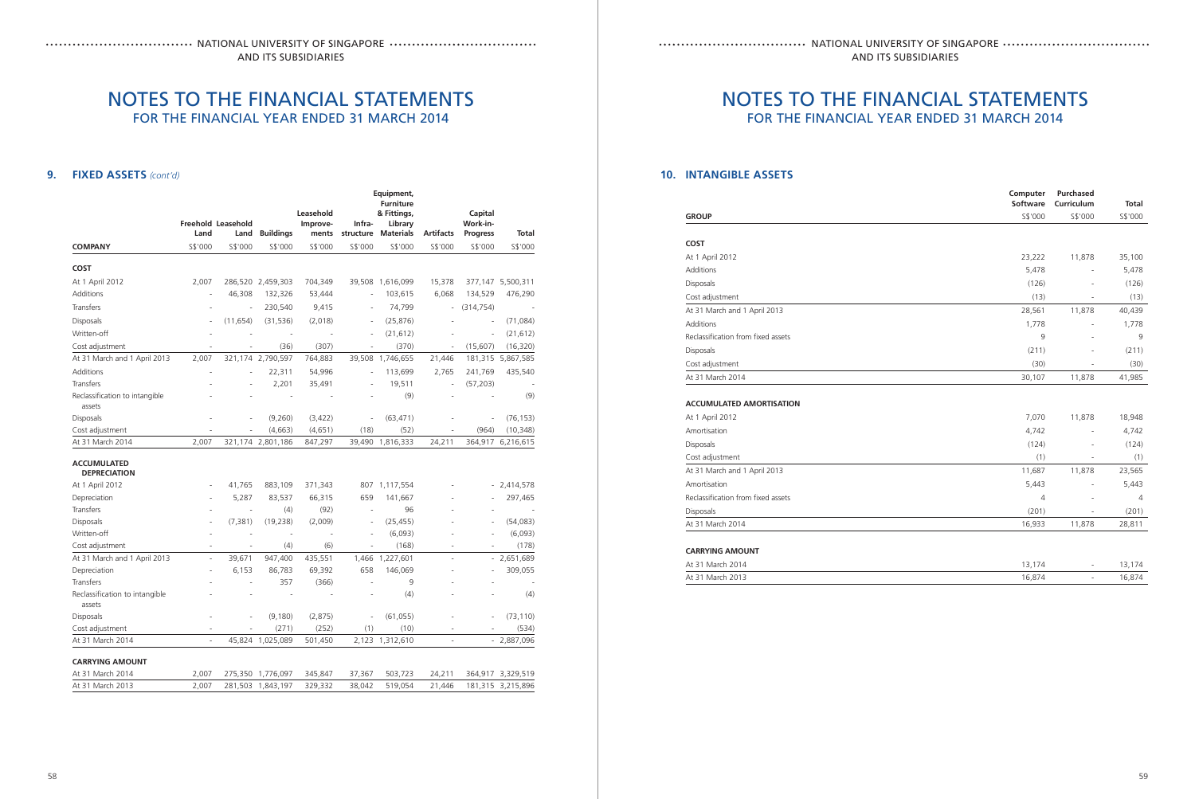## 9. FIXED ASSETS *(cont'd)*

| COMPANY | Freehold Land | Leasehold Land | Buildings | Leasehold Improvements | Infra-structure | Equipment, Furniture & Fittings, Library Materials | Artifacts | Capital Work-in-Progress | Total |
|---|---|---|---|---|---|---|---|---|---|
| | S$'000 | S$'000 | S$'000 | S$'000 | S$'000 | S$'000 | S$'000 | S$'000 | S$'000 |
| **COST** | | | | | | | | | |
| At 1 April 2012 | 2,007 | 286,520 | 2,459,303 | 704,349 | 39,508 | 1,616,099 | 15,378 | 377,147 | 5,500,311 |
| Additions | - | 46,308 | 132,326 | 53,444 | - | 103,615 | 6,068 | 134,529 | 476,290 |
| Transfers | - | - | 230,540 | 9,415 | - | 74,799 | - | (314,754) | - |
| Disposals | - | (11,654) | (31,536) | (2,018) | - | (25,876) | - | - | (71,084) |
| Written-off | - | - | - | - | - | (21,612) | - | - | (21,612) |
| Cost adjustment | - | - | (36) | (307) | - | (370) | - | (15,607) | (16,320) |
| At 31 March and 1 April 2013 | 2,007 | 321,174 | 2,790,597 | 764,883 | 39,508 | 1,746,655 | 21,446 | 181,315 | 5,867,585 |
| Additions | - | - | 22,311 | 54,996 | - | 113,699 | 2,765 | 241,769 | 435,540 |
| Transfers | - | - | 2,201 | 35,491 | - | 19,511 | - | (57,203) | - |
| Reclassification to intangible assets | - | - | - | - | - | (9) | - | - | (9) |
| Disposals | - | - | (9,260) | (3,422) | - | (63,471) | - | - | (76,153) |
| Cost adjustment | - | - | (4,663) | (4,651) | (18) | (52) | - | (964) | (10,348) |
| At 31 March 2014 | 2,007 | 321,174 | 2,801,186 | 847,297 | 39,490 | 1,816,333 | 24,211 | 364,917 | 6,216,615 |
| **ACCUMULATED DEPRECIATION** | | | | | | | | | |
| At 1 April 2012 | - | 41,765 | 883,109 | 371,343 | 807 | 1,117,554 | - | - | 2,414,578 |
| Depreciation | - | 5,287 | 83,537 | 66,315 | 659 | 141,667 | - | - | 297,465 |
| Transfers | - | - | (4) | (92) | - | 96 | - | - | - |
| Disposals | - | (7,381) | (19,238) | (2,009) | - | (25,455) | - | - | (54,083) |
| Written-off | - | - | - | - | - | (6,093) | - | - | (6,093) |
| Cost adjustment | - | - | (4) | (6) | - | (168) | - | - | (178) |
| At 31 March and 1 April 2013 | - | 39,671 | 947,400 | 435,551 | 1,466 | 1,227,601 | - | - | 2,651,689 |
| Depreciation | - | 6,153 | 86,783 | 69,392 | 658 | 146,069 | - | - | 309,055 |
| Transfers | - | - | 357 | (366) | - | 9 | - | - | - |
| Reclassification to intangible assets | - | - | - | - | - | (4) | - | - | (4) |
| Disposals | - | - | (9,180) | (2,875) | - | (61,055) | - | - | (73,110) |
| Cost adjustment | - | - | (271) | (252) | (1) | (10) | - | - | (534) |
| At 31 March 2014 | - | 45,824 | 1,025,089 | 501,450 | 2,123 | 1,312,610 | - | - | 2,887,096 |
| **CARRYING AMOUNT** | | | | | | | | | |
| At 31 March 2014 | 2,007 | 275,350 | 1,776,097 | 345,847 | 37,367 | 503,723 | 24,211 | 364,917 | 3,329,519 |
| At 31 March 2013 | 2,007 | 281,503 | 1,843,197 | 329,332 | 38,042 | 519,054 | 21,446 | 181,315 | 3,215,896 |

## 10. INTANGIBLE ASSETS

| GROUP | Computer Software | Purchased Curriculum | Total |
|---|---|---|---|
| | S$'000 | S$'000 | S$'000 |
| **COST** | | | |
| At 1 April 2012 | 23,222 | 11,878 | 35,100 |
| Additions | 5,478 | - | 5,478 |
| Disposals | (126) | - | (126) |
| Cost adjustment | (13) | - | (13) |
| At 31 March and 1 April 2013 | 28,561 | 11,878 | 40,439 |
| Additions | 1,778 | - | 1,778 |
| Reclassification from fixed assets | 9 | - | 9 |
| Disposals | (211) | - | (211) |
| Cost adjustment | (30) | - | (30) |
| At 31 March 2014 | 30,107 | 11,878 | 41,985 |
| **ACCUMULATED AMORTISATION** | | | |
| At 1 April 2012 | 7,070 | 11,878 | 18,948 |
| Amortisation | 4,742 | - | 4,742 |
| Disposals | (124) | - | (124) |
| Cost adjustment | (1) | - | (1) |
| At 31 March and 1 April 2013 | 11,687 | 11,878 | 23,565 |
| Amortisation | 5,443 | - | 5,443 |
| Reclassification from fixed assets | 4 | - | 4 |
| Disposals | (201) | - | (201) |
| At 31 March 2014 | 16,933 | 11,878 | 28,811 |
| **CARRYING AMOUNT** | | | |
| At 31 March 2014 | 13,174 | - | 13,174 |
| At 31 March 2013 | 16,874 | - | 16,874 |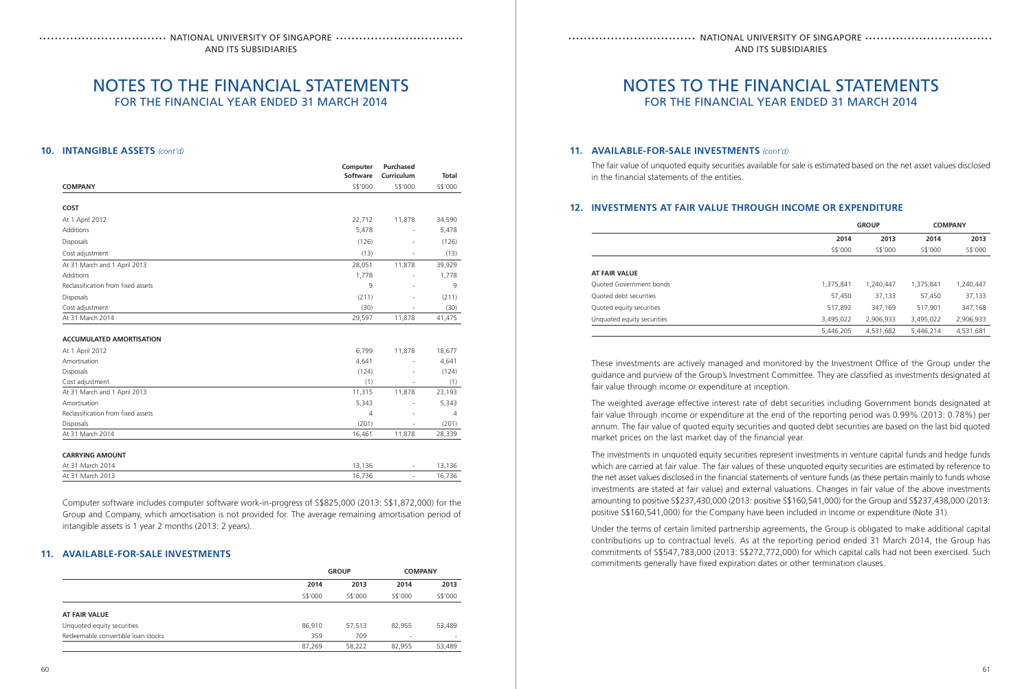# NOTES TO THE FINANCIAL STATEMENTS
FOR THE FINANCIAL YEAR ENDED 31 MARCH 2014

## 10. INTANGIBLE ASSETS *(cont'd)*

| COMPANY | Computer Software S$'000 | Purchased Curriculum S$'000 | Total S$'000 |
|---|---|---|---|
| **COST** | | | |
| At 1 April 2012 | 22,712 | 11,878 | 34,590 |
| Additions | 5,478 | - | 5,478 |
| Disposals | (126) | - | (126) |
| Cost adjustment | (13) | - | (13) |
| At 31 March and 1 April 2013 | 28,051 | 11,878 | 39,929 |
| Additions | 1,778 | - | 1,778 |
| Reclassification from fixed assets | 9 | - | 9 |
| Disposals | (211) | - | (211) |
| Cost adjustment | (30) | - | (30) |
| At 31 March 2014 | 29,597 | 11,878 | 41,475 |
| **ACCUMULATED AMORTISATION** | | | |
| At 1 April 2012 | 6,799 | 11,878 | 18,677 |
| Amortisation | 4,641 | - | 4,641 |
| Disposals | (124) | - | (124) |
| Cost adjustment | (1) | - | (1) |
| At 31 March and 1 April 2013 | 11,315 | 11,878 | 23,193 |
| Amortisation | 5,343 | - | 5,343 |
| Reclassification from fixed assets | 4 | - | 4 |
| Disposals | (201) | - | (201) |
| At 31 March 2014 | 16,461 | 11,878 | 28,339 |
| **CARRYING AMOUNT** | | | |
| At 31 March 2014 | 13,136 | - | 13,136 |
| At 31 March 2013 | 16,736 | - | 16,736 |

Computer software includes computer software work-in-progress of S$825,000 (2013: S$1,872,000) for the Group and Company, which amortisation is not provided for. The average remaining amortisation period of intangible assets is 1 year 2 months (2013: 2 years).

## 11. AVAILABLE-FOR-SALE INVESTMENTS

| | GROUP | | COMPANY | |
|---|---|---|---|---|
| | 2014 S$'000 | 2013 S$'000 | 2014 S$'000 | 2013 S$'000 |
| **AT FAIR VALUE** | | | | |
| Unquoted equity securities | 86,910 | 57,513 | 82,955 | 53,489 |
| Redeemable convertible loan stocks | 359 | 709 | - | - |
| | 87,269 | 58,222 | 82,955 | 53,489 |

## 11. AVAILABLE-FOR-SALE INVESTMENTS *(cont'd)*

The fair value of unquoted equity securities available for sale is estimated based on the net asset values disclosed in the financial statements of the entities.

## 12. INVESTMENTS AT FAIR VALUE THROUGH INCOME OR EXPENDITURE

| | GROUP | | COMPANY | |
|---|---|---|---|---|
| | 2014 S$'000 | 2013 S$'000 | 2014 S$'000 | 2013 S$'000 |
| **AT FAIR VALUE** | | | | |
| Quoted Government bonds | 1,375,841 | 1,240,447 | 1,375,841 | 1,240,447 |
| Quoted debt securities | 57,450 | 37,133 | 57,450 | 37,133 |
| Quoted equity securities | 517,892 | 347,169 | 517,901 | 347,168 |
| Unquoted equity securities | 3,495,022 | 2,906,933 | 3,495,022 | 2,906,933 |
| | 5,446,205 | 4,531,682 | 5,446,214 | 4,531,681 |

These investments are actively managed and monitored by the Investment Office of the Group under the guidance and purview of the Group's Investment Committee. They are classified as investments designated at fair value through income or expenditure at inception.

The weighted average effective interest rate of debt securities including Government bonds designated at fair value through income or expenditure at the end of the reporting period was 0.99% (2013: 0.78%) per annum. The fair value of quoted equity securities and quoted debt securities are based on the last bid quoted market prices on the last market day of the financial year.

The investments in unquoted equity securities represent investments in venture capital funds and hedge funds which are carried at fair value. The fair values of these unquoted equity securities are estimated by reference to the net asset values disclosed in the financial statements of venture funds (as these pertain mainly to funds whose investments are stated at fair value) and external valuations. Changes in fair value of the above investments amounting to positive S$237,430,000 (2013: positive S$160,541,000) for the Group and S$237,438,000 (2013: positive S$160,541,000) for the Company have been included in income or expenditure (Note 31).

Under the terms of certain limited partnership agreements, the Group is obligated to make additional capital contributions up to contractual levels. As at the reporting period ended 31 March 2014, the Group has commitments of S$547,783,000 (2013: S$272,772,000) for which capital calls had not been exercised. Such commitments generally have fixed expiration dates or other termination clauses.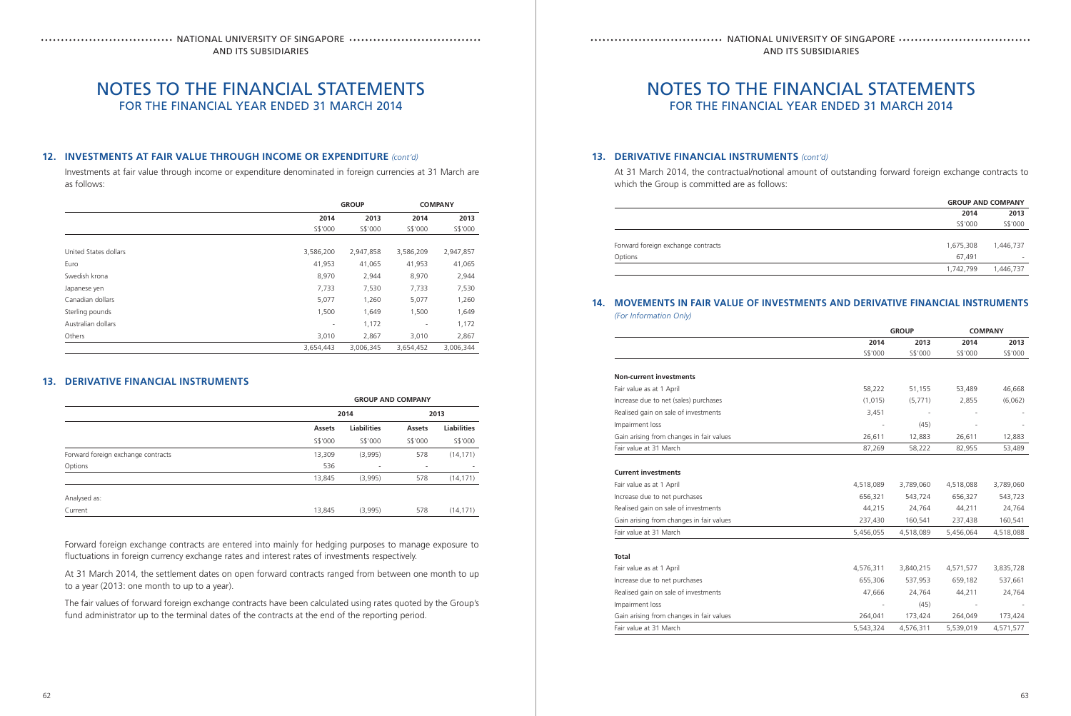# NOTES TO THE FINANCIAL STATEMENTS
FOR THE FINANCIAL YEAR ENDED 31 MARCH 2014

## 12. INVESTMENTS AT FAIR VALUE THROUGH INCOME OR EXPENDITURE *(cont'd)*

Investments at fair value through income or expenditure denominated in foreign currencies at 31 March are as follows:

| | GROUP | | COMPANY | |
|---|---|---|---|---|
| | 2014 | 2013 | 2014 | 2013 |
| | S$'000 | S$'000 | S$'000 | S$'000 |
| United States dollars | 3,586,200 | 2,947,858 | 3,586,209 | 2,947,857 |
| Euro | 41,953 | 41,065 | 41,953 | 41,065 |
| Swedish krona | 8,970 | 2,944 | 8,970 | 2,944 |
| Japanese yen | 7,733 | 7,530 | 7,733 | 7,530 |
| Canadian dollars | 5,077 | 1,260 | 5,077 | 1,260 |
| Sterling pounds | 1,500 | 1,649 | 1,500 | 1,649 |
| Australian dollars | - | 1,172 | - | 1,172 |
| Others | 3,010 | 2,867 | 3,010 | 2,867 |
| | 3,654,443 | 3,006,345 | 3,654,452 | 3,006,344 |

## 13. DERIVATIVE FINANCIAL INSTRUMENTS

| | GROUP AND COMPANY | | | |
|---|---|---|---|---|
| | 2014 | | 2013 | |
| | Assets | Liabilities | Assets | Liabilities |
| | S$'000 | S$'000 | S$'000 | S$'000 |
| Forward foreign exchange contracts | 13,309 | (3,995) | 578 | (14,171) |
| Options | 536 | - | - | - |
| | 13,845 | (3,995) | 578 | (14,171) |
| Analysed as: | | | | |
| Current | 13,845 | (3,995) | 578 | (14,171) |

Forward foreign exchange contracts are entered into mainly for hedging purposes to manage exposure to fluctuations in foreign currency exchange rates and interest rates of investments respectively.

At 31 March 2014, the settlement dates on open forward contracts ranged from between one month to up to a year (2013: one month to up to a year).

The fair values of forward foreign exchange contracts have been calculated using rates quoted by the Group's fund administrator up to the terminal dates of the contracts at the end of the reporting period.

## 13. DERIVATIVE FINANCIAL INSTRUMENTS *(cont'd)*

At 31 March 2014, the contractual/notional amount of outstanding forward foreign exchange contracts to which the Group is committed are as follows:

| | GROUP AND COMPANY | |
|---|---|---|
| | 2014 | 2013 |
| | S$'000 | S$'000 |
| Forward foreign exchange contracts | 1,675,308 | 1,446,737 |
| Options | 67,491 | - |
| | 1,742,799 | 1,446,737 |

## 14. MOVEMENTS IN FAIR VALUE OF INVESTMENTS AND DERIVATIVE FINANCIAL INSTRUMENTS

*(For Information Only)*

| | GROUP | | COMPANY | |
|---|---|---|---|---|
| | 2014 | 2013 | 2014 | 2013 |
| | S$'000 | S$'000 | S$'000 | S$'000 |
| **Non-current investments** | | | | |
| Fair value as at 1 April | 58,222 | 51,155 | 53,489 | 46,668 |
| Increase due to net (sales) purchases | (1,015) | (5,771) | 2,855 | (6,062) |
| Realised gain on sale of investments | 3,451 | - | - | - |
| Impairment loss | - | (45) | - | - |
| Gain arising from changes in fair values | 26,611 | 12,883 | 26,611 | 12,883 |
| Fair value at 31 March | 87,269 | 58,222 | 82,955 | 53,489 |
| **Current investments** | | | | |
| Fair value as at 1 April | 4,518,089 | 3,789,060 | 4,518,088 | 3,789,060 |
| Increase due to net purchases | 656,321 | 543,724 | 656,327 | 543,723 |
| Realised gain on sale of investments | 44,215 | 24,764 | 44,211 | 24,764 |
| Gain arising from changes in fair values | 237,430 | 160,541 | 237,438 | 160,541 |
| Fair value at 31 March | 5,456,055 | 4,518,089 | 5,456,064 | 4,518,088 |
| **Total** | | | | |
| Fair value as at 1 April | 4,576,311 | 3,840,215 | 4,571,577 | 3,835,728 |
| Increase due to net purchases | 655,306 | 537,953 | 659,182 | 537,661 |
| Realised gain on sale of investments | 47,666 | 24,764 | 44,211 | 24,764 |
| Impairment loss | - | (45) | - | - |
| Gain arising from changes in fair values | 264,041 | 173,424 | 264,049 | 173,424 |
| Fair value at 31 March | 5,543,324 | 4,576,311 | 5,539,019 | 4,571,577 |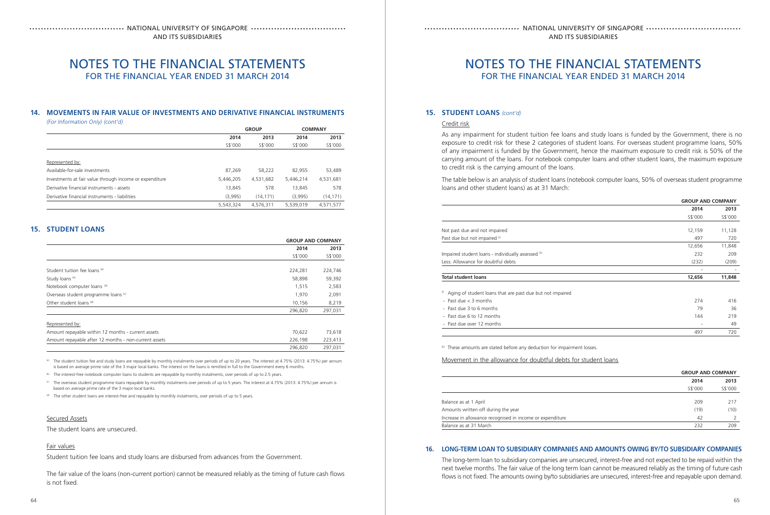# NOTES TO THE FINANCIAL STATEMENTS
FOR THE FINANCIAL YEAR ENDED 31 MARCH 2014

## 14. MOVEMENTS IN FAIR VALUE OF INVESTMENTS AND DERIVATIVE FINANCIAL INSTRUMENTS

*(For Information Only) (cont'd)*

| | GROUP | | COMPANY | |
|---|---|---|---|---|
| | 2014 | 2013 | 2014 | 2013 |
| | S$'000 | S$'000 | S$'000 | S$'000 |
| Represented by: | | | | |
| Available-for-sale investments | 87,269 | 58,222 | 82,955 | 53,489 |
| Investments at fair value through income or expenditure | 5,446,205 | 4,531,682 | 5,446,214 | 4,531,681 |
| Derivative financial instruments - assets | 13,845 | 578 | 13,845 | 578 |
| Derivative financial instruments - liabilities | (3,995) | (14,171) | (3,995) | (14,171) |
| | 5,543,324 | 4,576,311 | 5,539,019 | 4,571,577 |

## 15. STUDENT LOANS

| | GROUP AND COMPANY | |
|---|---|---|
| | 2014 | 2013 |
| | S$'000 | S$'000 |
| Student tuition fee loans [a] | 224,281 | 224,746 |
| Study loans [a] | 58,898 | 59,392 |
| Notebook computer loans [b] | 1,515 | 2,583 |
| Overseas student programme loans [c] | 1,970 | 2,091 |
| Other student loans [d] | 10,156 | 8,219 |
| | 296,820 | 297,031 |
| Represented by: | | |
| Amount repayable within 12 months - current assets | 70,622 | 73,618 |
| Amount repayable after 12 months - non-current assets | 226,198 | 223,413 |
| | 296,820 | 297,031 |

[a] The student tuition fee and study loans are repayable by monthly instalments over periods of up to 20 years. The interest at 4.75% (2013: 4.75%) per annum is based on average prime rate of the 3 major local banks. The interest on the loans is remitted in full to the Government every 6 months.

[b] The interest-free notebook computer loans to students are repayable by monthly instalments, over periods of up to 2.5 years.

[c] The overseas student programme loans repayable by monthly instalments over periods of up to 5 years. The interest at 4.75% (2013: 4.75%) per annum is based on average prime rate of the 3 major local banks.

[d] The other student loans are interest-free and repayable by monthly instalments, over periods of up to 5 years.

### Secured Assets

The student loans are unsecured.

### Fair values

Student tuition fee loans and study loans are disbursed from advances from the Government.

The fair value of the loans (non-current portion) cannot be measured reliably as the timing of future cash flows is not fixed.

## 15. STUDENT LOANS *(cont'd)*

### Credit risk

As any impairment for student tuition fee loans and study loans is funded by the Government, there is no exposure to credit risk for these 2 categories of student loans. For overseas student programme loans, 50% of any impairment is funded by the Government, hence the maximum exposure to credit risk is 50% of the carrying amount of the loans. For notebook computer loans and other student loans, the maximum exposure to credit risk is the carrying amount of the loans.

The table below is an analysis of student loans (notebook computer loans, 50% of overseas student programme loans and other student loans) as at 31 March:

| | GROUP AND COMPANY | |
|---|---|---|
| | 2014 | 2013 |
| | S$'000 | S$'000 |
| Not past due and not impaired | 12,159 | 11,128 |
| Past due but not impaired [i] | 497 | 720 |
| | 12,656 | 11,848 |
| Impaired student loans - individually assessed [ii] | 232 | 209 |
| Less: Allowance for doubtful debts | (232) | (209) |
| | - | - |
| **Total student loans** | **12,656** | **11,848** |
| [i] Aging of student loans that are past due but not impaired | | |
| - Past due < 3 months | 274 | 416 |
| - Past due 3 to 6 months | 79 | 36 |
| - Past due 6 to 12 months | 144 | 219 |
| - Past due over 12 months | - | 49 |
| | 497 | 720 |

[ii] These amounts are stated before any deduction for impairment losses.

### Movement in the allowance for doubtful debts for student loans

| | GROUP AND COMPANY | |
|---|---|---|
| | 2014 | 2013 |
| | S$'000 | S$'000 |
| Balance as at 1 April | 209 | 217 |
| Amounts written off during the year | (19) | (10) |
| Increase in allowance recognised in income or expenditure | 42 | 2 |
| Balance as at 31 March | 232 | 209 |

## 16. LONG-TERM LOAN TO SUBSIDIARY COMPANIES AND AMOUNTS OWING BY/TO SUBSIDIARY COMPANIES

The long-term loan to subsidiary companies are unsecured, interest-free and not expected to be repaid within the next twelve months. The fair value of the long term loan cannot be measured reliably as the timing of future cash flows is not fixed. The amounts owing by/to subsidiaries are unsecured, interest-free and repayable upon demand.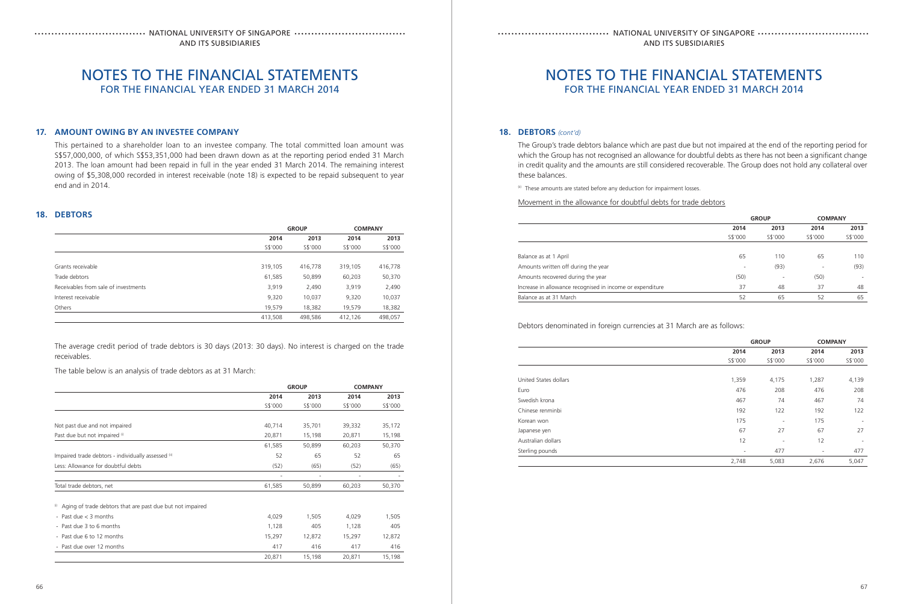# NOTES TO THE FINANCIAL STATEMENTS
## FOR THE FINANCIAL YEAR ENDED 31 MARCH 2014

### 17. AMOUNT OWING BY AN INVESTEE COMPANY

This pertained to a shareholder loan to an investee company. The total committed loan amount was S$57,000,000, of which S$53,351,000 had been drawn down as at the reporting period ended 31 March 2013. The loan amount had been repaid in full in the year ended 31 March 2014. The remaining interest owing of $5,308,000 recorded in interest receivable (note 18) is expected to be repaid subsequent to year end and in 2014.

### 18. DEBTORS

| | GROUP | | COMPANY | |
|---|---|---|---|---|
| | 2014 | 2013 | 2014 | 2013 |
| | S$'000 | S$'000 | S$'000 | S$'000 |
| Grants receivable | 319,105 | 416,778 | 319,105 | 416,778 |
| Trade debtors | 61,585 | 50,899 | 60,203 | 50,370 |
| Receivables from sale of investments | 3,919 | 2,490 | 3,919 | 2,490 |
| Interest receivable | 9,320 | 10,037 | 9,320 | 10,037 |
| Others | 19,579 | 18,382 | 19,579 | 18,382 |
| | 413,508 | 498,586 | 412,126 | 498,057 |

The average credit period of trade debtors is 30 days (2013: 30 days). No interest is charged on the trade receivables.

The table below is an analysis of trade debtors as at 31 March:

| | GROUP | | COMPANY | |
|---|---|---|---|---|
| | 2014 | 2013 | 2014 | 2013 |
| | S$'000 | S$'000 | S$'000 | S$'000 |
| Not past due and not impaired | 40,714 | 35,701 | 39,332 | 35,172 |
| Past due but not impaired [i] | 20,871 | 15,198 | 20,871 | 15,198 |
| | 61,585 | 50,899 | 60,203 | 50,370 |
| Impaired trade debtors - individually assessed [ii] | 52 | 65 | 52 | 65 |
| Less: Allowance for doubtful debts | (52) | (65) | (52) | (65) |
| | - | - | - | - |
| Total trade debtors, net | 61,585 | 50,899 | 60,203 | 50,370 |
| [i] Aging of trade debtors that are past due but not impaired | | | | |
| - Past due < 3 months | 4,029 | 1,505 | 4,029 | 1,505 |
| - Past due 3 to 6 months | 1,128 | 405 | 1,128 | 405 |
| - Past due 6 to 12 months | 15,297 | 12,872 | 15,297 | 12,872 |
| - Past due over 12 months | 417 | 416 | 417 | 416 |
| | 20,871 | 15,198 | 20,871 | 15,198 |

### 18. DEBTORS *(cont'd)*

The Group's trade debtors balance which are past due but not impaired at the end of the reporting period for which the Group has not recognised an allowance for doubtful debts as there has not been a significant change in credit quality and the amounts are still considered recoverable. The Group does not hold any collateral over these balances.

[ii] These amounts are stated before any deduction for impairment losses.

Movement in the allowance for doubtful debts for trade debtors

| | GROUP | | COMPANY | |
|---|---|---|---|---|
| | 2014 | 2013 | 2014 | 2013 |
| | S$'000 | S$'000 | S$'000 | S$'000 |
| Balance as at 1 April | 65 | 110 | 65 | 110 |
| Amounts written off during the year | - | (93) | - | (93) |
| Amounts recovered during the year | (50) | - | (50) | - |
| Increase in allowance recognised in income or expenditure | 37 | 48 | 37 | 48 |
| Balance as at 31 March | 52 | 65 | 52 | 65 |

Debtors denominated in foreign currencies at 31 March are as follows:

| | GROUP | | COMPANY | |
|---|---|---|---|---|
| | 2014 | 2013 | 2014 | 2013 |
| | S$'000 | S$'000 | S$'000 | S$'000 |
| United States dollars | 1,359 | 4,175 | 1,287 | 4,139 |
| Euro | 476 | 208 | 476 | 208 |
| Swedish krona | 467 | 74 | 467 | 74 |
| Chinese renminbi | 192 | 122 | 192 | 122 |
| Korean won | 175 | - | 175 | - |
| Japanese yen | 67 | 27 | 67 | 27 |
| Australian dollars | 12 | - | 12 | - |
| Sterling pounds | - | 477 | - | 477 |
| | 2,748 | 5,083 | 2,676 | 5,047 |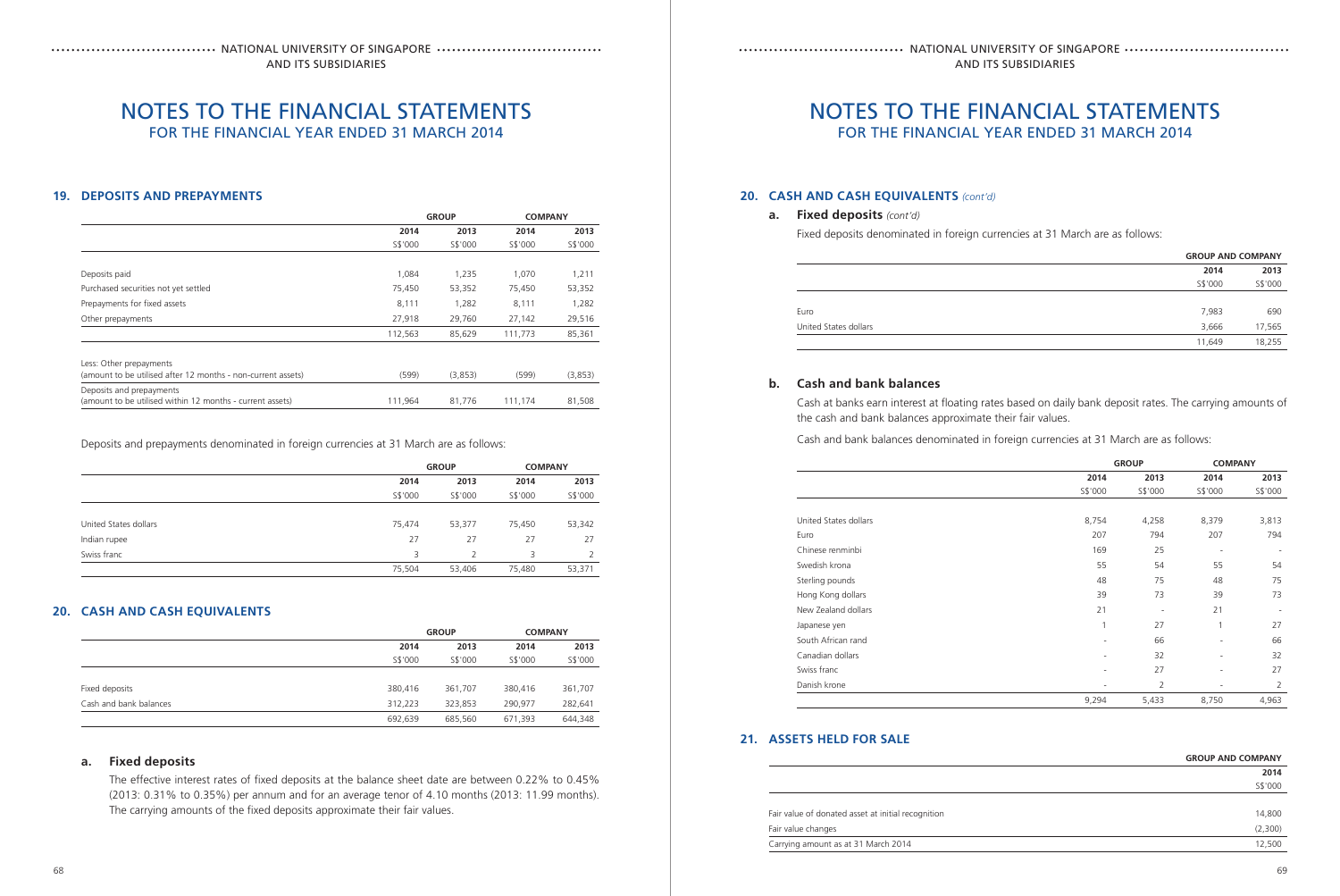# NOTES TO THE FINANCIAL STATEMENTS
FOR THE FINANCIAL YEAR ENDED 31 MARCH 2014

## 19. DEPOSITS AND PREPAYMENTS

| | GROUP | | COMPANY | |
|---|---|---|---|---|
| | 2014 | 2013 | 2014 | 2013 |
| | S$'000 | S$'000 | S$'000 | S$'000 |
| Deposits paid | 1,084 | 1,235 | 1,070 | 1,211 |
| Purchased securities not yet settled | 75,450 | 53,352 | 75,450 | 53,352 |
| Prepayments for fixed assets | 8,111 | 1,282 | 8,111 | 1,282 |
| Other prepayments | 27,918 | 29,760 | 27,142 | 29,516 |
| | 112,563 | 85,629 | 111,773 | 85,361 |
| Less: Other prepayments (amount to be utilised after 12 months - non-current assets) | (599) | (3,853) | (599) | (3,853) |
| Deposits and prepayments (amount to be utilised within 12 months - current assets) | 111,964 | 81,776 | 111,174 | 81,508 |

Deposits and prepayments denominated in foreign currencies at 31 March are as follows:

| | GROUP | | COMPANY | |
|---|---|---|---|---|
| | 2014 | 2013 | 2014 | 2013 |
| | S$'000 | S$'000 | S$'000 | S$'000 |
| United States dollars | 75,474 | 53,377 | 75,450 | 53,342 |
| Indian rupee | 27 | 27 | 27 | 27 |
| Swiss franc | 3 | 2 | 3 | 2 |
| | 75,504 | 53,406 | 75,480 | 53,371 |

## 20. CASH AND CASH EQUIVALENTS

| | GROUP | | COMPANY | |
|---|---|---|---|---|
| | 2014 | 2013 | 2014 | 2013 |
| | S$'000 | S$'000 | S$'000 | S$'000 |
| Fixed deposits | 380,416 | 361,707 | 380,416 | 361,707 |
| Cash and bank balances | 312,223 | 323,853 | 290,977 | 282,641 |
| | 692,639 | 685,560 | 671,393 | 644,348 |

### a. Fixed deposits

The effective interest rates of fixed deposits at the balance sheet date are between 0.22% to 0.45% (2013: 0.31% to 0.35%) per annum and for an average tenor of 4.10 months (2013: 11.99 months). The carrying amounts of the fixed deposits approximate their fair values.

## 20. CASH AND CASH EQUIVALENTS *(cont'd)*

### a. Fixed deposits *(cont'd)*

Fixed deposits denominated in foreign currencies at 31 March are as follows:

| | GROUP AND COMPANY | |
|---|---|---|
| | 2014 | 2013 |
| | S$'000 | S$'000 |
| Euro | 7,983 | 690 |
| United States dollars | 3,666 | 17,565 |
| | 11,649 | 18,255 |

### b. Cash and bank balances

Cash at banks earn interest at floating rates based on daily bank deposit rates. The carrying amounts of the cash and bank balances approximate their fair values.

Cash and bank balances denominated in foreign currencies at 31 March are as follows:

| | GROUP | | COMPANY | |
|---|---|---|---|---|
| | 2014 | 2013 | 2014 | 2013 |
| | S$'000 | S$'000 | S$'000 | S$'000 |
| United States dollars | 8,754 | 4,258 | 8,379 | 3,813 |
| Euro | 207 | 794 | 207 | 794 |
| Chinese renminbi | 169 | 25 | - | - |
| Swedish krona | 55 | 54 | 55 | 54 |
| Sterling pounds | 48 | 75 | 48 | 75 |
| Hong Kong dollars | 39 | 73 | 39 | 73 |
| New Zealand dollars | 21 | - | 21 | - |
| Japanese yen | 1 | 27 | 1 | 27 |
| South African rand | - | 66 | - | 66 |
| Canadian dollars | - | 32 | - | 32 |
| Swiss franc | - | 27 | - | 27 |
| Danish krone | - | 2 | - | 2 |
| | 9,294 | 5,433 | 8,750 | 4,963 |

## 21. ASSETS HELD FOR SALE

| | GROUP AND COMPANY |
|---|---|
| | 2014 |
| | S$'000 |
| Fair value of donated asset at initial recognition | 14,800 |
| Fair value changes | (2,300) |
| Carrying amount as at 31 March 2014 | 12,500 |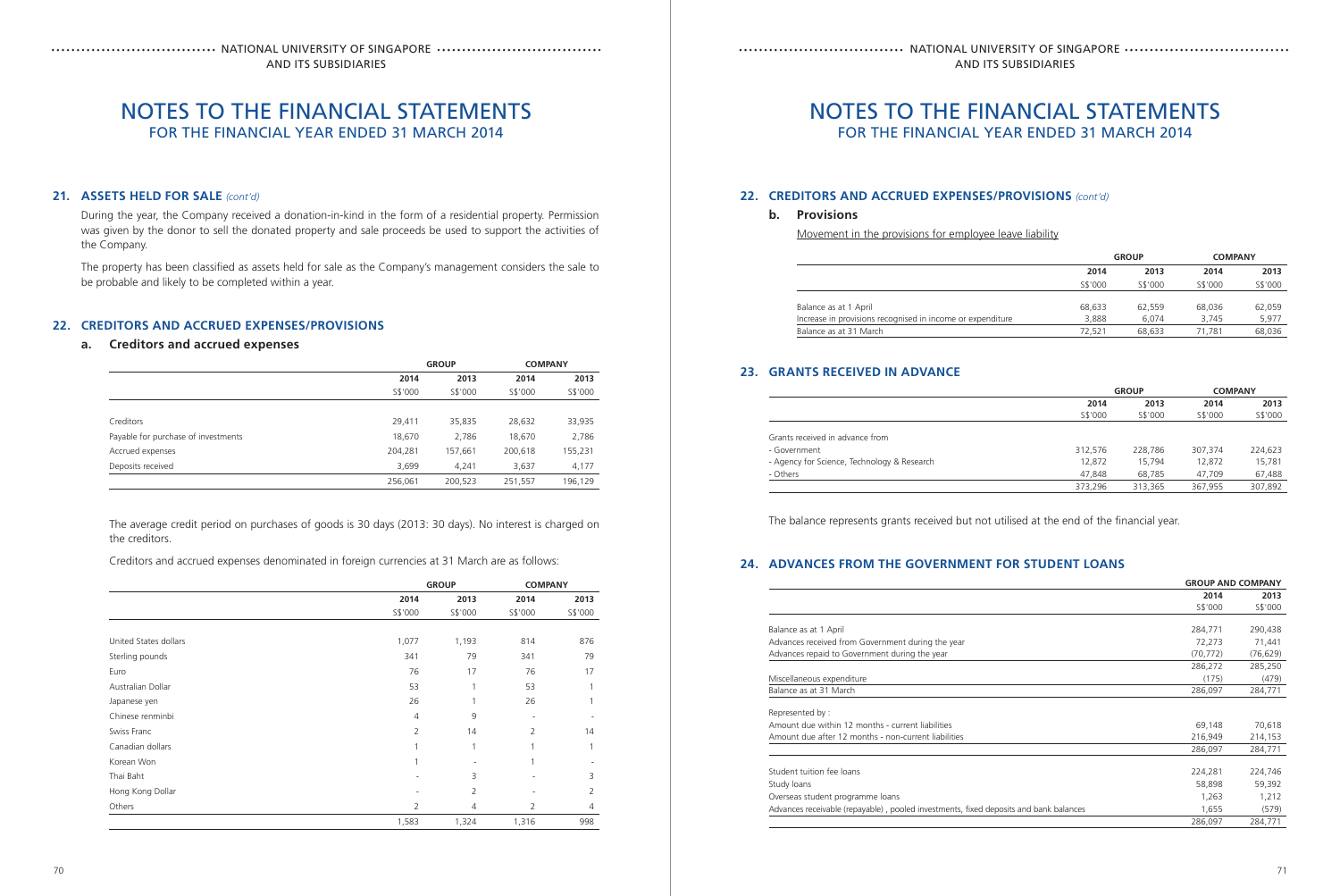## 21. ASSETS HELD FOR SALE *(cont'd)*

During the year, the Company received a donation-in-kind in the form of a residential property. Permission was given by the donor to sell the donated property and sale proceeds be used to support the activities of the Company.

The property has been classified as assets held for sale as the Company's management considers the sale to be probable and likely to be completed within a year.

## 22. CREDITORS AND ACCRUED EXPENSES/PROVISIONS

### a. Creditors and accrued expenses

| | GROUP | | COMPANY | |
|---|---|---|---|---|
| | 2014 | 2013 | 2014 | 2013 |
| | S$'000 | S$'000 | S$'000 | S$'000 |
| Creditors | 29,411 | 35,835 | 28,632 | 33,935 |
| Payable for purchase of investments | 18,670 | 2,786 | 18,670 | 2,786 |
| Accrued expenses | 204,281 | 157,661 | 200,618 | 155,231 |
| Deposits received | 3,699 | 4,241 | 3,637 | 4,177 |
| | 256,061 | 200,523 | 251,557 | 196,129 |

The average credit period on purchases of goods is 30 days (2013: 30 days). No interest is charged on the creditors.

Creditors and accrued expenses denominated in foreign currencies at 31 March are as follows:

| | GROUP | | COMPANY | |
|---|---|---|---|---|
| | 2014 | 2013 | 2014 | 2013 |
| | S$'000 | S$'000 | S$'000 | S$'000 |
| United States dollars | 1,077 | 1,193 | 814 | 876 |
| Sterling pounds | 341 | 79 | 341 | 79 |
| Euro | 76 | 17 | 76 | 17 |
| Australian Dollar | 53 | 1 | 53 | 1 |
| Japanese yen | 26 | 1 | 26 | 1 |
| Chinese renminbi | 4 | 9 | - | - |
| Swiss Franc | 2 | 14 | 2 | 14 |
| Canadian dollars | 1 | 1 | 1 | 1 |
| Korean Won | 1 | - | 1 | - |
| Thai Baht | - | 3 | - | 3 |
| Hong Kong Dollar | - | 2 | - | 2 |
| Others | 2 | 4 | 2 | 4 |
| | 1,583 | 1,324 | 1,316 | 998 |

## 22. CREDITORS AND ACCRUED EXPENSES/PROVISIONS *(cont'd)*

### b. Provisions

Movement in the provisions for employee leave liability

| | GROUP | | COMPANY | |
|---|---|---|---|---|
| | 2014 | 2013 | 2014 | 2013 |
| | S$'000 | S$'000 | S$'000 | S$'000 |
| Balance as at 1 April | 68,633 | 62,559 | 68,036 | 62,059 |
| Increase in provisions recognised in income or expenditure | 3,888 | 6,074 | 3,745 | 5,977 |
| Balance as at 31 March | 72,521 | 68,633 | 71,781 | 68,036 |

## 23. GRANTS RECEIVED IN ADVANCE

| | GROUP | | COMPANY | |
|---|---|---|---|---|
| | 2014 | 2013 | 2014 | 2013 |
| | S$'000 | S$'000 | S$'000 | S$'000 |
| Grants received in advance from | | | | |
| - Government | 312,576 | 228,786 | 307,374 | 224,623 |
| - Agency for Science, Technology & Research | 12,872 | 15,794 | 12,872 | 15,781 |
| - Others | 47,848 | 68,785 | 47,709 | 67,488 |
| | 373,296 | 313,365 | 367,955 | 307,892 |

The balance represents grants received but not utilised at the end of the financial year.

## 24. ADVANCES FROM THE GOVERNMENT FOR STUDENT LOANS

| | GROUP AND COMPANY | |
|---|---|---|
| | 2014 | 2013 |
| | S$'000 | S$'000 |
| Balance as at 1 April | 284,771 | 290,438 |
| Advances received from Government during the year | 72,273 | 71,441 |
| Advances repaid to Government during the year | (70,772) | (76,629) |
| | 286,272 | 285,250 |
| Miscellaneous expenditure | (175) | (479) |
| Balance as at 31 March | 286,097 | 284,771 |
| Represented by : | | |
| Amount due within 12 months - current liabilities | 69,148 | 70,618 |
| Amount due after 12 months - non-current liabilities | 216,949 | 214,153 |
| | 286,097 | 284,771 |
| Student tuition fee loans | 224,281 | 224,746 |
| Study loans | 58,898 | 59,392 |
| Overseas student programme loans | 1,263 | 1,212 |
| Advances receivable (repayable) , pooled investments, fixed deposits and bank balances | 1,655 | (579) |
| | 286,097 | 284,771 |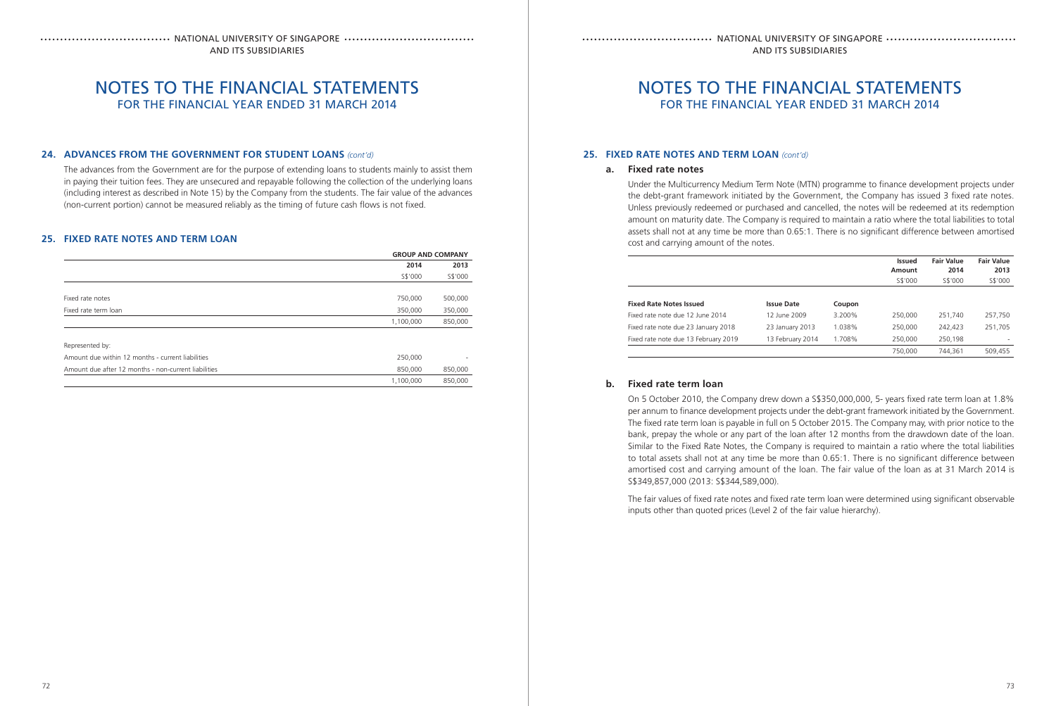## 24. ADVANCES FROM THE GOVERNMENT FOR STUDENT LOANS *(cont'd)*

The advances from the Government are for the purpose of extending loans to students mainly to assist them in paying their tuition fees. They are unsecured and repayable following the collection of the underlying loans (including interest as described in Note 15) by the Company from the students. The fair value of the advances (non-current portion) cannot be measured reliably as the timing of future cash flows is not fixed.

## 25. FIXED RATE NOTES AND TERM LOAN

| | GROUP AND COMPANY | |
|---|---|---|
| | 2014 | 2013 |
| | S$'000 | S$'000 |
| Fixed rate notes | 750,000 | 500,000 |
| Fixed rate term loan | 350,000 | 350,000 |
| | 1,100,000 | 850,000 |
| Represented by: | | |
| Amount due within 12 months - current liabilities | 250,000 | - |
| Amount due after 12 months - non-current liabilities | 850,000 | 850,000 |
| | 1,100,000 | 850,000 |

## 25. FIXED RATE NOTES AND TERM LOAN *(cont'd)*

### a. Fixed rate notes

Under the Multicurrency Medium Term Note (MTN) programme to finance development projects under the debt-grant framework initiated by the Government, the Company has issued 3 fixed rate notes. Unless previously redeemed or purchased and cancelled, the notes will be redeemed at its redemption amount on maturity date. The Company is required to maintain a ratio where the total liabilities to total assets shall not at any time be more than 0.65:1. There is no significant difference between amortised cost and carrying amount of the notes.

| | | | Issued Amount | Fair Value 2014 | Fair Value 2013 |
|---|---|---|---|---|---|
| | | | S$'000 | S$'000 | S$'000 |
| **Fixed Rate Notes Issued** | **Issue Date** | **Coupon** | | | |
| Fixed rate note due 12 June 2014 | 12 June 2009 | 3.200% | 250,000 | 251,740 | 257,750 |
| Fixed rate note due 23 January 2018 | 23 January 2013 | 1.038% | 250,000 | 242,423 | 251,705 |
| Fixed rate note due 13 February 2019 | 13 February 2014 | 1.708% | 250,000 | 250,198 | - |
| | | | 750,000 | 744,361 | 509,455 |

### b. Fixed rate term loan

On 5 October 2010, the Company drew down a S$350,000,000, 5- years fixed rate term loan at 1.8% per annum to finance development projects under the debt-grant framework initiated by the Government. The fixed rate term loan is payable in full on 5 October 2015. The Company may, with prior notice to the bank, prepay the whole or any part of the loan after 12 months from the drawdown date of the loan. Similar to the Fixed Rate Notes, the Company is required to maintain a ratio where the total liabilities to total assets shall not at any time be more than 0.65:1. There is no significant difference between amortised cost and carrying amount of the loan. The fair value of the loan as at 31 March 2014 is S$349,857,000 (2013: S$344,589,000).

The fair values of fixed rate notes and fixed rate term loan were determined using significant observable inputs other than quoted prices (Level 2 of the fair value hierarchy).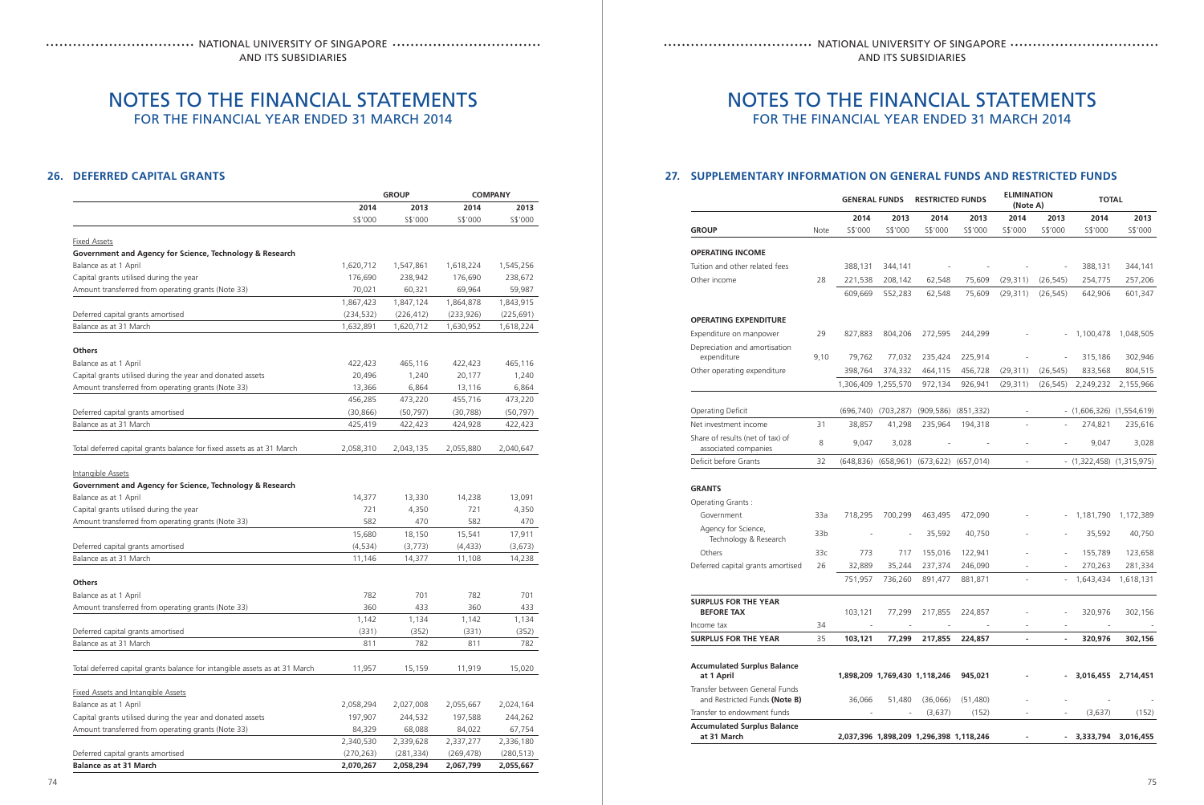# NOTES TO THE FINANCIAL STATEMENTS
## FOR THE FINANCIAL YEAR ENDED 31 MARCH 2014

## 26. DEFERRED CAPITAL GRANTS

| | GROUP | | COMPANY | |
|---|---|---|---|---|
| | 2014 | 2013 | 2014 | 2013 |
| | S$'000 | S$'000 | S$'000 | S$'000 |
| Fixed Assets | | | | |
| **Government and Agency for Science, Technology & Research** | | | | |
| Balance as at 1 April | 1,620,712 | 1,547,861 | 1,618,224 | 1,545,256 |
| Capital grants utilised during the year | 176,690 | 238,942 | 176,690 | 238,672 |
| Amount transferred from operating grants (Note 33) | 70,021 | 60,321 | 69,964 | 59,987 |
| | 1,867,423 | 1,847,124 | 1,864,878 | 1,843,915 |
| Deferred capital grants amortised | (234,532) | (226,412) | (233,926) | (225,691) |
| Balance as at 31 March | 1,632,891 | 1,620,712 | 1,630,952 | 1,618,224 |
| **Others** | | | | |
| Balance as at 1 April | 422,423 | 465,116 | 422,423 | 465,116 |
| Capital grants utilised during the year and donated assets | 20,496 | 1,240 | 20,177 | 1,240 |
| Amount transferred from operating grants (Note 33) | 13,366 | 6,864 | 13,116 | 6,864 |
| | 456,285 | 473,220 | 455,716 | 473,220 |
| Deferred capital grants amortised | (30,866) | (50,797) | (30,788) | (50,797) |
| Balance as at 31 March | 425,419 | 422,423 | 424,928 | 422,423 |
| Total deferred capital grants balance for fixed assets as at 31 March | 2,058,310 | 2,043,135 | 2,055,880 | 2,040,647 |
| Intangible Assets | | | | |
| **Government and Agency for Science, Technology & Research** | | | | |
| Balance as at 1 April | 14,377 | 13,330 | 14,238 | 13,091 |
| Capital grants utilised during the year | 721 | 4,350 | 721 | 4,350 |
| Amount transferred from operating grants (Note 33) | 582 | 470 | 582 | 470 |
| | 15,680 | 18,150 | 15,541 | 17,911 |
| Deferred capital grants amortised | (4,534) | (3,773) | (4,433) | (3,673) |
| Balance as at 31 March | 11,146 | 14,377 | 11,108 | 14,238 |
| **Others** | | | | |
| Balance as at 1 April | 782 | 701 | 782 | 701 |
| Amount transferred from operating grants (Note 33) | 360 | 433 | 360 | 433 |
| | 1,142 | 1,134 | 1,142 | 1,134 |
| Deferred capital grants amortised | (331) | (352) | (331) | (352) |
| Balance as at 31 March | 811 | 782 | 811 | 782 |
| Total deferred capital grants balance for intangible assets as at 31 March | 11,957 | 15,159 | 11,919 | 15,020 |
| Fixed Assets and Intangible Assets | | | | |
| Balance as at 1 April | 2,058,294 | 2,027,008 | 2,055,667 | 2,024,164 |
| Capital grants utilised during the year and donated assets | 197,907 | 244,532 | 197,588 | 244,262 |
| Amount transferred from operating grants (Note 33) | 84,329 | 68,088 | 84,022 | 67,754 |
| | 2,340,530 | 2,339,628 | 2,337,277 | 2,336,180 |
| Deferred capital grants amortised | (270,263) | (281,334) | (269,478) | (280,513) |
| **Balance as at 31 March** | **2,070,267** | **2,058,294** | **2,067,799** | **2,055,667** |

## 27. SUPPLEMENTARY INFORMATION ON GENERAL FUNDS AND RESTRICTED FUNDS

| | | GENERAL FUNDS | | RESTRICTED FUNDS | | ELIMINATION (Note A) | | TOTAL | |
|---|---|---|---|---|---|---|---|---|---|
| | | 2014 | 2013 | 2014 | 2013 | 2014 | 2013 | 2014 | 2013 |
| **GROUP** | Note | S$'000 | S$'000 | S$'000 | S$'000 | S$'000 | S$'000 | S$'000 | S$'000 |
| **OPERATING INCOME** | | | | | | | | | |
| Tuition and other related fees | | 388,131 | 344,141 | - | - | - | - | 388,131 | 344,141 |
| Other income | 28 | 221,538 | 208,142 | 62,548 | 75,609 | (29,311) | (26,545) | 254,775 | 257,206 |
| | | 609,669 | 552,283 | 62,548 | 75,609 | (29,311) | (26,545) | 642,906 | 601,347 |
| **OPERATING EXPENDITURE** | | | | | | | | | |
| Expenditure on manpower | 29 | 827,883 | 804,206 | 272,595 | 244,299 | - | - | 1,100,478 | 1,048,505 |
| Depreciation and amortisation expenditure | 9,10 | 79,762 | 77,032 | 235,424 | 225,914 | - | - | 315,186 | 302,946 |
| Other operating expenditure | | 398,764 | 374,332 | 464,115 | 456,728 | (29,311) | (26,545) | 833,568 | 804,515 |
| | | 1,306,409 | 1,255,570 | 972,134 | 926,941 | (29,311) | (26,545) | 2,249,232 | 2,155,966 |
| Operating Deficit | | (696,740) | (703,287) | (909,586) | (851,332) | - | - | (1,606,326) | (1,554,619) |
| Net investment income | 31 | 38,857 | 41,298 | 235,964 | 194,318 | - | - | 274,821 | 235,616 |
| Share of results (net of tax) of associated companies | 8 | 9,047 | 3,028 | - | - | - | - | 9,047 | 3,028 |
| Deficit before Grants | 32 | (648,836) | (658,961) | (673,622) | (657,014) | - | - | (1,322,458) | (1,315,975) |
| **GRANTS** | | | | | | | | | |
| Operating Grants : | | | | | | | | | |
| Government | 33a | 718,295 | 700,299 | 463,495 | 472,090 | - | - | 1,181,790 | 1,172,389 |
| Agency for Science, Technology & Research | 33b | - | - | 35,592 | 40,750 | - | - | 35,592 | 40,750 |
| Others | 33c | 773 | 717 | 155,016 | 122,941 | - | - | 155,789 | 123,658 |
| Deferred capital grants amortised | 26 | 32,889 | 35,244 | 237,374 | 246,090 | - | - | 270,263 | 281,334 |
| | | 751,957 | 736,260 | 891,477 | 881,871 | - | - | 1,643,434 | 1,618,131 |
| **SURPLUS FOR THE YEAR BEFORE TAX** | | 103,121 | 77,299 | 217,855 | 224,857 | - | - | 320,976 | 302,156 |
| Income tax | 34 | - | - | - | - | - | - | - | - |
| **SURPLUS FOR THE YEAR** | 35 | **103,121** | **77,299** | **217,855** | **224,857** | **-** | **-** | **320,976** | **302,156** |
| **Accumulated Surplus Balance at 1 April** | | **1,898,209** | **1,769,430** | **1,118,246** | **945,021** | **-** | **-** | **3,016,455** | **2,714,451** |
| Transfer between General Funds and Restricted Funds **(Note B)** | | 36,066 | 51,480 | (36,066) | (51,480) | - | - | - | - |
| Transfer to endowment funds | | - | - | (3,637) | (152) | - | - | (3,637) | (152) |
| **Accumulated Surplus Balance at 31 March** | | **2,037,396** | **1,898,209** | **1,296,398** | **1,118,246** | **-** | **-** | **3,333,794** | **3,016,455** |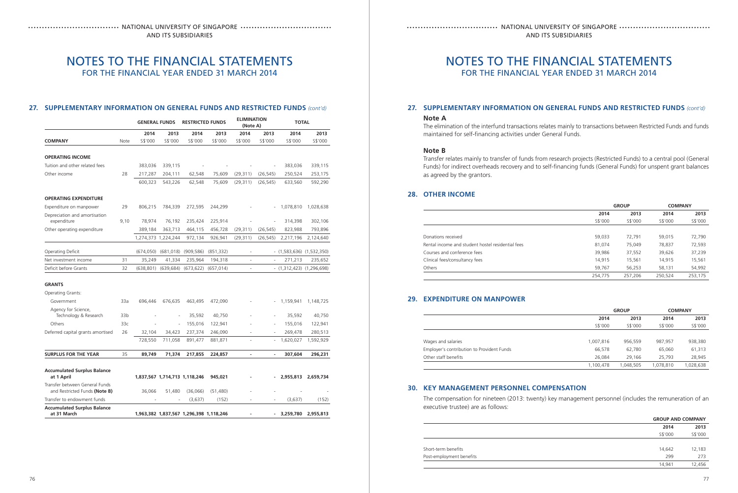NATIONAL UNIVERSITY OF SINGAPORE AND ITS SUBSIDIARIES

# NOTES TO THE FINANCIAL STATEMENTS
FOR THE FINANCIAL YEAR ENDED 31 MARCH 2014

## 27. SUPPLEMENTARY INFORMATION ON GENERAL FUNDS AND RESTRICTED FUNDS *(cont'd)*

| | | GENERAL FUNDS | | RESTRICTED FUNDS | | ELIMINATION (Note A) | | TOTAL | |
|---|---|---|---|---|---|---|---|---|---|
| | | 2014 | 2013 | 2014 | 2013 | 2014 | 2013 | 2014 | 2013 |
| **COMPANY** | Note | S$'000 | S$'000 | S$'000 | S$'000 | S$'000 | S$'000 | S$'000 | S$'000 |
| **OPERATING INCOME** | | | | | | | | | |
| Tuition and other related fees | | 383,036 | 339,115 | - | - | - | - | 383,036 | 339,115 |
| Other income | 28 | 217,287 | 204,111 | 62,548 | 75,609 | (29,311) | (26,545) | 250,524 | 253,175 |
| | | 600,323 | 543,226 | 62,548 | 75,609 | (29,311) | (26,545) | 633,560 | 592,290 |
| **OPERATING EXPENDITURE** | | | | | | | | | |
| Expenditure on manpower | 29 | 806,215 | 784,339 | 272,595 | 244,299 | - | - | 1,078,810 | 1,028,638 |
| Depreciation and amortisation expenditure | 9,10 | 78,974 | 76,192 | 235,424 | 225,914 | - | - | 314,398 | 302,106 |
| Other operating expenditure | | 389,184 | 363,713 | 464,115 | 456,728 | (29,311) | (26,545) | 823,988 | 793,896 |
| | | 1,274,373 | 1,224,244 | 972,134 | 926,941 | (29,311) | (26,545) | 2,217,196 | 2,124,640 |
| Operating Deficit | | (674,050) | (681,018) | (909,586) | (851,332) | - | - | (1,583,636) | (1,532,350) |
| Net investment income | 31 | 35,249 | 41,334 | 235,964 | 194,318 | - | - | 271,213 | 235,652 |
| Deficit before Grants | 32 | (638,801) | (639,684) | (673,622) | (657,014) | - | - | (1,312,423) | (1,296,698) |
| **GRANTS** | | | | | | | | | |
| Operating Grants: | | | | | | | | | |
| Government | 33a | 696,446 | 676,635 | 463,495 | 472,090 | - | - | 1,159,941 | 1,148,725 |
| Agency for Science, Technology & Research | 33b | - | - | 35,592 | 40,750 | - | - | 35,592 | 40,750 |
| Others | 33c | - | - | 155,016 | 122,941 | - | - | 155,016 | 122,941 |
| Deferred capital grants amortised | 26 | 32,104 | 34,423 | 237,374 | 246,090 | - | - | 269,478 | 280,513 |
| | | 728,550 | 711,058 | 891,477 | 881,871 | - | - | 1,620,027 | 1,592,929 |
| **SURPLUS FOR THE YEAR** | 35 | **89,749** | **71,374** | **217,855** | **224,857** | **-** | **-** | **307,604** | **296,231** |
| **Accumulated Surplus Balance at 1 April** | | **1,837,567** | **1,714,713** | **1,118,246** | **945,021** | **-** | **-** | **2,955,813** | **2,659,734** |
| Transfer between General Funds and Restricted Funds **(Note B)** | | 36,066 | 51,480 | (36,066) | (51,480) | - | - | - | - |
| Transfer to endowment funds | | - | - | (3,637) | (152) | - | - | (3,637) | (152) |
| **Accumulated Surplus Balance at 31 March** | | **1,963,382** | **1,837,567** | **1,296,398** | **1,118,246** | **-** | **-** | **3,259,780** | **2,955,813** |

## 27. SUPPLEMENTARY INFORMATION ON GENERAL FUNDS AND RESTRICTED FUNDS *(cont'd)*

### Note A

The elimination of the interfund transactions relates mainly to transactions between Restricted Funds and funds maintained for self-financing activities under General Funds.

### Note B

Transfer relates mainly to transfer of funds from research projects (Restricted Funds) to a central pool (General Funds) for indirect overheads recovery and to self-financing funds (General Funds) for unspent grant balances as agreed by the grantors.

## 28. OTHER INCOME

| | GROUP | | COMPANY | |
|---|---|---|---|---|
| | 2014 | 2013 | 2014 | 2013 |
| | S$'000 | S$'000 | S$'000 | S$'000 |
| Donations received | 59,033 | 72,791 | 59,015 | 72,790 |
| Rental income and student hostel residential fees | 81,074 | 75,049 | 78,837 | 72,593 |
| Courses and conference fees | 39,986 | 37,552 | 39,626 | 37,239 |
| Clinical fees/consultancy fees | 14,915 | 15,561 | 14,915 | 15,561 |
| Others | 59,767 | 56,253 | 58,131 | 54,992 |
| | 254,775 | 257,206 | 250,524 | 253,175 |

## 29. EXPENDITURE ON MANPOWER

| | GROUP | | COMPANY | |
|---|---|---|---|---|
| | 2014 | 2013 | 2014 | 2013 |
| | S$'000 | S$'000 | S$'000 | S$'000 |
| Wages and salaries | 1,007,816 | 956,559 | 987,957 | 938,380 |
| Employer's contribution to Provident Funds | 66,578 | 62,780 | 65,060 | 61,313 |
| Other staff benefits | 26,084 | 29,166 | 25,793 | 28,945 |
| | 1,100,478 | 1,048,505 | 1,078,810 | 1,028,638 |

## 30. KEY MANAGEMENT PERSONNEL COMPENSATION

The compensation for nineteen (2013: twenty) key management personnel (includes the remuneration of an executive trustee) are as follows:

| | GROUP AND COMPANY | |
|---|---|---|
| | 2014 | 2013 |
| | S$'000 | S$'000 |
| Short-term benefits | 14,642 | 12,183 |
| Post-employment benefits | 299 | 273 |
| | 14,941 | 12,456 |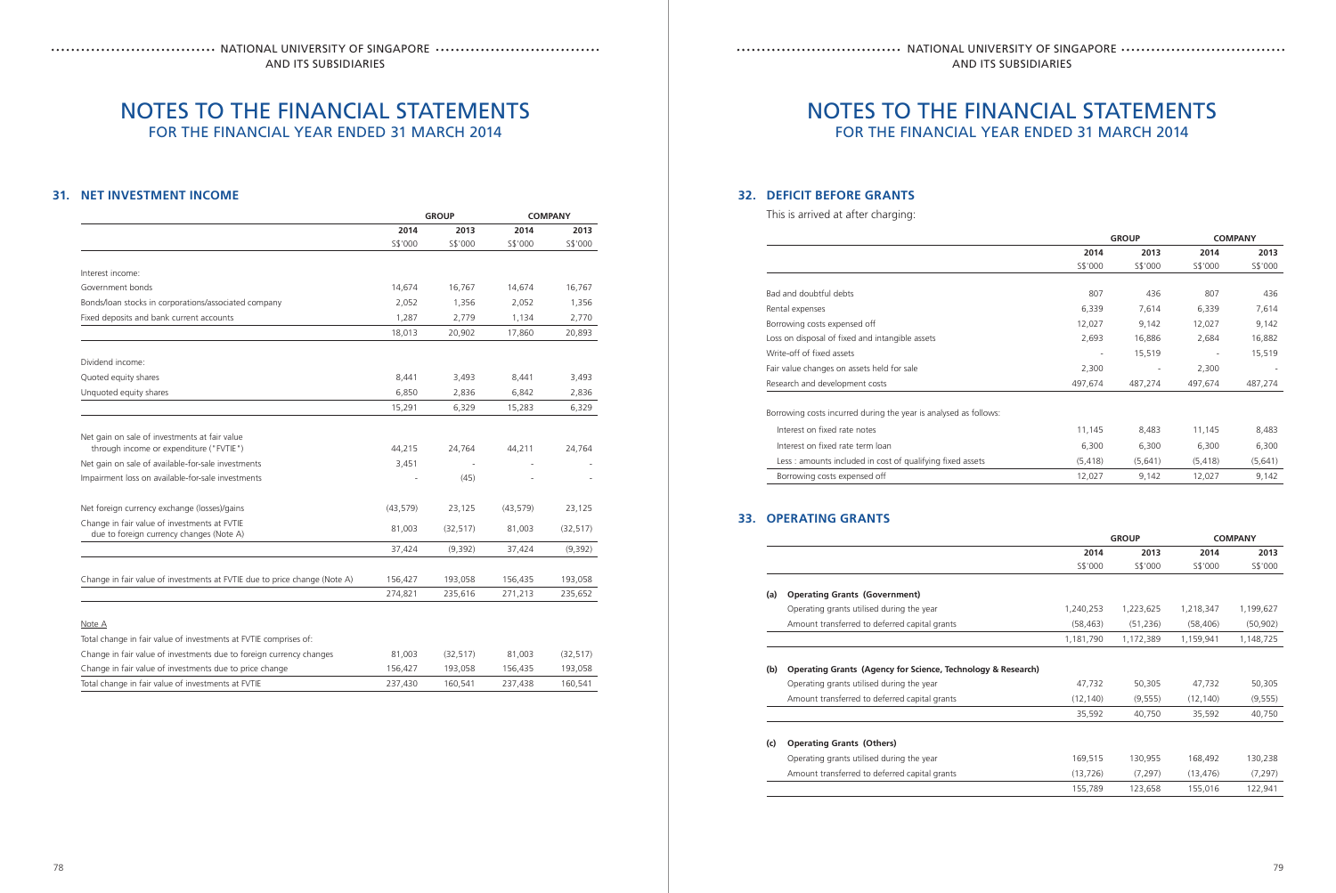# NOTES TO THE FINANCIAL STATEMENTS

FOR THE FINANCIAL YEAR ENDED 31 MARCH 2014

## 31. NET INVESTMENT INCOME

| | GROUP | | COMPANY | |
|---|---|---|---|---|
| | 2014 | 2013 | 2014 | 2013 |
| | S$'000 | S$'000 | S$'000 | S$'000 |
| Interest income: | | | | |
| Government bonds | 14,674 | 16,767 | 14,674 | 16,767 |
| Bonds/loan stocks in corporations/associated company | 2,052 | 1,356 | 2,052 | 1,356 |
| Fixed deposits and bank current accounts | 1,287 | 2,779 | 1,134 | 2,770 |
| | 18,013 | 20,902 | 17,860 | 20,893 |
| Dividend income: | | | | |
| Quoted equity shares | 8,441 | 3,493 | 8,441 | 3,493 |
| Unquoted equity shares | 6,850 | 2,836 | 6,842 | 2,836 |
| | 15,291 | 6,329 | 15,283 | 6,329 |
| Net gain on sale of investments at fair value through income or expenditure ("FVTIE") | 44,215 | 24,764 | 44,211 | 24,764 |
| Net gain on sale of available-for-sale investments | 3,451 | - | - | - |
| Impairment loss on available-for-sale investments | - | (45) | - | - |
| Net foreign currency exchange (losses)/gains | (43,579) | 23,125 | (43,579) | 23,125 |
| Change in fair value of investments at FVTIE due to foreign currency changes (Note A) | 81,003 | (32,517) | 81,003 | (32,517) |
| | 37,424 | (9,392) | 37,424 | (9,392) |
| Change in fair value of investments at FVTIE due to price change (Note A) | 156,427 | 193,058 | 156,435 | 193,058 |
| | 274,821 | 235,616 | 271,213 | 235,652 |

Note A

| | | | | |
|---|---|---|---|---|
| Total change in fair value of investments at FVTIE comprises of: | | | | |
| Change in fair value of investments due to foreign currency changes | 81,003 | (32,517) | 81,003 | (32,517) |
| Change in fair value of investments due to price change | 156,427 | 193,058 | 156,435 | 193,058 |
| Total change in fair value of investments at FVTIE | 237,430 | 160,541 | 237,438 | 160,541 |

## 32. DEFICIT BEFORE GRANTS

This is arrived at after charging:

| | GROUP | | COMPANY | |
|---|---|---|---|---|
| | 2014 | 2013 | 2014 | 2013 |
| | S$'000 | S$'000 | S$'000 | S$'000 |
| Bad and doubtful debts | 807 | 436 | 807 | 436 |
| Rental expenses | 6,339 | 7,614 | 6,339 | 7,614 |
| Borrowing costs expensed off | 12,027 | 9,142 | 12,027 | 9,142 |
| Loss on disposal of fixed and intangible assets | 2,693 | 16,886 | 2,684 | 16,882 |
| Write-off of fixed assets | - | 15,519 | - | 15,519 |
| Fair value changes on assets held for sale | 2,300 | - | 2,300 | - |
| Research and development costs | 497,674 | 487,274 | 497,674 | 487,274 |
| Borrowing costs incurred during the year is analysed as follows: | | | | |
| Interest on fixed rate notes | 11,145 | 8,483 | 11,145 | 8,483 |
| Interest on fixed rate term loan | 6,300 | 6,300 | 6,300 | 6,300 |
| Less : amounts included in cost of qualifying fixed assets | (5,418) | (5,641) | (5,418) | (5,641) |
| Borrowing costs expensed off | 12,027 | 9,142 | 12,027 | 9,142 |

## 33. OPERATING GRANTS

| | GROUP | | COMPANY | |
|---|---|---|---|---|
| | 2014 | 2013 | 2014 | 2013 |
| | S$'000 | S$'000 | S$'000 | S$'000 |
| **(a) Operating Grants (Government)** | | | | |
| Operating grants utilised during the year | 1,240,253 | 1,223,625 | 1,218,347 | 1,199,627 |
| Amount transferred to deferred capital grants | (58,463) | (51,236) | (58,406) | (50,902) |
| | 1,181,790 | 1,172,389 | 1,159,941 | 1,148,725 |
| **(b) Operating Grants (Agency for Science, Technology & Research)** | | | | |
| Operating grants utilised during the year | 47,732 | 50,305 | 47,732 | 50,305 |
| Amount transferred to deferred capital grants | (12,140) | (9,555) | (12,140) | (9,555) |
| | 35,592 | 40,750 | 35,592 | 40,750 |
| **(c) Operating Grants (Others)** | | | | |
| Operating grants utilised during the year | 169,515 | 130,955 | 168,492 | 130,238 |
| Amount transferred to deferred capital grants | (13,726) | (7,297) | (13,476) | (7,297) |
| | 155,789 | 123,658 | 155,016 | 122,941 |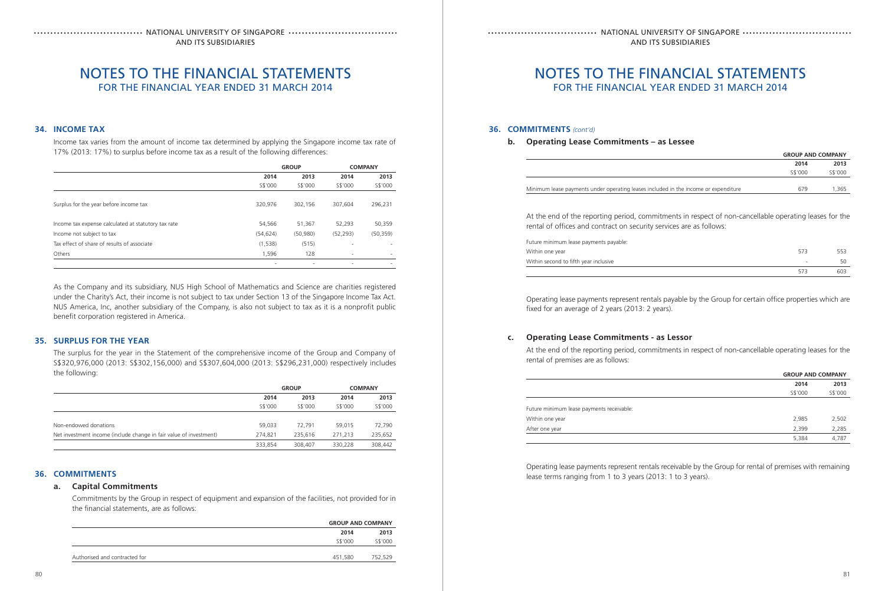# NOTES TO THE FINANCIAL STATEMENTS
## FOR THE FINANCIAL YEAR ENDED 31 MARCH 2014

### 34. INCOME TAX

Income tax varies from the amount of income tax determined by applying the Singapore income tax rate of 17% (2013: 17%) to surplus before income tax as a result of the following differences:

| | GROUP | | COMPANY | |
|---|---|---|---|---|
| | 2014 | 2013 | 2014 | 2013 |
| | S$'000 | S$'000 | S$'000 | S$'000 |
| Surplus for the year before income tax | 320,976 | 302,156 | 307,604 | 296,231 |
| Income tax expense calculated at statutory tax rate | 54,566 | 51,367 | 52,293 | 50,359 |
| Income not subject to tax | (54,624) | (50,980) | (52,293) | (50,359) |
| Tax effect of share of results of associate | (1,538) | (515) | - | - |
| Others | 1,596 | 128 | - | - |
| | - | - | - | - |

As the Company and its subsidiary, NUS High School of Mathematics and Science are charities registered under the Charity's Act, their income is not subject to tax under Section 13 of the Singapore Income Tax Act. NUS America, Inc, another subsidiary of the Company, is also not subject to tax as it is a nonprofit public benefit corporation registered in America.

### 35. SURPLUS FOR THE YEAR

The surplus for the year in the Statement of the comprehensive income of the Group and Company of S$320,976,000 (2013: S$302,156,000) and S$307,604,000 (2013: S$296,231,000) respectively includes the following:

| | GROUP | | COMPANY | |
|---|---|---|---|---|
| | 2014 | 2013 | 2014 | 2013 |
| | S$'000 | S$'000 | S$'000 | S$'000 |
| Non-endowed donations | 59,033 | 72,791 | 59,015 | 72,790 |
| Net investment income (include change in fair value of investment) | 274,821 | 235,616 | 271,213 | 235,652 |
| | 333,854 | 308,407 | 330,228 | 308,442 |

### 36. COMMITMENTS

#### a. Capital Commitments

Commitments by the Group in respect of equipment and expansion of the facilities, not provided for in the financial statements, are as follows:

| | GROUP AND COMPANY | |
|---|---|---|
| | 2014 | 2013 |
| | S$'000 | S$'000 |
| Authorised and contracted for | 451,580 | 752,529 |

### 36. COMMITMENTS *(cont'd)*

#### b. Operating Lease Commitments – as Lessee

| | GROUP AND COMPANY | |
|---|---|---|
| | 2014 | 2013 |
| | S$'000 | S$'000 |
| Minimum lease payments under operating leases included in the income or expenditure | 679 | 1,365 |

At the end of the reporting period, commitments in respect of non-cancellable operating leases for the rental of offices and contract on security services are as follows:

| | 2014 | 2013 |
|---|---|---|
| Future minimum lease payments payable: | | |
| Within one year | 573 | 553 |
| Within second to fifth year inclusive | - | 50 |
| | 573 | 603 |

Operating lease payments represent rentals payable by the Group for certain office properties which are fixed for an average of 2 years (2013: 2 years).

#### c. Operating Lease Commitments - as Lessor

At the end of the reporting period, commitments in respect of non-cancellable operating leases for the rental of premises are as follows:

| | GROUP AND COMPANY | |
|---|---|---|
| | 2014 | 2013 |
| | S$'000 | S$'000 |
| Future minimum lease payments receivable: | | |
| Within one year | 2,985 | 2,502 |
| After one year | 2,399 | 2,285 |
| | 5,384 | 4,787 |

Operating lease payments represent rentals receivable by the Group for rental of premises with remaining lease terms ranging from 1 to 3 years (2013: 1 to 3 years).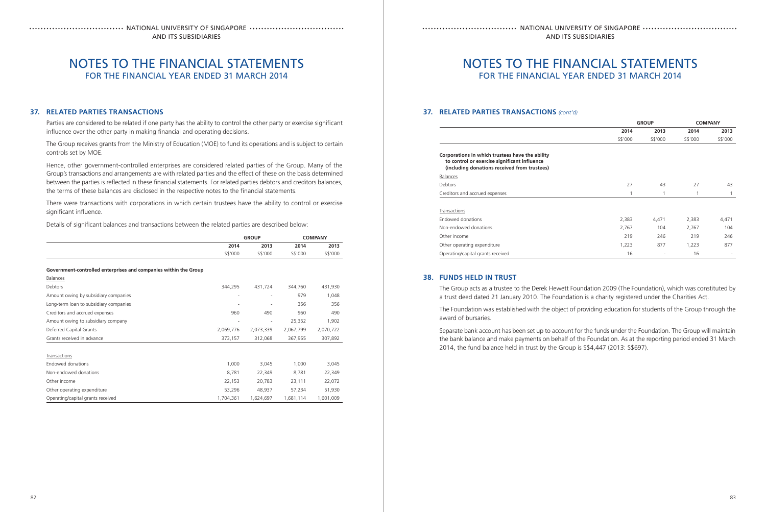## 37. RELATED PARTIES TRANSACTIONS

Parties are considered to be related if one party has the ability to control the other party or exercise significant influence over the other party in making financial and operating decisions.

The Group receives grants from the Ministry of Education (MOE) to fund its operations and is subject to certain controls set by MOE.

Hence, other government-controlled enterprises are considered related parties of the Group. Many of the Group's transactions and arrangements are with related parties and the effect of these on the basis determined between the parties is reflected in these financial statements. For related parties debtors and creditors balances, the terms of these balances are disclosed in the respective notes to the financial statements.

There were transactions with corporations in which certain trustees have the ability to control or exercise significant influence.

Details of significant balances and transactions between the related parties are described below:

| | GROUP | | COMPANY | |
|---|---|---|---|---|
| | 2014 | 2013 | 2014 | 2013 |
| | S$'000 | S$'000 | S$'000 | S$'000 |
| **Government-controlled enterprises and companies within the Group** | | | | |
| Balances | | | | |
| Debtors | 344,295 | 431,724 | 344,760 | 431,930 |
| Amount owing by subsidiary companies | - | - | 979 | 1,048 |
| Long-term loan to subsidiary companies | - | - | 356 | 356 |
| Creditors and accrued expenses | 960 | 490 | 960 | 490 |
| Amount owing to subsidiary company | - | - | 25,352 | 1,902 |
| Deferred Capital Grants | 2,069,776 | 2,073,339 | 2,067,799 | 2,070,722 |
| Grants received in advance | 373,157 | 312,068 | 367,955 | 307,892 |
| Transactions | | | | |
| Endowed donations | 1,000 | 3,045 | 1,000 | 3,045 |
| Non-endowed donations | 8,781 | 22,349 | 8,781 | 22,349 |
| Other income | 22,153 | 20,783 | 23,111 | 22,072 |
| Other operating expenditure | 53,296 | 48,937 | 57,234 | 51,930 |
| Operating/capital grants received | 1,704,361 | 1,624,697 | 1,681,114 | 1,601,009 |

## 37. RELATED PARTIES TRANSACTIONS *(cont'd)*

| | GROUP | | COMPANY | |
|---|---|---|---|---|
| | 2014 | 2013 | 2014 | 2013 |
| | S$'000 | S$'000 | S$'000 | S$'000 |
| **Corporations in which trustees have the ability to control or exercise significant influence (including donations received from trustees)** | | | | |
| Balances | | | | |
| Debtors | 27 | 43 | 27 | 43 |
| Creditors and accrued expenses | 1 | 1 | 1 | 1 |
| Transactions | | | | |
| Endowed donations | 2,383 | 4,471 | 2,383 | 4,471 |
| Non-endowed donations | 2,767 | 104 | 2,767 | 104 |
| Other income | 219 | 246 | 219 | 246 |
| Other operating expenditure | 1,223 | 877 | 1,223 | 877 |
| Operating/capital grants received | 16 | - | 16 | - |

## 38. FUNDS HELD IN TRUST

The Group acts as a trustee to the Derek Hewett Foundation 2009 (The Foundation), which was constituted by a trust deed dated 21 January 2010. The Foundation is a charity registered under the Charities Act.

The Foundation was established with the object of providing education for students of the Group through the award of bursaries.

Separate bank account has been set up to account for the funds under the Foundation. The Group will maintain the bank balance and make payments on behalf of the Foundation. As at the reporting period ended 31 March 2014, the fund balance held in trust by the Group is S$4,447 (2013: S$697).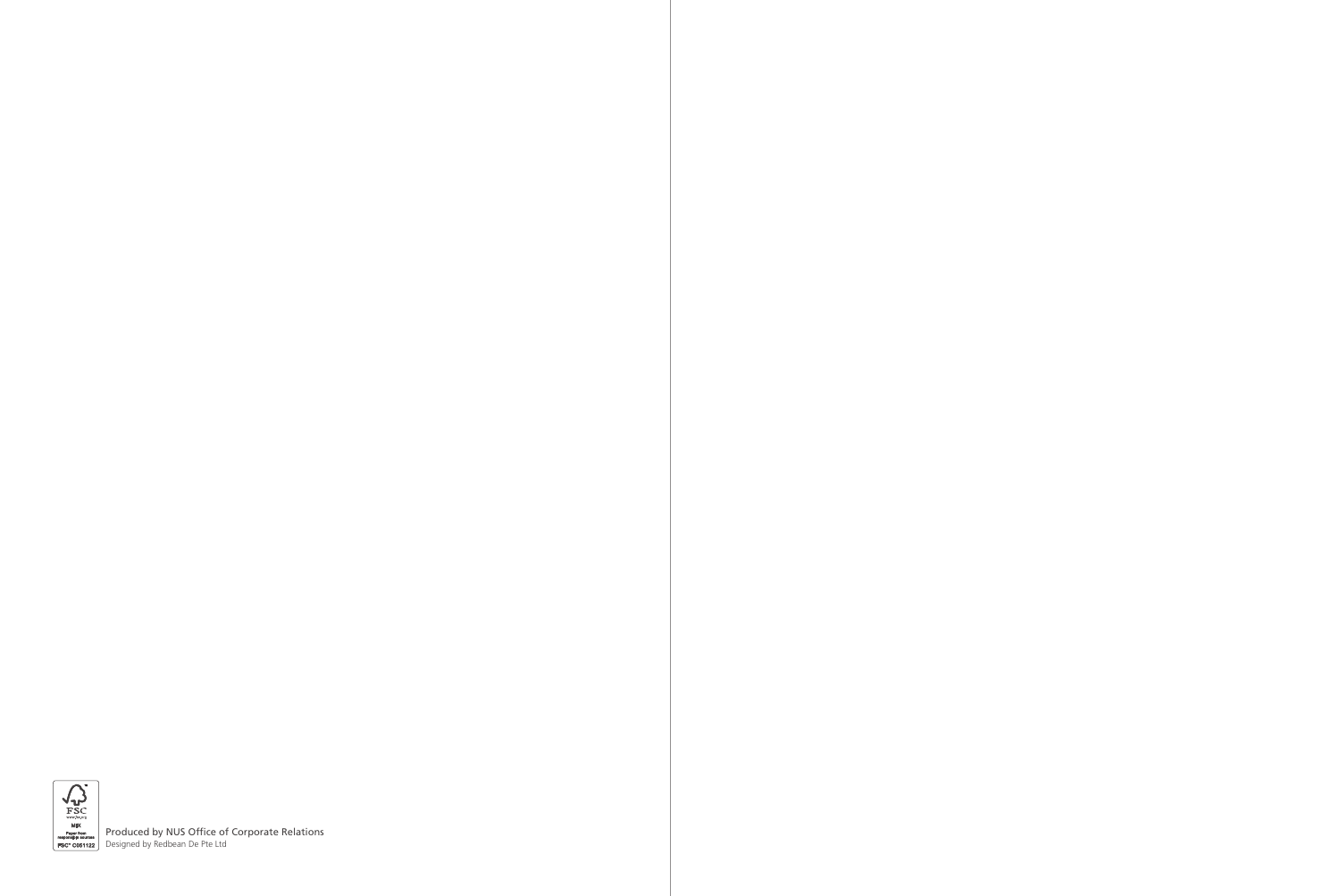Produced by NUS Office of Corporate Relations
Designed by Redbean De Pte Ltd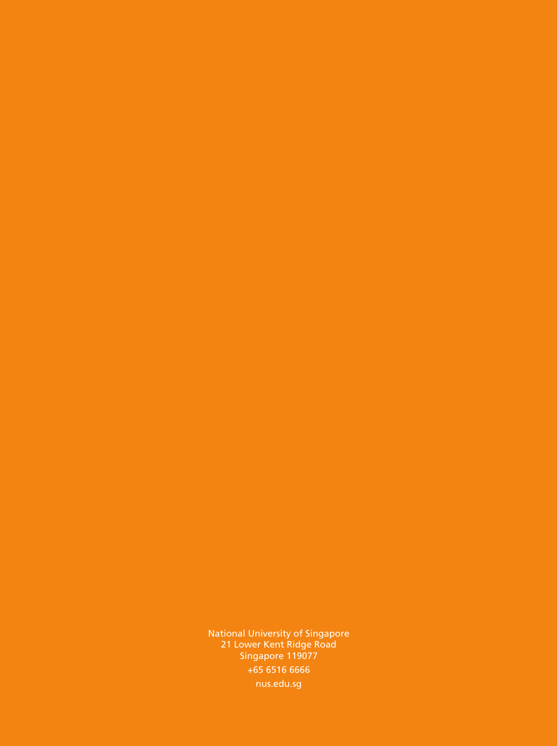National University of Singapore
21 Lower Kent Ridge Road
Singapore 119077
+65 6516 6666
nus.edu.sg